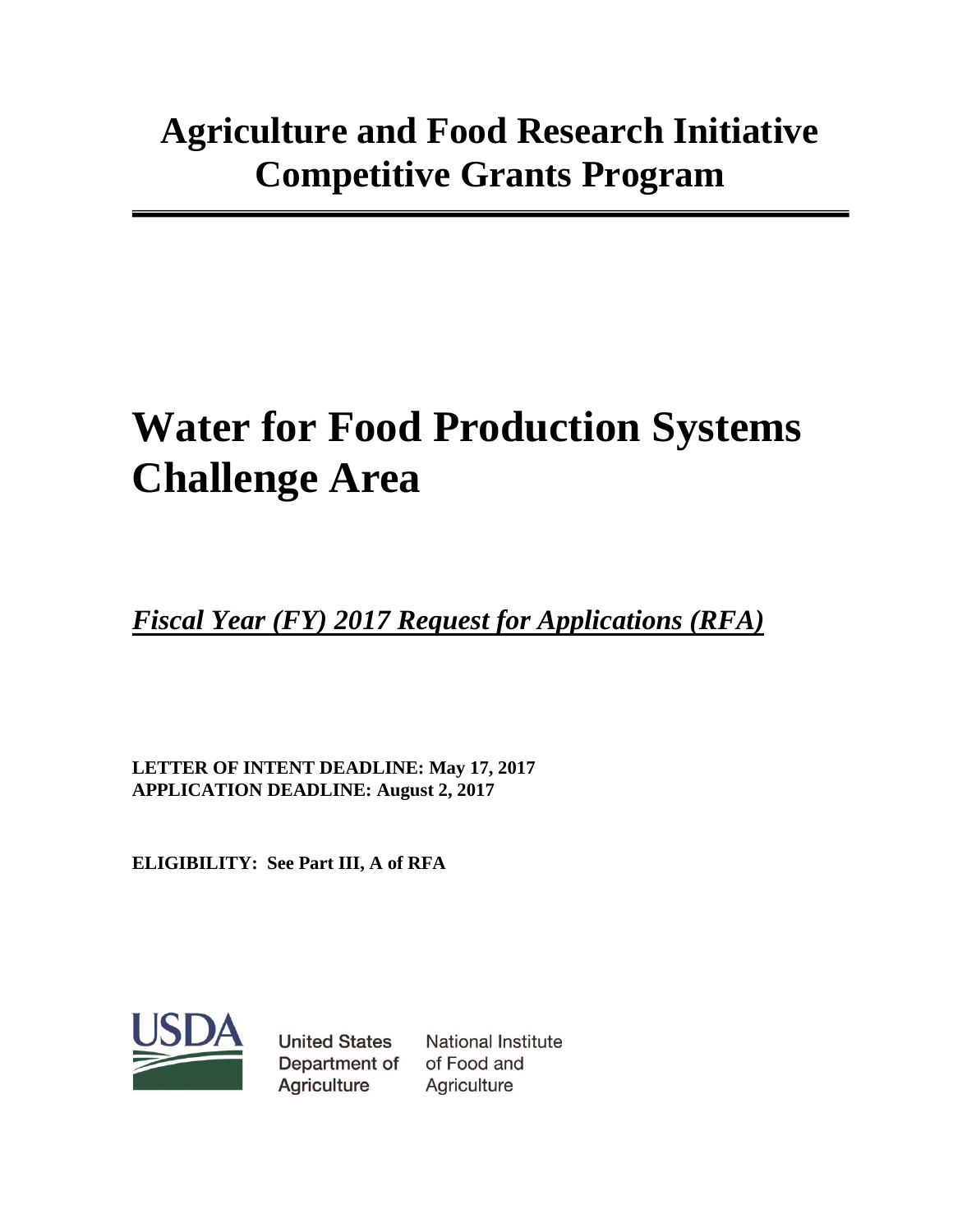# Agriculture and Food Research Initiative Competitive Grants Program

# Water for Food Production Systems Challenge Area

***Fiscal Year (FY) 2017 Request for Applications (RFA)***

**LETTER OF INTENT DEADLINE: May 17, 2017**
**APPLICATION DEADLINE: August 2, 2017**

**ELIGIBILITY: See Part III, A of RFA**

USDA

United States Department of Agriculture

National Institute of Food and Agriculture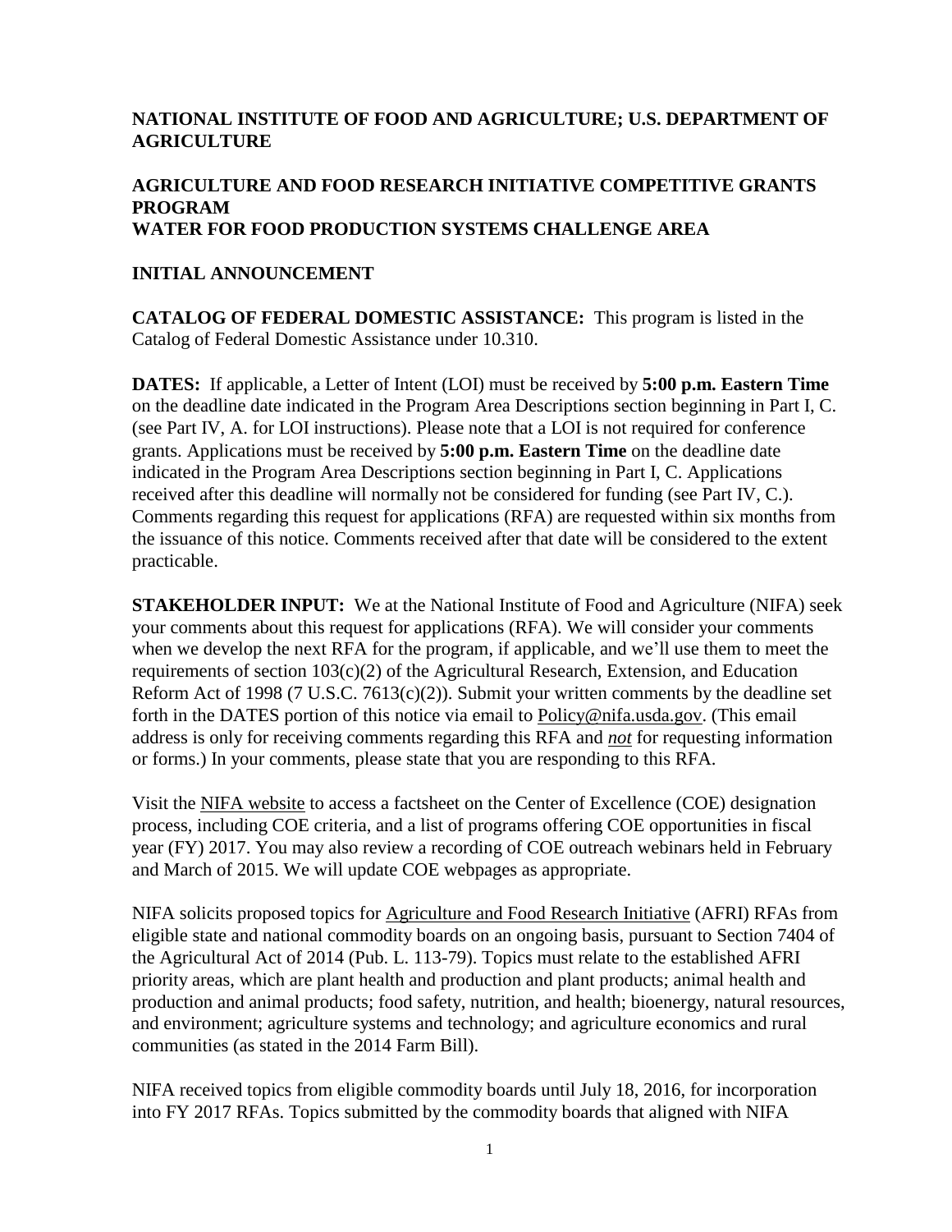**NATIONAL INSTITUTE OF FOOD AND AGRICULTURE; U.S. DEPARTMENT OF AGRICULTURE**

**AGRICULTURE AND FOOD RESEARCH INITIATIVE COMPETITIVE GRANTS PROGRAM**
**WATER FOR FOOD PRODUCTION SYSTEMS CHALLENGE AREA**

**INITIAL ANNOUNCEMENT**

**CATALOG OF FEDERAL DOMESTIC ASSISTANCE:** This program is listed in the Catalog of Federal Domestic Assistance under 10.310.

**DATES:** If applicable, a Letter of Intent (LOI) must be received by **5:00 p.m. Eastern Time** on the deadline date indicated in the Program Area Descriptions section beginning in Part I, C. (see Part IV, A. for LOI instructions). Please note that a LOI is not required for conference grants. Applications must be received by **5:00 p.m. Eastern Time** on the deadline date indicated in the Program Area Descriptions section beginning in Part I, C. Applications received after this deadline will normally not be considered for funding (see Part IV, C.). Comments regarding this request for applications (RFA) are requested within six months from the issuance of this notice. Comments received after that date will be considered to the extent practicable.

**STAKEHOLDER INPUT:** We at the National Institute of Food and Agriculture (NIFA) seek your comments about this request for applications (RFA). We will consider your comments when we develop the next RFA for the program, if applicable, and we'll use them to meet the requirements of section 103(c)(2) of the Agricultural Research, Extension, and Education Reform Act of 1998 (7 U.S.C. 7613(c)(2)). Submit your written comments by the deadline set forth in the DATES portion of this notice via email to Policy@nifa.usda.gov. (This email address is only for receiving comments regarding this RFA and ***not*** for requesting information or forms.) In your comments, please state that you are responding to this RFA.

Visit the NIFA website to access a factsheet on the Center of Excellence (COE) designation process, including COE criteria, and a list of programs offering COE opportunities in fiscal year (FY) 2017. You may also review a recording of COE outreach webinars held in February and March of 2015. We will update COE webpages as appropriate.

NIFA solicits proposed topics for Agriculture and Food Research Initiative (AFRI) RFAs from eligible state and national commodity boards on an ongoing basis, pursuant to Section 7404 of the Agricultural Act of 2014 (Pub. L. 113-79). Topics must relate to the established AFRI priority areas, which are plant health and production and plant products; animal health and production and animal products; food safety, nutrition, and health; bioenergy, natural resources, and environment; agriculture systems and technology; and agriculture economics and rural communities (as stated in the 2014 Farm Bill).

NIFA received topics from eligible commodity boards until July 18, 2016, for incorporation into FY 2017 RFAs. Topics submitted by the commodity boards that aligned with NIFA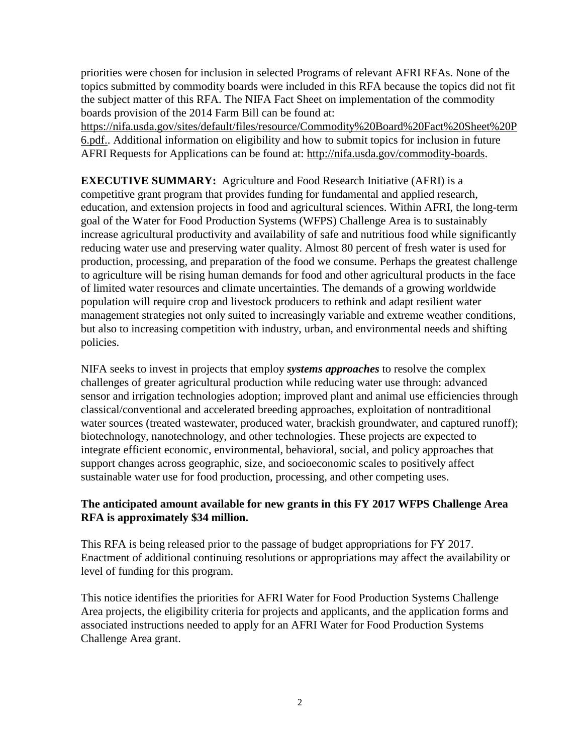priorities were chosen for inclusion in selected Programs of relevant AFRI RFAs. None of the topics submitted by commodity boards were included in this RFA because the topics did not fit the subject matter of this RFA. The NIFA Fact Sheet on implementation of the commodity boards provision of the 2014 Farm Bill can be found at: https://nifa.usda.gov/sites/default/files/resource/Commodity%20Board%20Fact%20Sheet%20P6.pdf.. Additional information on eligibility and how to submit topics for inclusion in future AFRI Requests for Applications can be found at: http://nifa.usda.gov/commodity-boards.

**EXECUTIVE SUMMARY:** Agriculture and Food Research Initiative (AFRI) is a competitive grant program that provides funding for fundamental and applied research, education, and extension projects in food and agricultural sciences. Within AFRI, the long-term goal of the Water for Food Production Systems (WFPS) Challenge Area is to sustainably increase agricultural productivity and availability of safe and nutritious food while significantly reducing water use and preserving water quality. Almost 80 percent of fresh water is used for production, processing, and preparation of the food we consume. Perhaps the greatest challenge to agriculture will be rising human demands for food and other agricultural products in the face of limited water resources and climate uncertainties. The demands of a growing worldwide population will require crop and livestock producers to rethink and adapt resilient water management strategies not only suited to increasingly variable and extreme weather conditions, but also to increasing competition with industry, urban, and environmental needs and shifting policies.

NIFA seeks to invest in projects that employ ***systems approaches*** to resolve the complex challenges of greater agricultural production while reducing water use through: advanced sensor and irrigation technologies adoption; improved plant and animal use efficiencies through classical/conventional and accelerated breeding approaches, exploitation of nontraditional water sources (treated wastewater, produced water, brackish groundwater, and captured runoff); biotechnology, nanotechnology, and other technologies. These projects are expected to integrate efficient economic, environmental, behavioral, social, and policy approaches that support changes across geographic, size, and socioeconomic scales to positively affect sustainable water use for food production, processing, and other competing uses.

**The anticipated amount available for new grants in this FY 2017 WFPS Challenge Area RFA is approximately $34 million.**

This RFA is being released prior to the passage of budget appropriations for FY 2017. Enactment of additional continuing resolutions or appropriations may affect the availability or level of funding for this program.

This notice identifies the priorities for AFRI Water for Food Production Systems Challenge Area projects, the eligibility criteria for projects and applicants, and the application forms and associated instructions needed to apply for an AFRI Water for Food Production Systems Challenge Area grant.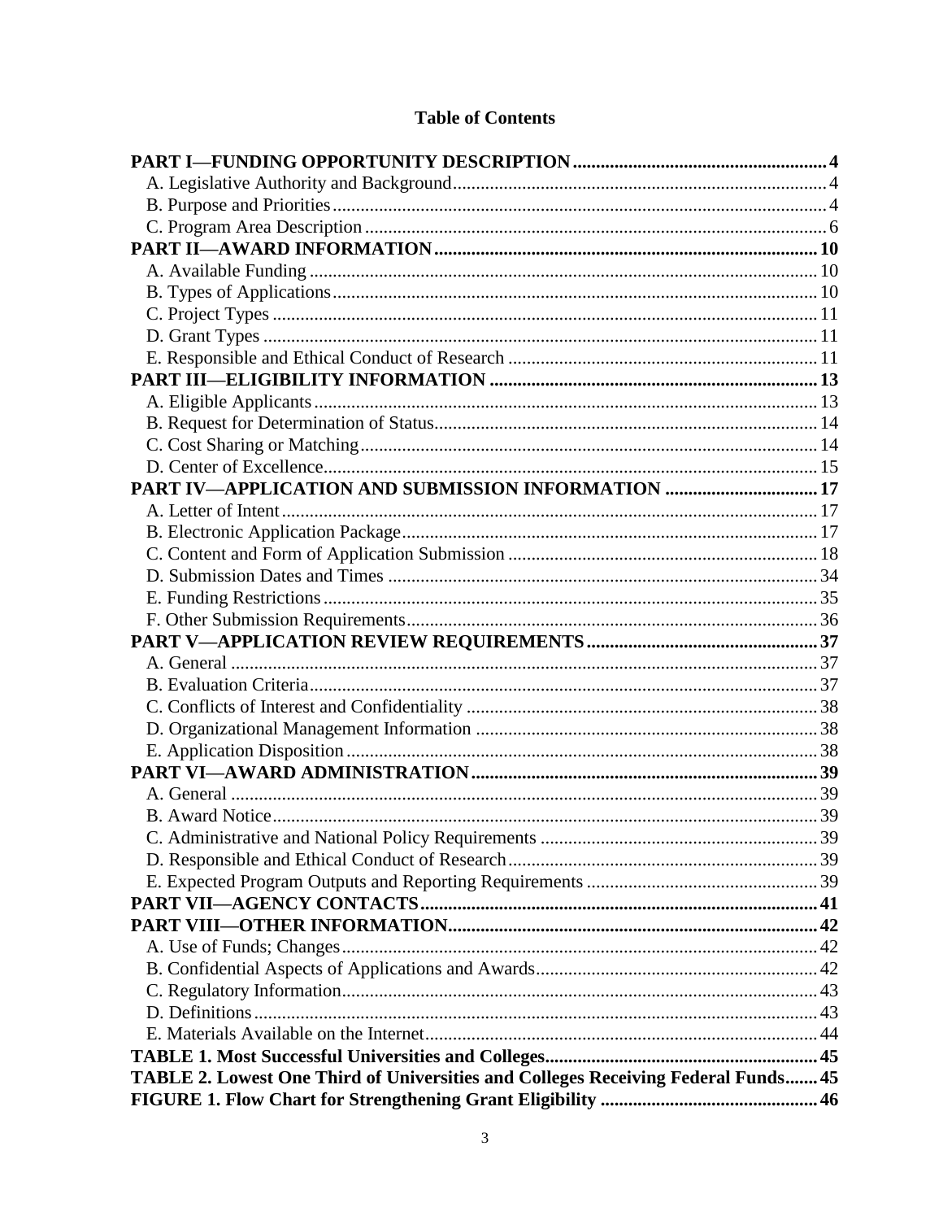# Table of Contents

**PART I—FUNDING OPPORTUNITY DESCRIPTION** .......... **4**
- A. Legislative Authority and Background .......... 4
- B. Purpose and Priorities .......... 4
- C. Program Area Description .......... 6

**PART II—AWARD INFORMATION** .......... **10**
- A. Available Funding .......... 10
- B. Types of Applications .......... 10
- C. Project Types .......... 11
- D. Grant Types .......... 11
- E. Responsible and Ethical Conduct of Research .......... 11

**PART III—ELIGIBILITY INFORMATION** .......... **13**
- A. Eligible Applicants .......... 13
- B. Request for Determination of Status .......... 14
- C. Cost Sharing or Matching .......... 14
- D. Center of Excellence .......... 15

**PART IV—APPLICATION AND SUBMISSION INFORMATION** .......... **17**
- A. Letter of Intent .......... 17
- B. Electronic Application Package .......... 17
- C. Content and Form of Application Submission .......... 18
- D. Submission Dates and Times .......... 34
- E. Funding Restrictions .......... 35
- F. Other Submission Requirements .......... 36

**PART V—APPLICATION REVIEW REQUIREMENTS** .......... **37**
- A. General .......... 37
- B. Evaluation Criteria .......... 37
- C. Conflicts of Interest and Confidentiality .......... 38
- D. Organizational Management Information .......... 38
- E. Application Disposition .......... 38

**PART VI—AWARD ADMINISTRATION** .......... **39**
- A. General .......... 39
- B. Award Notice .......... 39
- C. Administrative and National Policy Requirements .......... 39
- D. Responsible and Ethical Conduct of Research .......... 39
- E. Expected Program Outputs and Reporting Requirements .......... 39

**PART VII—AGENCY CONTACTS** .......... **41**

**PART VIII—OTHER INFORMATION** .......... **42**
- A. Use of Funds; Changes .......... 42
- B. Confidential Aspects of Applications and Awards .......... 42
- C. Regulatory Information .......... 43
- D. Definitions .......... 43
- E. Materials Available on the Internet .......... 44

**TABLE 1. Most Successful Universities and Colleges** .......... **45**

**TABLE 2. Lowest One Third of Universities and Colleges Receiving Federal Funds** .......... **45**

**FIGURE 1. Flow Chart for Strengthening Grant Eligibility** .......... **46**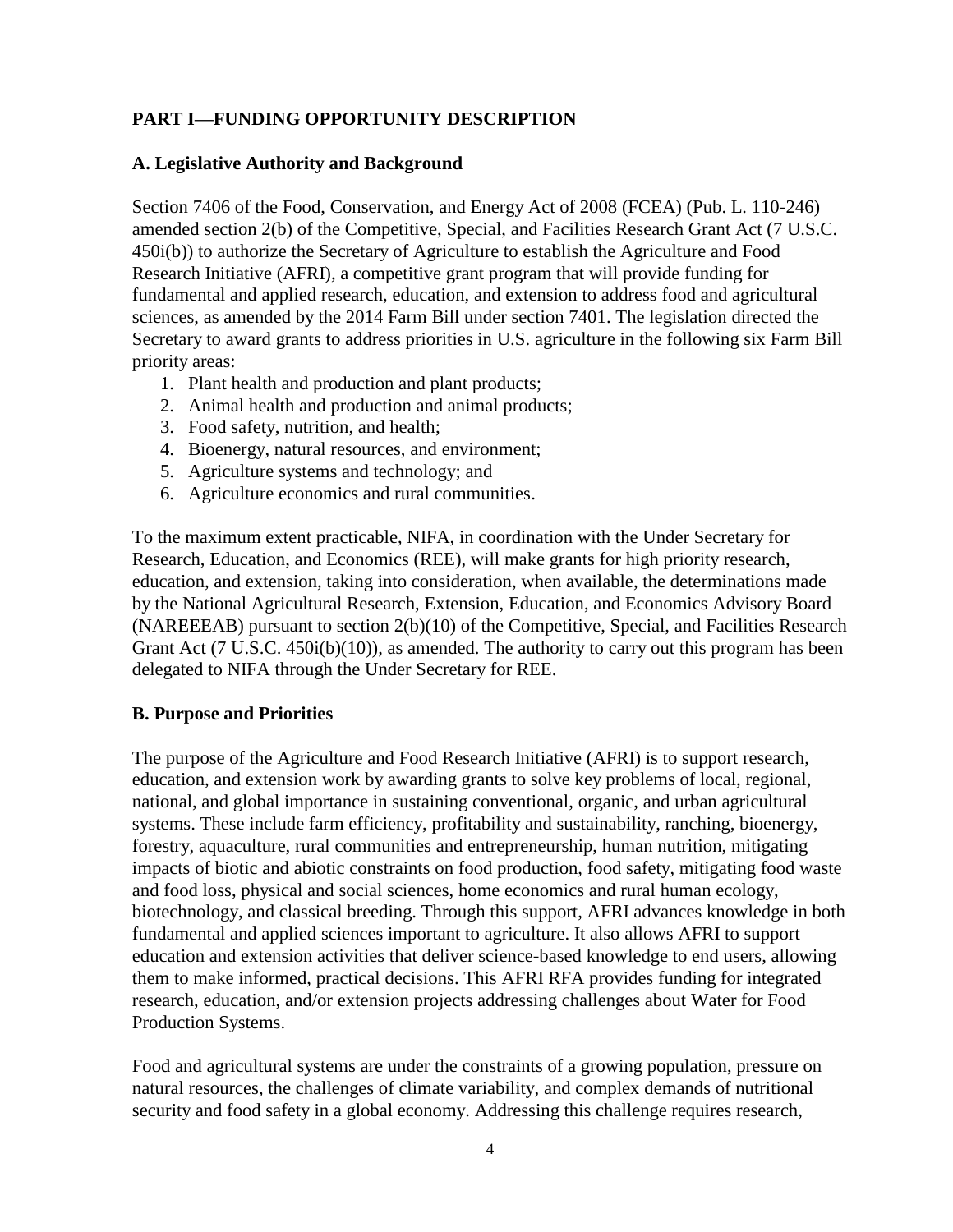## PART I—FUNDING OPPORTUNITY DESCRIPTION

### A. Legislative Authority and Background

Section 7406 of the Food, Conservation, and Energy Act of 2008 (FCEA) (Pub. L. 110-246) amended section 2(b) of the Competitive, Special, and Facilities Research Grant Act (7 U.S.C. 450i(b)) to authorize the Secretary of Agriculture to establish the Agriculture and Food Research Initiative (AFRI), a competitive grant program that will provide funding for fundamental and applied research, education, and extension to address food and agricultural sciences, as amended by the 2014 Farm Bill under section 7401. The legislation directed the Secretary to award grants to address priorities in U.S. agriculture in the following six Farm Bill priority areas:

1. Plant health and production and plant products;
2. Animal health and production and animal products;
3. Food safety, nutrition, and health;
4. Bioenergy, natural resources, and environment;
5. Agriculture systems and technology; and
6. Agriculture economics and rural communities.

To the maximum extent practicable, NIFA, in coordination with the Under Secretary for Research, Education, and Economics (REE), will make grants for high priority research, education, and extension, taking into consideration, when available, the determinations made by the National Agricultural Research, Extension, Education, and Economics Advisory Board (NAREEEAB) pursuant to section 2(b)(10) of the Competitive, Special, and Facilities Research Grant Act (7 U.S.C. 450i(b)(10)), as amended. The authority to carry out this program has been delegated to NIFA through the Under Secretary for REE.

### B. Purpose and Priorities

The purpose of the Agriculture and Food Research Initiative (AFRI) is to support research, education, and extension work by awarding grants to solve key problems of local, regional, national, and global importance in sustaining conventional, organic, and urban agricultural systems. These include farm efficiency, profitability and sustainability, ranching, bioenergy, forestry, aquaculture, rural communities and entrepreneurship, human nutrition, mitigating impacts of biotic and abiotic constraints on food production, food safety, mitigating food waste and food loss, physical and social sciences, home economics and rural human ecology, biotechnology, and classical breeding. Through this support, AFRI advances knowledge in both fundamental and applied sciences important to agriculture. It also allows AFRI to support education and extension activities that deliver science-based knowledge to end users, allowing them to make informed, practical decisions. This AFRI RFA provides funding for integrated research, education, and/or extension projects addressing challenges about Water for Food Production Systems.

Food and agricultural systems are under the constraints of a growing population, pressure on natural resources, the challenges of climate variability, and complex demands of nutritional security and food safety in a global economy. Addressing this challenge requires research,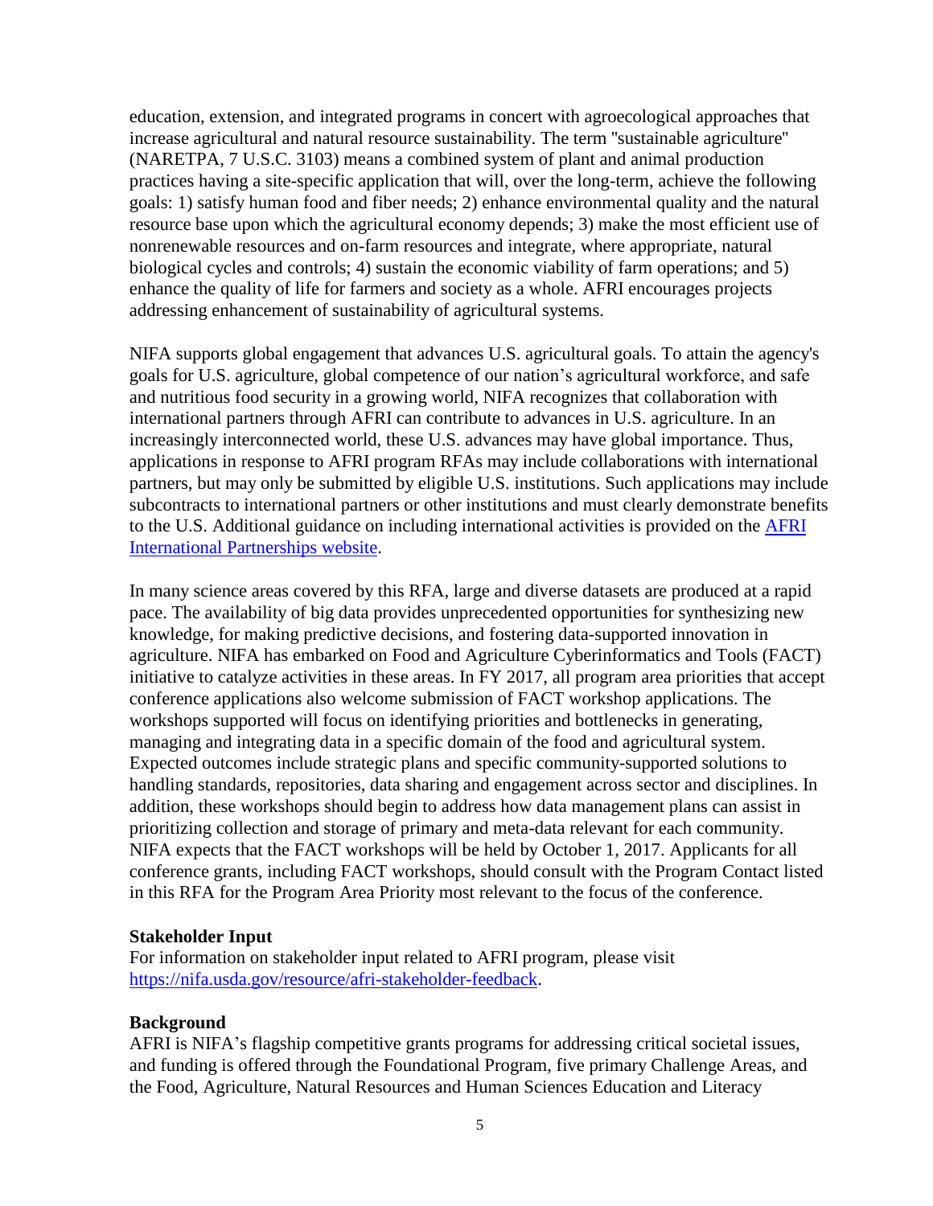education, extension, and integrated programs in concert with agroecological approaches that increase agricultural and natural resource sustainability. The term "sustainable agriculture" (NARETPA, 7 U.S.C. 3103) means a combined system of plant and animal production practices having a site-specific application that will, over the long-term, achieve the following goals: 1) satisfy human food and fiber needs; 2) enhance environmental quality and the natural resource base upon which the agricultural economy depends; 3) make the most efficient use of nonrenewable resources and on-farm resources and integrate, where appropriate, natural biological cycles and controls; 4) sustain the economic viability of farm operations; and 5) enhance the quality of life for farmers and society as a whole. AFRI encourages projects addressing enhancement of sustainability of agricultural systems.

NIFA supports global engagement that advances U.S. agricultural goals. To attain the agency's goals for U.S. agriculture, global competence of our nation's agricultural workforce, and safe and nutritious food security in a growing world, NIFA recognizes that collaboration with international partners through AFRI can contribute to advances in U.S. agriculture. In an increasingly interconnected world, these U.S. advances may have global importance. Thus, applications in response to AFRI program RFAs may include collaborations with international partners, but may only be submitted by eligible U.S. institutions. Such applications may include subcontracts to international partners or other institutions and must clearly demonstrate benefits to the U.S. Additional guidance on including international activities is provided on the [AFRI International Partnerships website](#).

In many science areas covered by this RFA, large and diverse datasets are produced at a rapid pace. The availability of big data provides unprecedented opportunities for synthesizing new knowledge, for making predictive decisions, and fostering data-supported innovation in agriculture. NIFA has embarked on Food and Agriculture Cyberinformatics and Tools (FACT) initiative to catalyze activities in these areas. In FY 2017, all program area priorities that accept conference applications also welcome submission of FACT workshop applications. The workshops supported will focus on identifying priorities and bottlenecks in generating, managing and integrating data in a specific domain of the food and agricultural system. Expected outcomes include strategic plans and specific community-supported solutions to handling standards, repositories, data sharing and engagement across sector and disciplines. In addition, these workshops should begin to address how data management plans can assist in prioritizing collection and storage of primary and meta-data relevant for each community. NIFA expects that the FACT workshops will be held by October 1, 2017. Applicants for all conference grants, including FACT workshops, should consult with the Program Contact listed in this RFA for the Program Area Priority most relevant to the focus of the conference.

**Stakeholder Input**

For information on stakeholder input related to AFRI program, please visit https://nifa.usda.gov/resource/afri-stakeholder-feedback.

**Background**

AFRI is NIFA's flagship competitive grants programs for addressing critical societal issues, and funding is offered through the Foundational Program, five primary Challenge Areas, and the Food, Agriculture, Natural Resources and Human Sciences Education and Literacy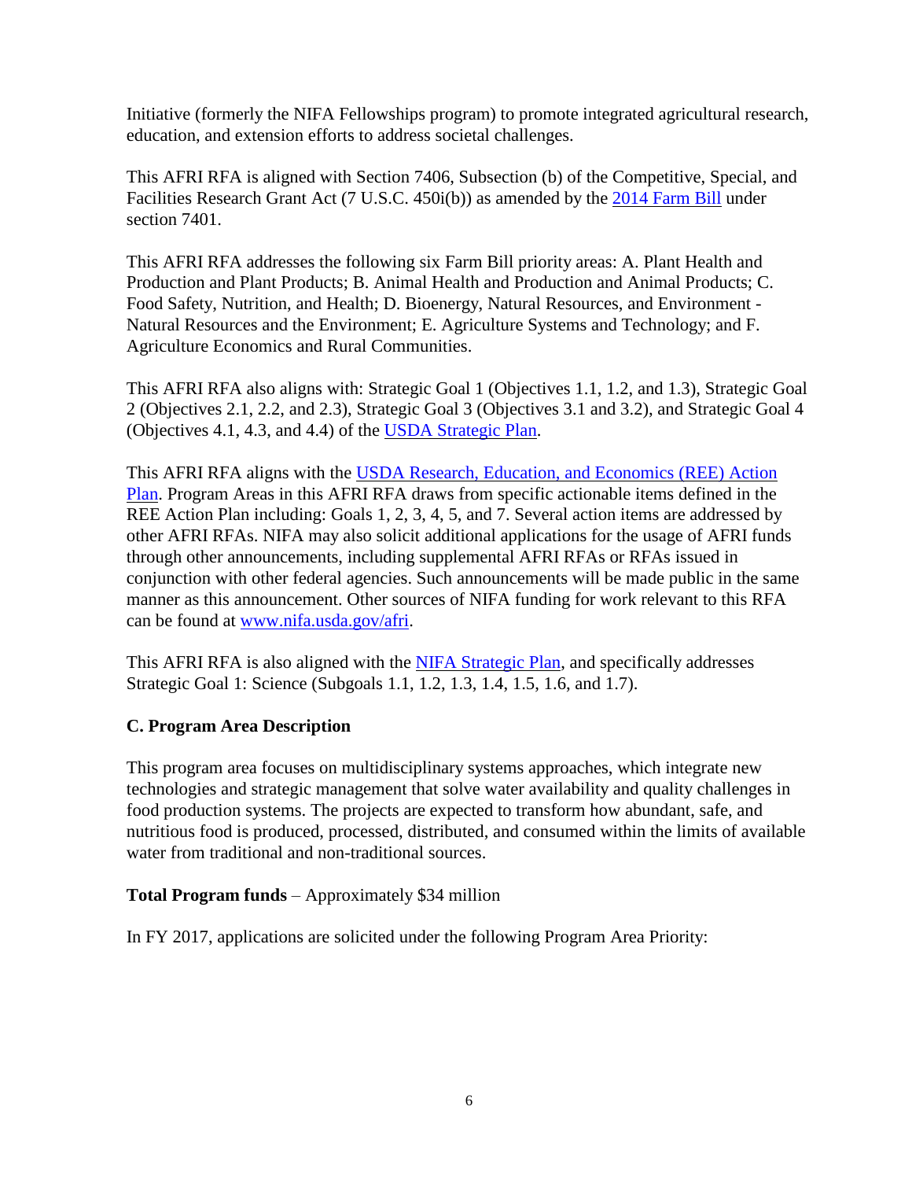Initiative (formerly the NIFA Fellowships program) to promote integrated agricultural research, education, and extension efforts to address societal challenges.

This AFRI RFA is aligned with Section 7406, Subsection (b) of the Competitive, Special, and Facilities Research Grant Act (7 U.S.C. 450i(b)) as amended by the 2014 Farm Bill under section 7401.

This AFRI RFA addresses the following six Farm Bill priority areas: A. Plant Health and Production and Plant Products; B. Animal Health and Production and Animal Products; C. Food Safety, Nutrition, and Health; D. Bioenergy, Natural Resources, and Environment - Natural Resources and the Environment; E. Agriculture Systems and Technology; and F. Agriculture Economics and Rural Communities.

This AFRI RFA also aligns with: Strategic Goal 1 (Objectives 1.1, 1.2, and 1.3), Strategic Goal 2 (Objectives 2.1, 2.2, and 2.3), Strategic Goal 3 (Objectives 3.1 and 3.2), and Strategic Goal 4 (Objectives 4.1, 4.3, and 4.4) of the USDA Strategic Plan.

This AFRI RFA aligns with the USDA Research, Education, and Economics (REE) Action Plan. Program Areas in this AFRI RFA draws from specific actionable items defined in the REE Action Plan including: Goals 1, 2, 3, 4, 5, and 7. Several action items are addressed by other AFRI RFAs. NIFA may also solicit additional applications for the usage of AFRI funds through other announcements, including supplemental AFRI RFAs or RFAs issued in conjunction with other federal agencies. Such announcements will be made public in the same manner as this announcement. Other sources of NIFA funding for work relevant to this RFA can be found at www.nifa.usda.gov/afri.

This AFRI RFA is also aligned with the NIFA Strategic Plan, and specifically addresses Strategic Goal 1: Science (Subgoals 1.1, 1.2, 1.3, 1.4, 1.5, 1.6, and 1.7).

**C. Program Area Description**

This program area focuses on multidisciplinary systems approaches, which integrate new technologies and strategic management that solve water availability and quality challenges in food production systems. The projects are expected to transform how abundant, safe, and nutritious food is produced, processed, distributed, and consumed within the limits of available water from traditional and non-traditional sources.

**Total Program funds** – Approximately $34 million

In FY 2017, applications are solicited under the following Program Area Priority: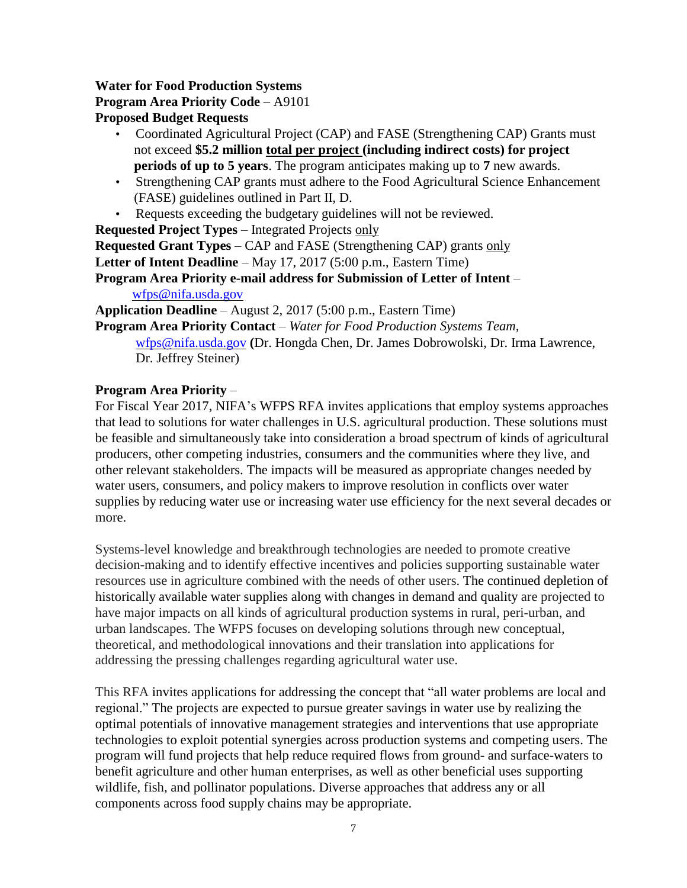**Water for Food Production Systems**
**Program Area Priority Code** – A9101
**Proposed Budget Requests**

- Coordinated Agricultural Project (CAP) and FASE (Strengthening CAP) Grants must not exceed **$5.2 million <u>total per project</u> (including indirect costs) for project periods of up to 5 years**. The program anticipates making up to **7** new awards.
- Strengthening CAP grants must adhere to the Food Agricultural Science Enhancement (FASE) guidelines outlined in Part II, D.
- Requests exceeding the budgetary guidelines will not be reviewed.

**Requested Project Types** – Integrated Projects <u>only</u>
**Requested Grant Types** – CAP and FASE (Strengthening CAP) grants <u>only</u>
**Letter of Intent Deadline** – May 17, 2017 (5:00 p.m., Eastern Time)
**Program Area Priority e-mail address for Submission of Letter of Intent** – wfps@nifa.usda.gov
**Application Deadline** – August 2, 2017 (5:00 p.m., Eastern Time)
**Program Area Priority Contact** – *Water for Food Production Systems Team*, wfps@nifa.usda.gov **(**Dr. Hongda Chen, Dr. James Dobrowolski, Dr. Irma Lawrence, Dr. Jeffrey Steiner)

**Program Area Priority** –
For Fiscal Year 2017, NIFA's WFPS RFA invites applications that employ systems approaches that lead to solutions for water challenges in U.S. agricultural production. These solutions must be feasible and simultaneously take into consideration a broad spectrum of kinds of agricultural producers, other competing industries, consumers and the communities where they live, and other relevant stakeholders. The impacts will be measured as appropriate changes needed by water users, consumers, and policy makers to improve resolution in conflicts over water supplies by reducing water use or increasing water use efficiency for the next several decades or more.

Systems-level knowledge and breakthrough technologies are needed to promote creative decision-making and to identify effective incentives and policies supporting sustainable water resources use in agriculture combined with the needs of other users. The continued depletion of historically available water supplies along with changes in demand and quality are projected to have major impacts on all kinds of agricultural production systems in rural, peri-urban, and urban landscapes. The WFPS focuses on developing solutions through new conceptual, theoretical, and methodological innovations and their translation into applications for addressing the pressing challenges regarding agricultural water use.

This RFA invites applications for addressing the concept that "all water problems are local and regional." The projects are expected to pursue greater savings in water use by realizing the optimal potentials of innovative management strategies and interventions that use appropriate technologies to exploit potential synergies across production systems and competing users. The program will fund projects that help reduce required flows from ground- and surface-waters to benefit agriculture and other human enterprises, as well as other beneficial uses supporting wildlife, fish, and pollinator populations. Diverse approaches that address any or all components across food supply chains may be appropriate.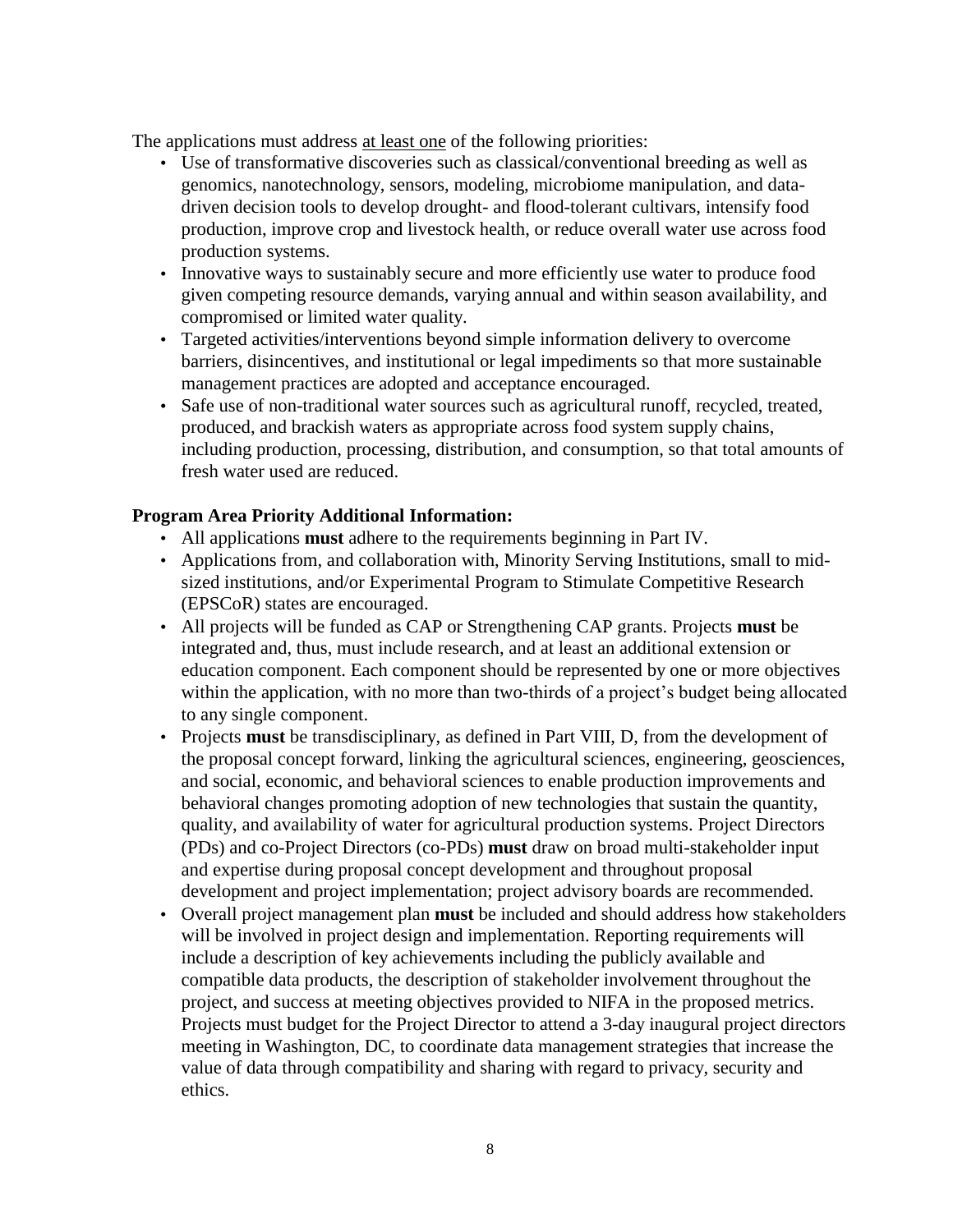The applications must address at least one of the following priorities:

- Use of transformative discoveries such as classical/conventional breeding as well as genomics, nanotechnology, sensors, modeling, microbiome manipulation, and data-driven decision tools to develop drought- and flood-tolerant cultivars, intensify food production, improve crop and livestock health, or reduce overall water use across food production systems.
- Innovative ways to sustainably secure and more efficiently use water to produce food given competing resource demands, varying annual and within season availability, and compromised or limited water quality.
- Targeted activities/interventions beyond simple information delivery to overcome barriers, disincentives, and institutional or legal impediments so that more sustainable management practices are adopted and acceptance encouraged.
- Safe use of non-traditional water sources such as agricultural runoff, recycled, treated, produced, and brackish waters as appropriate across food system supply chains, including production, processing, distribution, and consumption, so that total amounts of fresh water used are reduced.

**Program Area Priority Additional Information:**

- All applications **must** adhere to the requirements beginning in Part IV.
- Applications from, and collaboration with, Minority Serving Institutions, small to mid-sized institutions, and/or Experimental Program to Stimulate Competitive Research (EPSCoR) states are encouraged.
- All projects will be funded as CAP or Strengthening CAP grants. Projects **must** be integrated and, thus, must include research, and at least an additional extension or education component. Each component should be represented by one or more objectives within the application, with no more than two-thirds of a project's budget being allocated to any single component.
- Projects **must** be transdisciplinary, as defined in Part VIII, D, from the development of the proposal concept forward, linking the agricultural sciences, engineering, geosciences, and social, economic, and behavioral sciences to enable production improvements and behavioral changes promoting adoption of new technologies that sustain the quantity, quality, and availability of water for agricultural production systems. Project Directors (PDs) and co-Project Directors (co-PDs) **must** draw on broad multi-stakeholder input and expertise during proposal concept development and throughout proposal development and project implementation; project advisory boards are recommended.
- Overall project management plan **must** be included and should address how stakeholders will be involved in project design and implementation. Reporting requirements will include a description of key achievements including the publicly available and compatible data products, the description of stakeholder involvement throughout the project, and success at meeting objectives provided to NIFA in the proposed metrics. Projects must budget for the Project Director to attend a 3-day inaugural project directors meeting in Washington, DC, to coordinate data management strategies that increase the value of data through compatibility and sharing with regard to privacy, security and ethics.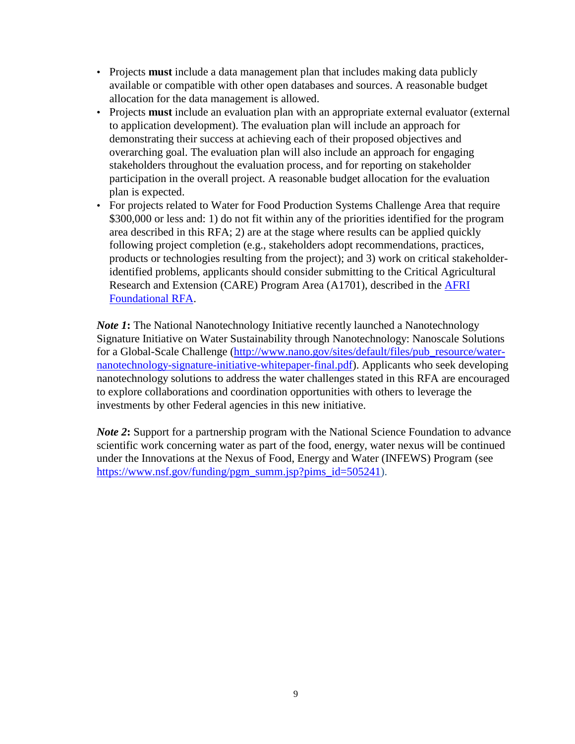- Projects **must** include a data management plan that includes making data publicly available or compatible with other open databases and sources. A reasonable budget allocation for the data management is allowed.
- Projects **must** include an evaluation plan with an appropriate external evaluator (external to application development). The evaluation plan will include an approach for demonstrating their success at achieving each of their proposed objectives and overarching goal. The evaluation plan will also include an approach for engaging stakeholders throughout the evaluation process, and for reporting on stakeholder participation in the overall project. A reasonable budget allocation for the evaluation plan is expected.
- For projects related to Water for Food Production Systems Challenge Area that require $300,000 or less and: 1) do not fit within any of the priorities identified for the program area described in this RFA; 2) are at the stage where results can be applied quickly following project completion (e.g., stakeholders adopt recommendations, practices, products or technologies resulting from the project); and 3) work on critical stakeholder-identified problems, applicants should consider submitting to the Critical Agricultural Research and Extension (CARE) Program Area (A1701), described in the [AFRI Foundational RFA](AFRI Foundational RFA).

***Note 1*:** The National Nanotechnology Initiative recently launched a Nanotechnology Signature Initiative on Water Sustainability through Nanotechnology: Nanoscale Solutions for a Global-Scale Challenge (http://www.nano.gov/sites/default/files/pub_resource/water-nanotechnology-signature-initiative-whitepaper-final.pdf). Applicants who seek developing nanotechnology solutions to address the water challenges stated in this RFA are encouraged to explore collaborations and coordination opportunities with others to leverage the investments by other Federal agencies in this new initiative.

***Note 2*:** Support for a partnership program with the National Science Foundation to advance scientific work concerning water as part of the food, energy, water nexus will be continued under the Innovations at the Nexus of Food, Energy and Water (INFEWS) Program (see https://www.nsf.gov/funding/pgm_summ.jsp?pims_id=505241).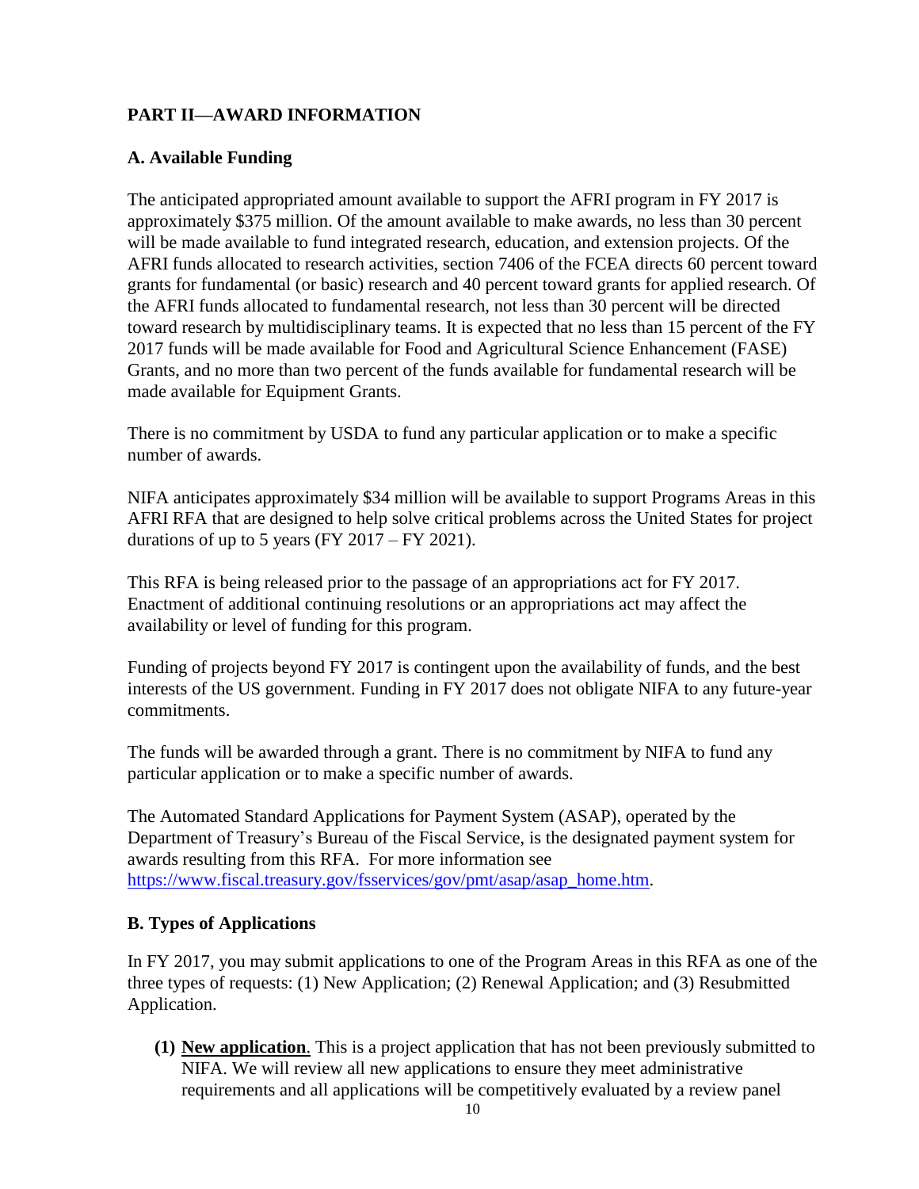## PART II—AWARD INFORMATION

### A. Available Funding

The anticipated appropriated amount available to support the AFRI program in FY 2017 is approximately $375 million. Of the amount available to make awards, no less than 30 percent will be made available to fund integrated research, education, and extension projects. Of the AFRI funds allocated to research activities, section 7406 of the FCEA directs 60 percent toward grants for fundamental (or basic) research and 40 percent toward grants for applied research. Of the AFRI funds allocated to fundamental research, not less than 30 percent will be directed toward research by multidisciplinary teams. It is expected that no less than 15 percent of the FY 2017 funds will be made available for Food and Agricultural Science Enhancement (FASE) Grants, and no more than two percent of the funds available for fundamental research will be made available for Equipment Grants.

There is no commitment by USDA to fund any particular application or to make a specific number of awards.

NIFA anticipates approximately $34 million will be available to support Programs Areas in this AFRI RFA that are designed to help solve critical problems across the United States for project durations of up to 5 years (FY 2017 – FY 2021).

This RFA is being released prior to the passage of an appropriations act for FY 2017. Enactment of additional continuing resolutions or an appropriations act may affect the availability or level of funding for this program.

Funding of projects beyond FY 2017 is contingent upon the availability of funds, and the best interests of the US government. Funding in FY 2017 does not obligate NIFA to any future-year commitments.

The funds will be awarded through a grant. There is no commitment by NIFA to fund any particular application or to make a specific number of awards.

The Automated Standard Applications for Payment System (ASAP), operated by the Department of Treasury's Bureau of the Fiscal Service, is the designated payment system for awards resulting from this RFA. For more information see [https://www.fiscal.treasury.gov/fsservices/gov/pmt/asap/asap_home.htm](https://www.fiscal.treasury.gov/fsservices/gov/pmt/asap/asap_home.htm).

### B. Types of Applications

In FY 2017, you may submit applications to one of the Program Areas in this RFA as one of the three types of requests: (1) New Application; (2) Renewal Application; and (3) Resubmitted Application.

**(1)** **New application**. This is a project application that has not been previously submitted to NIFA. We will review all new applications to ensure they meet administrative requirements and all applications will be competitively evaluated by a review panel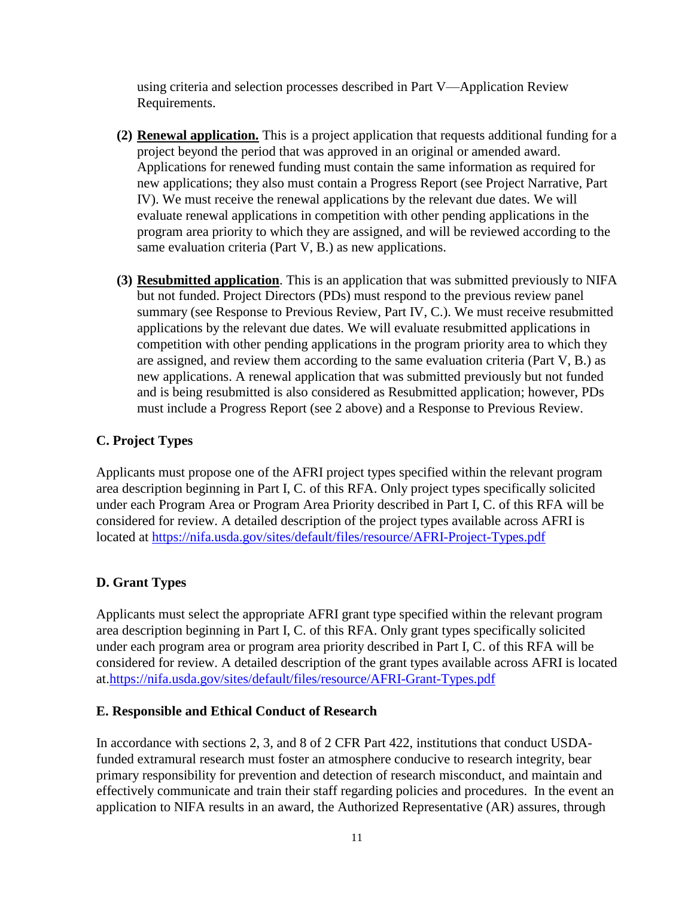using criteria and selection processes described in Part V—Application Review Requirements.

(2) **Renewal application.** This is a project application that requests additional funding for a project beyond the period that was approved in an original or amended award. Applications for renewed funding must contain the same information as required for new applications; they also must contain a Progress Report (see Project Narrative, Part IV). We must receive the renewal applications by the relevant due dates. We will evaluate renewal applications in competition with other pending applications in the program area priority to which they are assigned, and will be reviewed according to the same evaluation criteria (Part V, B.) as new applications.

(3) **Resubmitted application**. This is an application that was submitted previously to NIFA but not funded. Project Directors (PDs) must respond to the previous review panel summary (see Response to Previous Review, Part IV, C.). We must receive resubmitted applications by the relevant due dates. We will evaluate resubmitted applications in competition with other pending applications in the program priority area to which they are assigned, and review them according to the same evaluation criteria (Part V, B.) as new applications. A renewal application that was submitted previously but not funded and is being resubmitted is also considered as Resubmitted application; however, PDs must include a Progress Report (see 2 above) and a Response to Previous Review.

### C. Project Types

Applicants must propose one of the AFRI project types specified within the relevant program area description beginning in Part I, C. of this RFA. Only project types specifically solicited under each Program Area or Program Area Priority described in Part I, C. of this RFA will be considered for review. A detailed description of the project types available across AFRI is located at https://nifa.usda.gov/sites/default/files/resource/AFRI-Project-Types.pdf

### D. Grant Types

Applicants must select the appropriate AFRI grant type specified within the relevant program area description beginning in Part I, C. of this RFA. Only grant types specifically solicited under each program area or program area priority described in Part I, C. of this RFA will be considered for review. A detailed description of the grant types available across AFRI is located at.https://nifa.usda.gov/sites/default/files/resource/AFRI-Grant-Types.pdf

### E. Responsible and Ethical Conduct of Research

In accordance with sections 2, 3, and 8 of 2 CFR Part 422, institutions that conduct USDA-funded extramural research must foster an atmosphere conducive to research integrity, bear primary responsibility for prevention and detection of research misconduct, and maintain and effectively communicate and train their staff regarding policies and procedures. In the event an application to NIFA results in an award, the Authorized Representative (AR) assures, through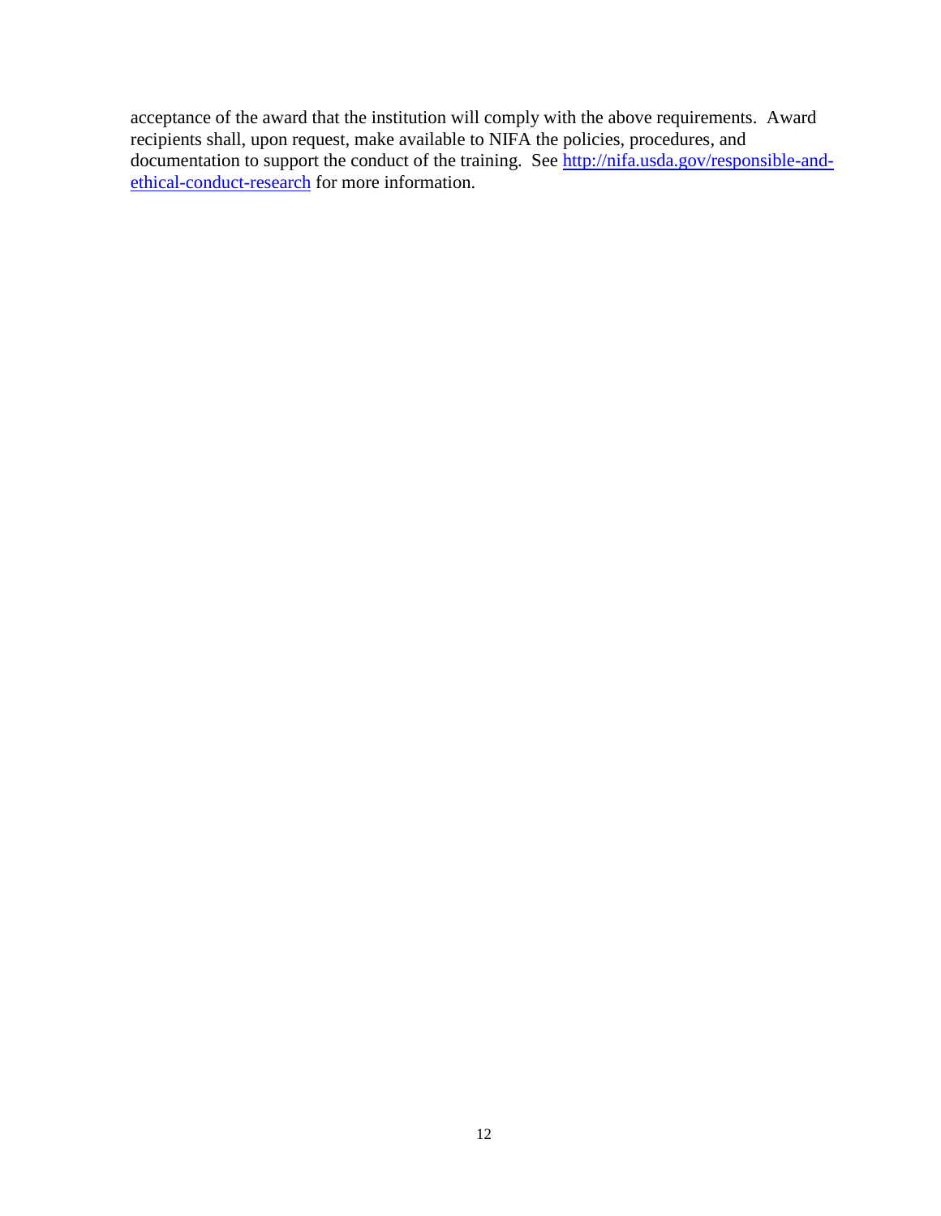acceptance of the award that the institution will comply with the above requirements. Award recipients shall, upon request, make available to NIFA the policies, procedures, and documentation to support the conduct of the training. See [http://nifa.usda.gov/responsible-and-ethical-conduct-research](http://nifa.usda.gov/responsible-and-ethical-conduct-research) for more information.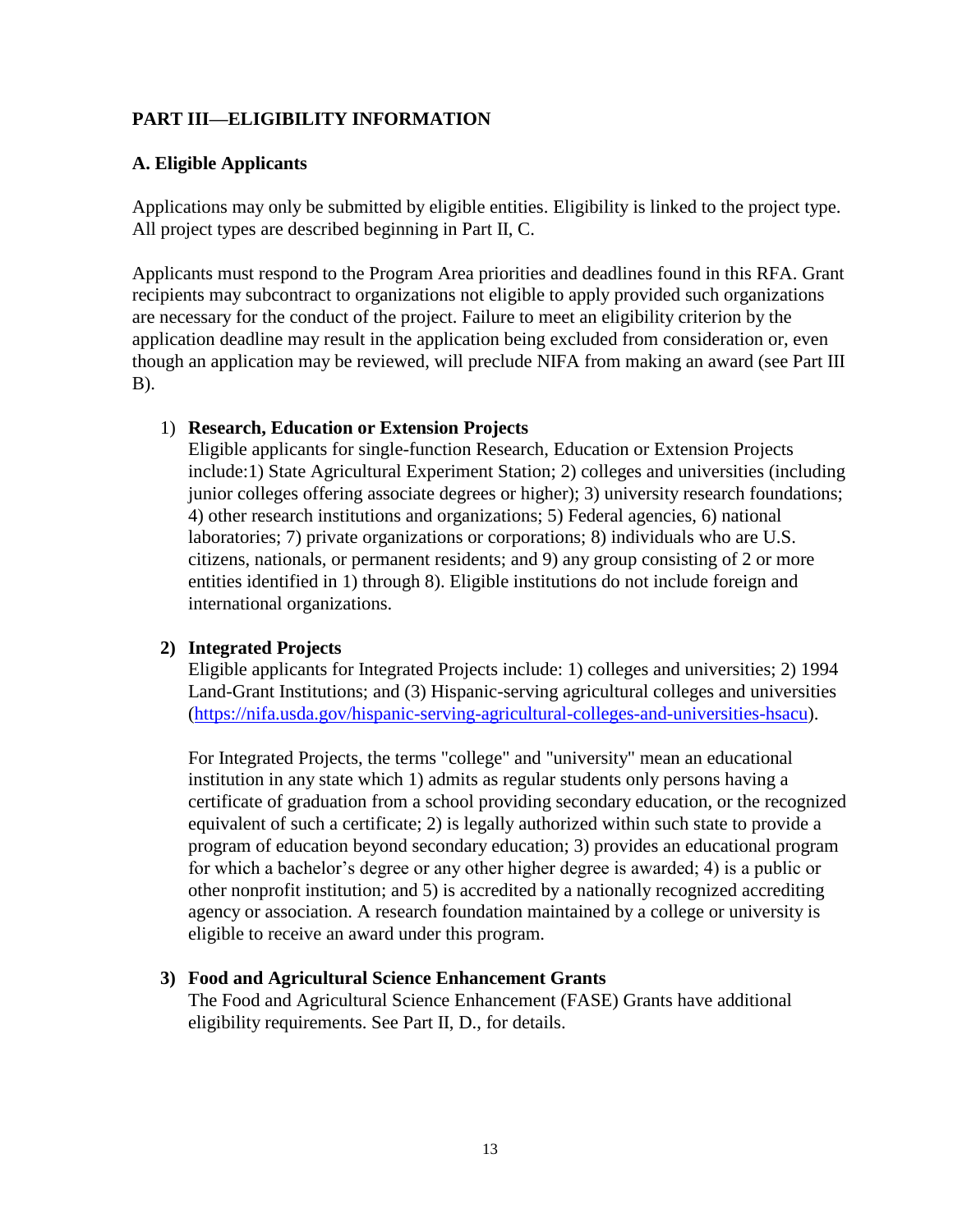## PART III—ELIGIBILITY INFORMATION

### A. Eligible Applicants

Applications may only be submitted by eligible entities. Eligibility is linked to the project type. All project types are described beginning in Part II, C.

Applicants must respond to the Program Area priorities and deadlines found in this RFA. Grant recipients may subcontract to organizations not eligible to apply provided such organizations are necessary for the conduct of the project. Failure to meet an eligibility criterion by the application deadline may result in the application being excluded from consideration or, even though an application may be reviewed, will preclude NIFA from making an award (see Part III B).

1) **Research, Education or Extension Projects**
   Eligible applicants for single-function Research, Education or Extension Projects include:1) State Agricultural Experiment Station; 2) colleges and universities (including junior colleges offering associate degrees or higher); 3) university research foundations; 4) other research institutions and organizations; 5) Federal agencies, 6) national laboratories; 7) private organizations or corporations; 8) individuals who are U.S. citizens, nationals, or permanent residents; and 9) any group consisting of 2 or more entities identified in 1) through 8). Eligible institutions do not include foreign and international organizations.

2) **Integrated Projects**
   Eligible applicants for Integrated Projects include: 1) colleges and universities; 2) 1994 Land-Grant Institutions; and (3) Hispanic-serving agricultural colleges and universities (https://nifa.usda.gov/hispanic-serving-agricultural-colleges-and-universities-hsacu).

   For Integrated Projects, the terms "college" and "university" mean an educational institution in any state which 1) admits as regular students only persons having a certificate of graduation from a school providing secondary education, or the recognized equivalent of such a certificate; 2) is legally authorized within such state to provide a program of education beyond secondary education; 3) provides an educational program for which a bachelor's degree or any other higher degree is awarded; 4) is a public or other nonprofit institution; and 5) is accredited by a nationally recognized accrediting agency or association. A research foundation maintained by a college or university is eligible to receive an award under this program.

3) **Food and Agricultural Science Enhancement Grants**
   The Food and Agricultural Science Enhancement (FASE) Grants have additional eligibility requirements. See Part II, D., for details.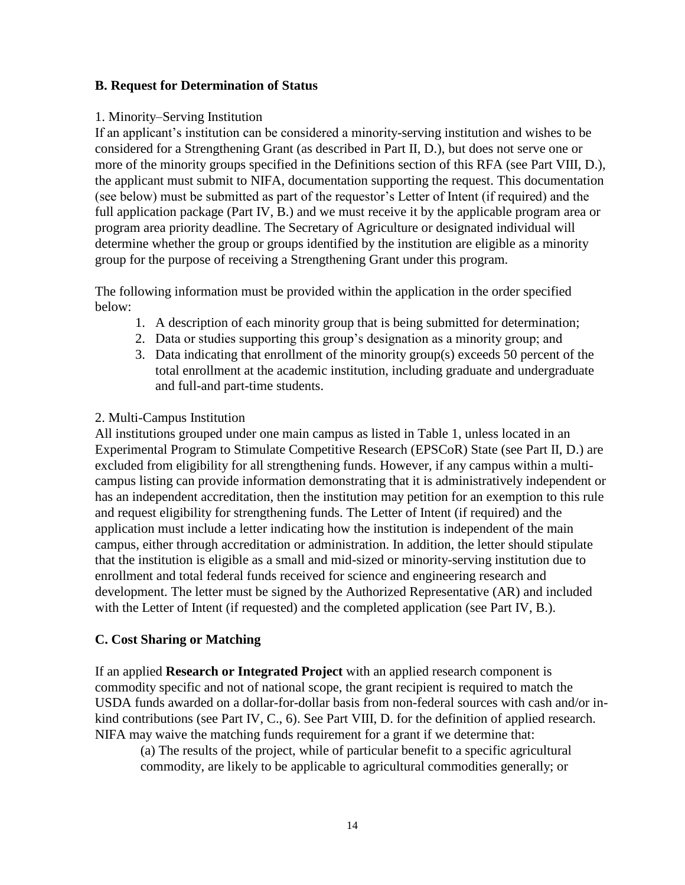### B. Request for Determination of Status

1. Minority–Serving Institution

If an applicant's institution can be considered a minority-serving institution and wishes to be considered for a Strengthening Grant (as described in Part II, D.), but does not serve one or more of the minority groups specified in the Definitions section of this RFA (see Part VIII, D.), the applicant must submit to NIFA, documentation supporting the request. This documentation (see below) must be submitted as part of the requestor's Letter of Intent (if required) and the full application package (Part IV, B.) and we must receive it by the applicable program area or program area priority deadline. The Secretary of Agriculture or designated individual will determine whether the group or groups identified by the institution are eligible as a minority group for the purpose of receiving a Strengthening Grant under this program.

The following information must be provided within the application in the order specified below:

1. A description of each minority group that is being submitted for determination;
2. Data or studies supporting this group's designation as a minority group; and
3. Data indicating that enrollment of the minority group(s) exceeds 50 percent of the total enrollment at the academic institution, including graduate and undergraduate and full-and part-time students.

2. Multi-Campus Institution

All institutions grouped under one main campus as listed in Table 1, unless located in an Experimental Program to Stimulate Competitive Research (EPSCoR) State (see Part II, D.) are excluded from eligibility for all strengthening funds. However, if any campus within a multi-campus listing can provide information demonstrating that it is administratively independent or has an independent accreditation, then the institution may petition for an exemption to this rule and request eligibility for strengthening funds. The Letter of Intent (if required) and the application must include a letter indicating how the institution is independent of the main campus, either through accreditation or administration. In addition, the letter should stipulate that the institution is eligible as a small and mid-sized or minority-serving institution due to enrollment and total federal funds received for science and engineering research and development. The letter must be signed by the Authorized Representative (AR) and included with the Letter of Intent (if requested) and the completed application (see Part IV, B.).

### C. Cost Sharing or Matching

If an applied **Research or Integrated Project** with an applied research component is commodity specific and not of national scope, the grant recipient is required to match the USDA funds awarded on a dollar-for-dollar basis from non-federal sources with cash and/or in-kind contributions (see Part IV, C., 6). See Part VIII, D. for the definition of applied research. NIFA may waive the matching funds requirement for a grant if we determine that:

(a) The results of the project, while of particular benefit to a specific agricultural commodity, are likely to be applicable to agricultural commodities generally; or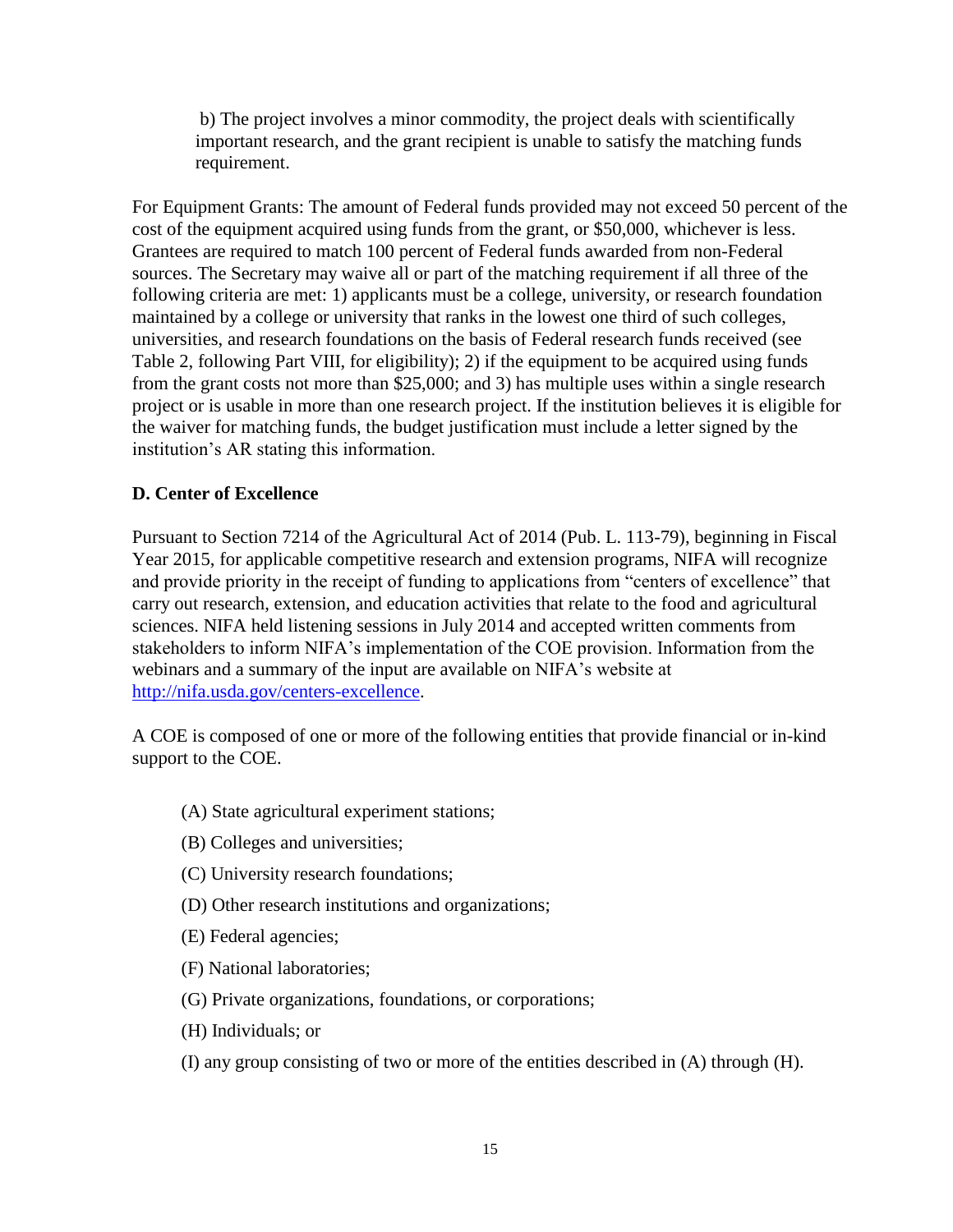b) The project involves a minor commodity, the project deals with scientifically important research, and the grant recipient is unable to satisfy the matching funds requirement.

For Equipment Grants: The amount of Federal funds provided may not exceed 50 percent of the cost of the equipment acquired using funds from the grant, or $50,000, whichever is less. Grantees are required to match 100 percent of Federal funds awarded from non-Federal sources. The Secretary may waive all or part of the matching requirement if all three of the following criteria are met: 1) applicants must be a college, university, or research foundation maintained by a college or university that ranks in the lowest one third of such colleges, universities, and research foundations on the basis of Federal research funds received (see Table 2, following Part VIII, for eligibility); 2) if the equipment to be acquired using funds from the grant costs not more than $25,000; and 3) has multiple uses within a single research project or is usable in more than one research project. If the institution believes it is eligible for the waiver for matching funds, the budget justification must include a letter signed by the institution's AR stating this information.

**D. Center of Excellence**

Pursuant to Section 7214 of the Agricultural Act of 2014 (Pub. L. 113-79), beginning in Fiscal Year 2015, for applicable competitive research and extension programs, NIFA will recognize and provide priority in the receipt of funding to applications from "centers of excellence" that carry out research, extension, and education activities that relate to the food and agricultural sciences. NIFA held listening sessions in July 2014 and accepted written comments from stakeholders to inform NIFA's implementation of the COE provision. Information from the webinars and a summary of the input are available on NIFA's website at [http://nifa.usda.gov/centers-excellence](http://nifa.usda.gov/centers-excellence).

A COE is composed of one or more of the following entities that provide financial or in-kind support to the COE.

(A) State agricultural experiment stations;

(B) Colleges and universities;

(C) University research foundations;

(D) Other research institutions and organizations;

(E) Federal agencies;

(F) National laboratories;

(G) Private organizations, foundations, or corporations;

(H) Individuals; or

(I) any group consisting of two or more of the entities described in (A) through (H).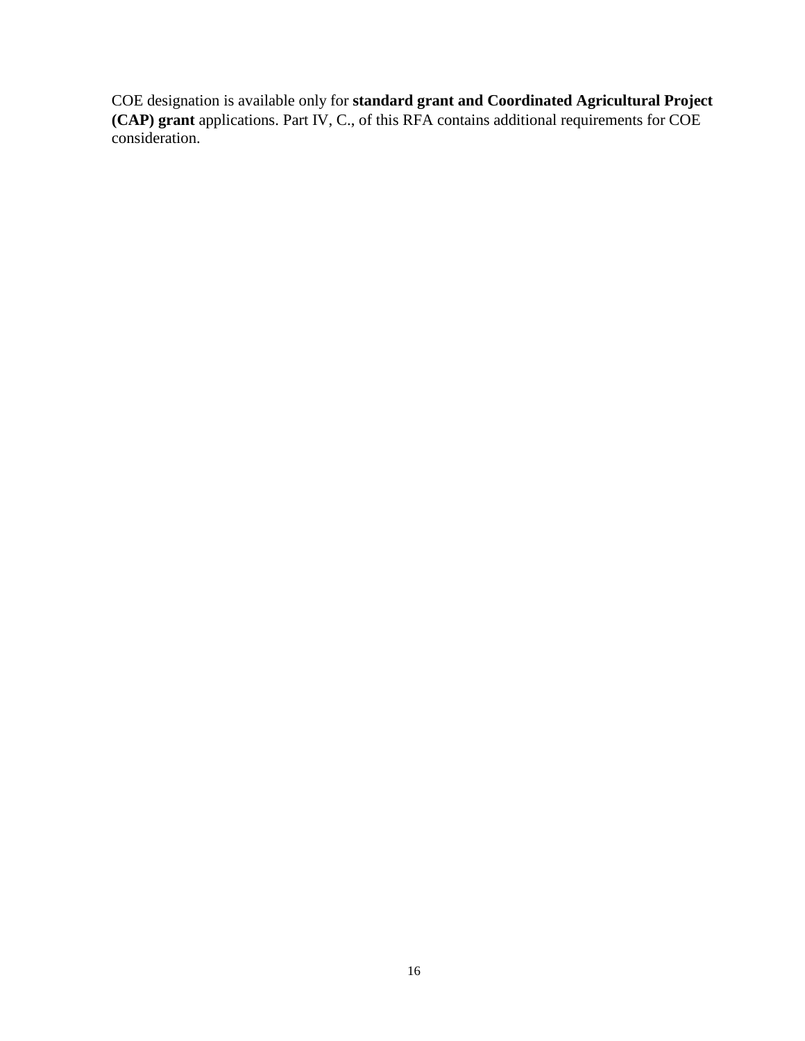COE designation is available only for **standard grant and Coordinated Agricultural Project (CAP) grant** applications. Part IV, C., of this RFA contains additional requirements for COE consideration.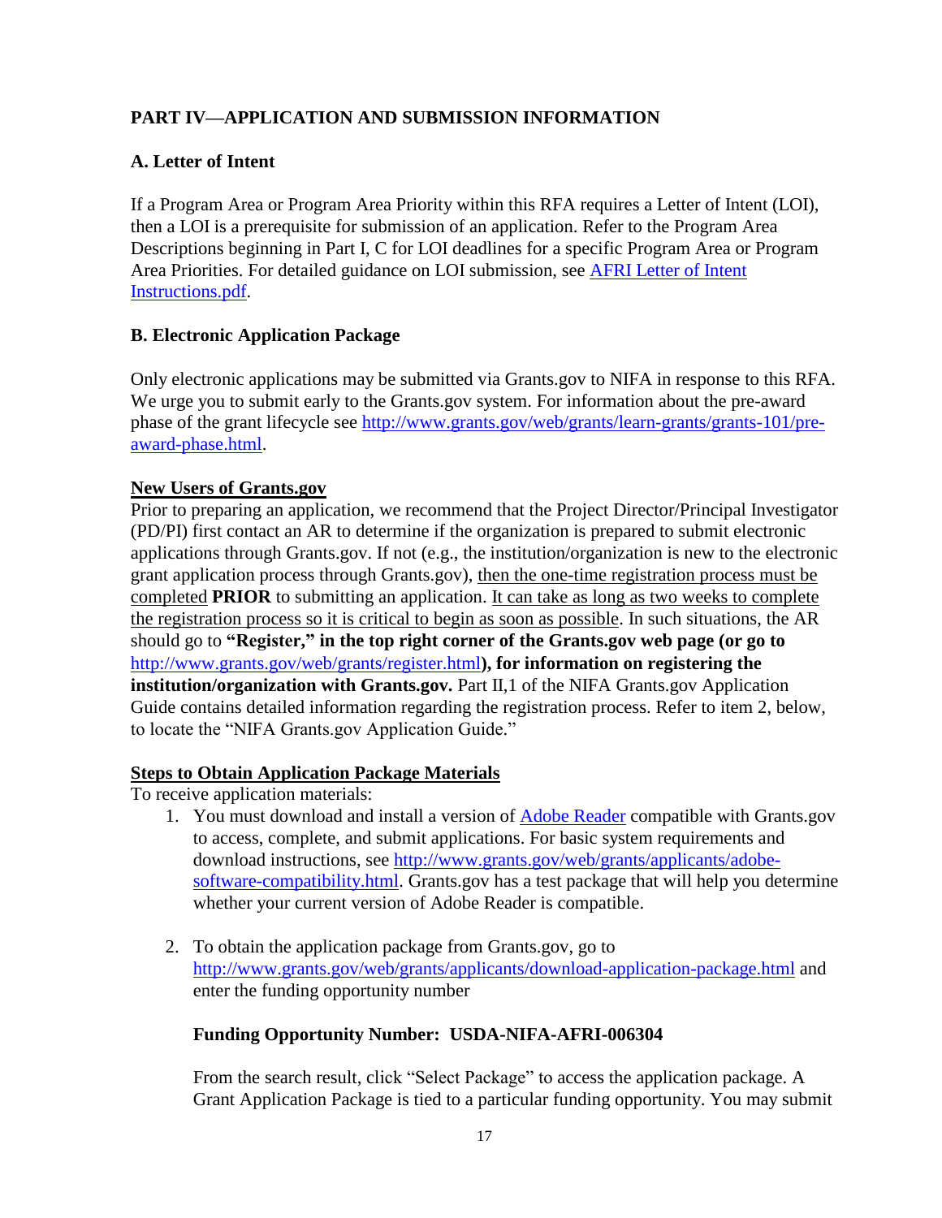## PART IV—APPLICATION AND SUBMISSION INFORMATION

### A. Letter of Intent

If a Program Area or Program Area Priority within this RFA requires a Letter of Intent (LOI), then a LOI is a prerequisite for submission of an application. Refer to the Program Area Descriptions beginning in Part I, C for LOI deadlines for a specific Program Area or Program Area Priorities. For detailed guidance on LOI submission, see [AFRI Letter of Intent Instructions.pdf](AFRI Letter of Intent Instructions.pdf).

### B. Electronic Application Package

Only electronic applications may be submitted via Grants.gov to NIFA in response to this RFA. We urge you to submit early to the Grants.gov system. For information about the pre-award phase of the grant lifecycle see [http://www.grants.gov/web/grants/learn-grants/grants-101/pre-award-phase.html](http://www.grants.gov/web/grants/learn-grants/grants-101/pre-award-phase.html).

**New Users of Grants.gov**

Prior to preparing an application, we recommend that the Project Director/Principal Investigator (PD/PI) first contact an AR to determine if the organization is prepared to submit electronic applications through Grants.gov. If not (e.g., the institution/organization is new to the electronic grant application process through Grants.gov), then the one-time registration process must be completed **PRIOR** to submitting an application. It can take as long as two weeks to complete the registration process so it is critical to begin as soon as possible. In such situations, the AR should go to **"Register," in the top right corner of the Grants.gov web page (or go to [http://www.grants.gov/web/grants/register.html](http://www.grants.gov/web/grants/register.html)), for information on registering the institution/organization with Grants.gov.** Part II,1 of the NIFA Grants.gov Application Guide contains detailed information regarding the registration process. Refer to item 2, below, to locate the "NIFA Grants.gov Application Guide."

**Steps to Obtain Application Package Materials**

To receive application materials:

1. You must download and install a version of [Adobe Reader](Adobe Reader) compatible with Grants.gov to access, complete, and submit applications. For basic system requirements and download instructions, see [http://www.grants.gov/web/grants/applicants/adobe-software-compatibility.html](http://www.grants.gov/web/grants/applicants/adobe-software-compatibility.html). Grants.gov has a test package that will help you determine whether your current version of Adobe Reader is compatible.

2. To obtain the application package from Grants.gov, go to [http://www.grants.gov/web/grants/applicants/download-application-package.html](http://www.grants.gov/web/grants/applicants/download-application-package.html) and enter the funding opportunity number

   **Funding Opportunity Number: USDA-NIFA-AFRI-006304**

   From the search result, click "Select Package" to access the application package. A Grant Application Package is tied to a particular funding opportunity. You may submit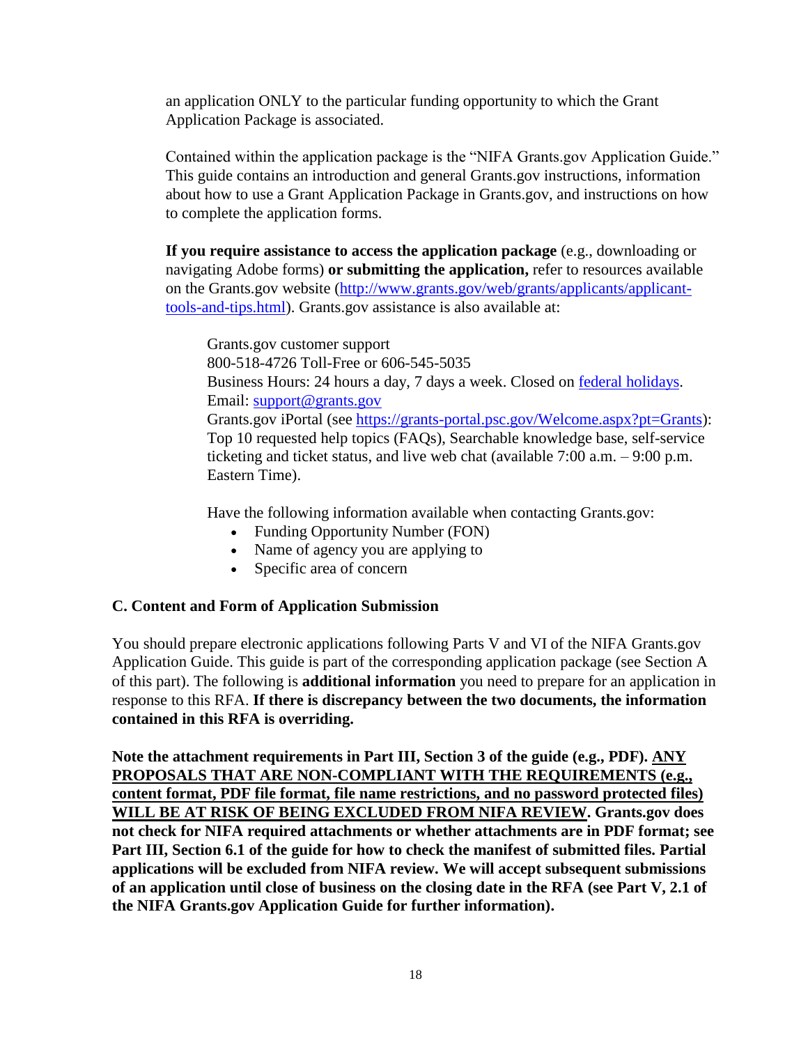an application ONLY to the particular funding opportunity to which the Grant Application Package is associated.

Contained within the application package is the "NIFA Grants.gov Application Guide." This guide contains an introduction and general Grants.gov instructions, information about how to use a Grant Application Package in Grants.gov, and instructions on how to complete the application forms.

**If you require assistance to access the application package** (e.g., downloading or navigating Adobe forms) **or submitting the application,** refer to resources available on the Grants.gov website ([http://www.grants.gov/web/grants/applicants/applicant-tools-and-tips.html](http://www.grants.gov/web/grants/applicants/applicant-tools-and-tips.html)). Grants.gov assistance is also available at:

> Grants.gov customer support
> 800-518-4726 Toll-Free or 606-545-5035
> Business Hours: 24 hours a day, 7 days a week. Closed on federal holidays.
> Email: support@grants.gov
> Grants.gov iPortal (see [https://grants-portal.psc.gov/Welcome.aspx?pt=Grants](https://grants-portal.psc.gov/Welcome.aspx?pt=Grants)): Top 10 requested help topics (FAQs), Searchable knowledge base, self-service ticketing and ticket status, and live web chat (available 7:00 a.m. – 9:00 p.m. Eastern Time).
>
> Have the following information available when contacting Grants.gov:
> - Funding Opportunity Number (FON)
> - Name of agency you are applying to
> - Specific area of concern

### C. Content and Form of Application Submission

You should prepare electronic applications following Parts V and VI of the NIFA Grants.gov Application Guide. This guide is part of the corresponding application package (see Section A of this part). The following is **additional information** you need to prepare for an application in response to this RFA. **If there is discrepancy between the two documents, the information contained in this RFA is overriding.**

**Note the attachment requirements in Part III, Section 3 of the guide (e.g., PDF). ANY PROPOSALS THAT ARE NON-COMPLIANT WITH THE REQUIREMENTS (e.g., content format, PDF file format, file name restrictions, and no password protected files) WILL BE AT RISK OF BEING EXCLUDED FROM NIFA REVIEW. Grants.gov does not check for NIFA required attachments or whether attachments are in PDF format; see Part III, Section 6.1 of the guide for how to check the manifest of submitted files. Partial applications will be excluded from NIFA review. We will accept subsequent submissions of an application until close of business on the closing date in the RFA (see Part V, 2.1 of the NIFA Grants.gov Application Guide for further information).**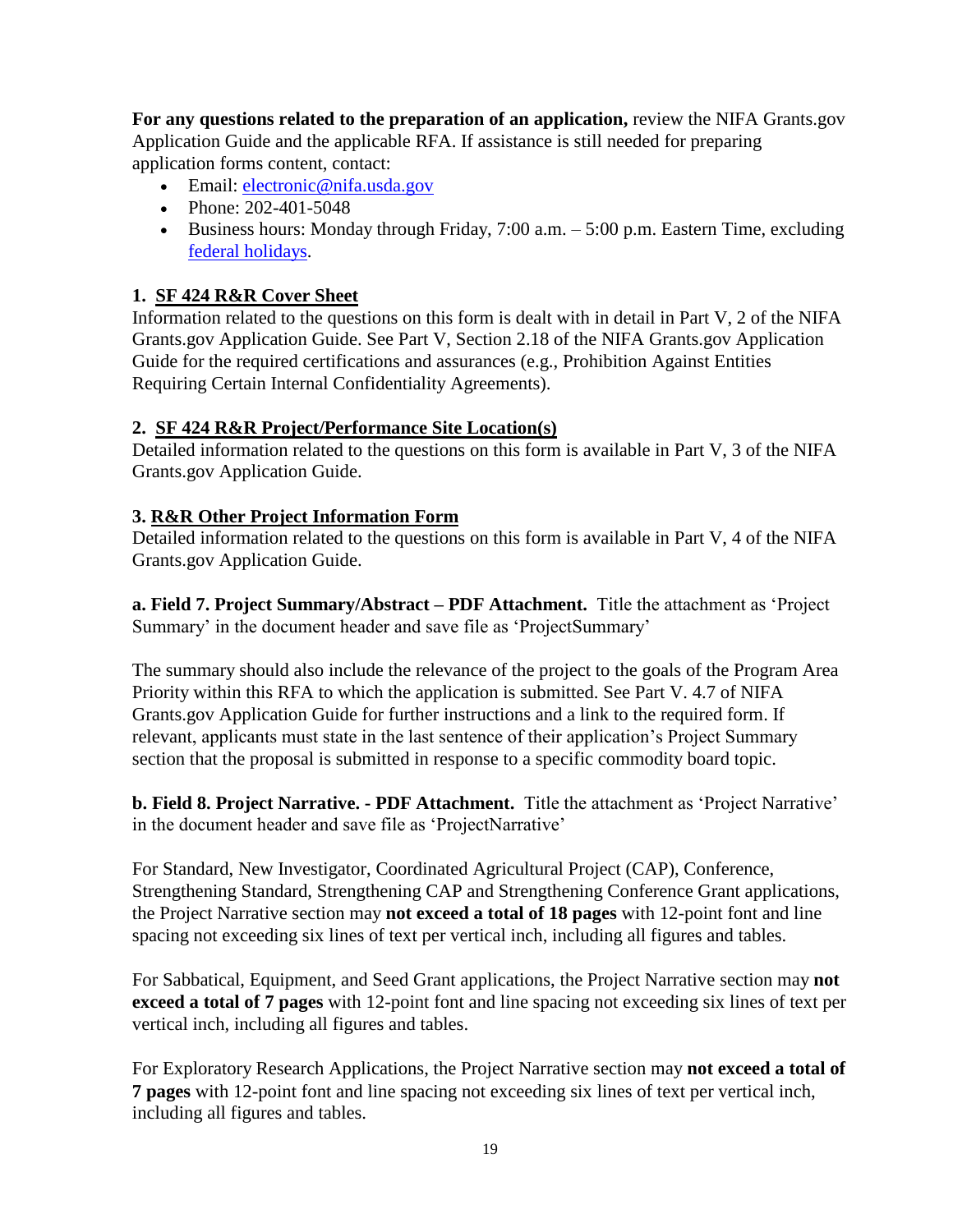**For any questions related to the preparation of an application,** review the NIFA Grants.gov Application Guide and the applicable RFA. If assistance is still needed for preparing application forms content, contact:

- Email: [electronic@nifa.usda.gov](mailto:electronic@nifa.usda.gov)
- Phone: 202-401-5048
- Business hours: Monday through Friday, 7:00 a.m. – 5:00 p.m. Eastern Time, excluding [federal holidays](#).

### 1. SF 424 R&R Cover Sheet

Information related to the questions on this form is dealt with in detail in Part V, 2 of the NIFA Grants.gov Application Guide. See Part V, Section 2.18 of the NIFA Grants.gov Application Guide for the required certifications and assurances (e.g., Prohibition Against Entities Requiring Certain Internal Confidentiality Agreements).

### 2. SF 424 R&R Project/Performance Site Location(s)

Detailed information related to the questions on this form is available in Part V, 3 of the NIFA Grants.gov Application Guide.

### 3. R&R Other Project Information Form

Detailed information related to the questions on this form is available in Part V, 4 of the NIFA Grants.gov Application Guide.

**a. Field 7. Project Summary/Abstract – PDF Attachment.** Title the attachment as 'Project Summary' in the document header and save file as 'ProjectSummary'

The summary should also include the relevance of the project to the goals of the Program Area Priority within this RFA to which the application is submitted. See Part V. 4.7 of NIFA Grants.gov Application Guide for further instructions and a link to the required form. If relevant, applicants must state in the last sentence of their application's Project Summary section that the proposal is submitted in response to a specific commodity board topic.

**b. Field 8. Project Narrative. - PDF Attachment.** Title the attachment as 'Project Narrative' in the document header and save file as 'ProjectNarrative'

For Standard, New Investigator, Coordinated Agricultural Project (CAP), Conference, Strengthening Standard, Strengthening CAP and Strengthening Conference Grant applications, the Project Narrative section may **not exceed a total of 18 pages** with 12-point font and line spacing not exceeding six lines of text per vertical inch, including all figures and tables.

For Sabbatical, Equipment, and Seed Grant applications, the Project Narrative section may **not exceed a total of 7 pages** with 12-point font and line spacing not exceeding six lines of text per vertical inch, including all figures and tables.

For Exploratory Research Applications, the Project Narrative section may **not exceed a total of 7 pages** with 12-point font and line spacing not exceeding six lines of text per vertical inch, including all figures and tables.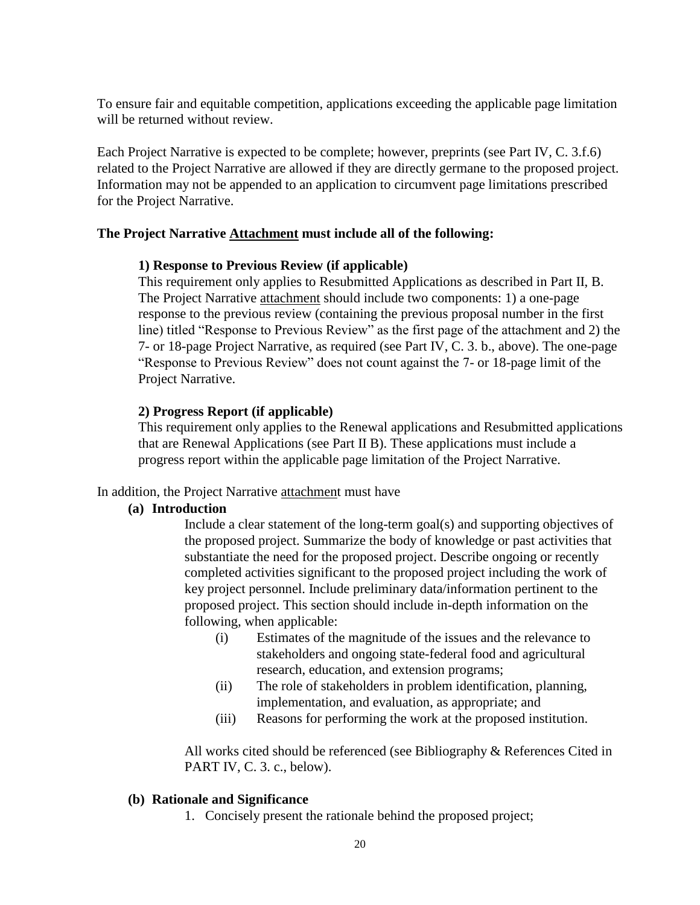To ensure fair and equitable competition, applications exceeding the applicable page limitation will be returned without review.

Each Project Narrative is expected to be complete; however, preprints (see Part IV, C. 3.f.6) related to the Project Narrative are allowed if they are directly germane to the proposed project. Information may not be appended to an application to circumvent page limitations prescribed for the Project Narrative.

**The Project Narrative Attachment must include all of the following:**

**1) Response to Previous Review (if applicable)**

This requirement only applies to Resubmitted Applications as described in Part II, B. The Project Narrative attachment should include two components: 1) a one-page response to the previous review (containing the previous proposal number in the first line) titled "Response to Previous Review" as the first page of the attachment and 2) the 7- or 18-page Project Narrative, as required (see Part IV, C. 3. b., above). The one-page "Response to Previous Review" does not count against the 7- or 18-page limit of the Project Narrative.

**2) Progress Report (if applicable)**

This requirement only applies to the Renewal applications and Resubmitted applications that are Renewal Applications (see Part II B). These applications must include a progress report within the applicable page limitation of the Project Narrative.

In addition, the Project Narrative attachment must have

**(a) Introduction**

Include a clear statement of the long-term goal(s) and supporting objectives of the proposed project. Summarize the body of knowledge or past activities that substantiate the need for the proposed project. Describe ongoing or recently completed activities significant to the proposed project including the work of key project personnel. Include preliminary data/information pertinent to the proposed project. This section should include in-depth information on the following, when applicable:

- (i) Estimates of the magnitude of the issues and the relevance to stakeholders and ongoing state-federal food and agricultural research, education, and extension programs;
- (ii) The role of stakeholders in problem identification, planning, implementation, and evaluation, as appropriate; and
- (iii) Reasons for performing the work at the proposed institution.

All works cited should be referenced (see Bibliography & References Cited in PART IV, C. 3. c., below).

**(b) Rationale and Significance**

1. Concisely present the rationale behind the proposed project;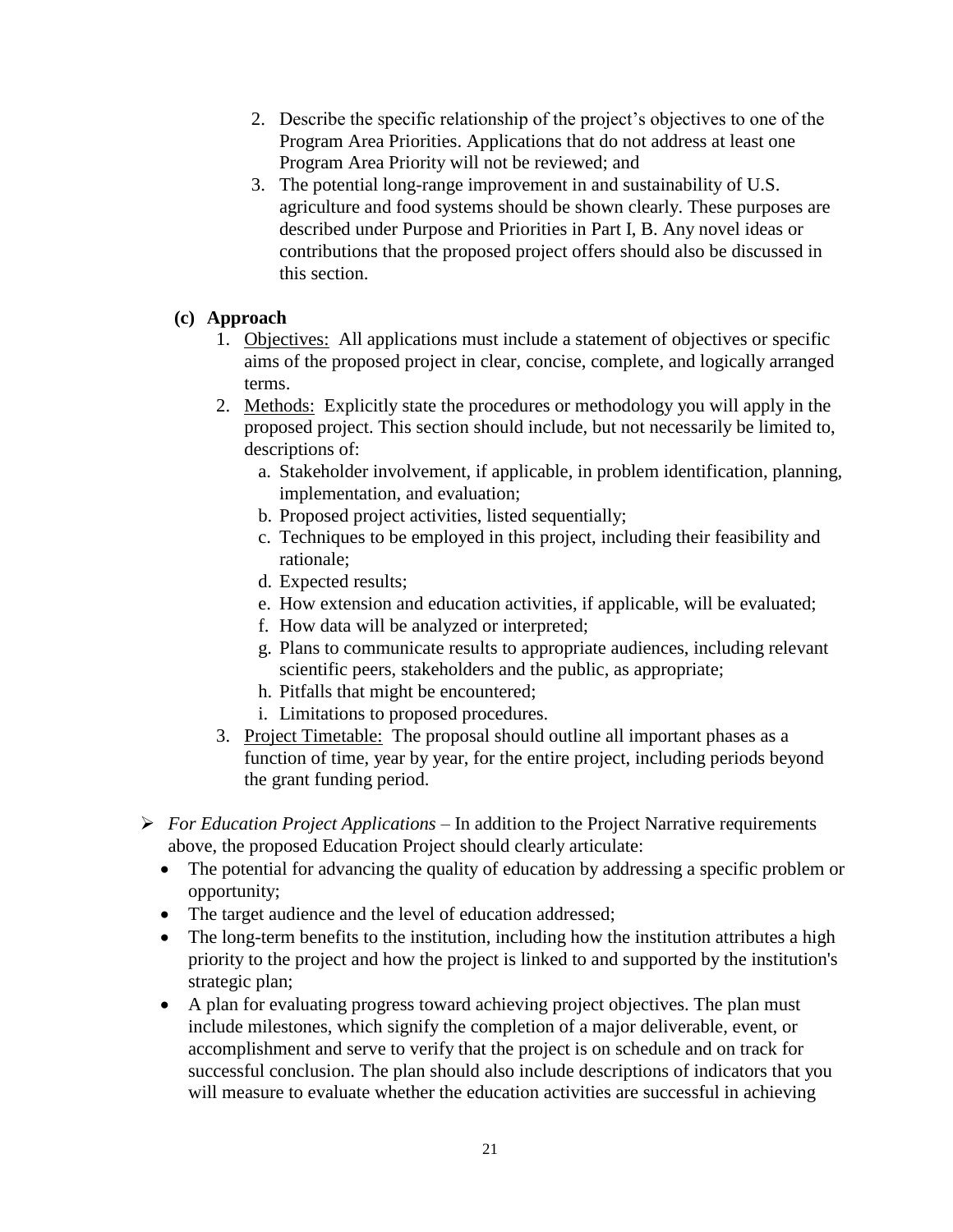2. Describe the specific relationship of the project's objectives to one of the Program Area Priorities. Applications that do not address at least one Program Area Priority will not be reviewed; and
3. The potential long-range improvement in and sustainability of U.S. agriculture and food systems should be shown clearly. These purposes are described under Purpose and Priorities in Part I, B. Any novel ideas or contributions that the proposed project offers should also be discussed in this section.

**(c) Approach**

1. Objectives: All applications must include a statement of objectives or specific aims of the proposed project in clear, concise, complete, and logically arranged terms.
2. Methods: Explicitly state the procedures or methodology you will apply in the proposed project. This section should include, but not necessarily be limited to, descriptions of:
   a. Stakeholder involvement, if applicable, in problem identification, planning, implementation, and evaluation;
   b. Proposed project activities, listed sequentially;
   c. Techniques to be employed in this project, including their feasibility and rationale;
   d. Expected results;
   e. How extension and education activities, if applicable, will be evaluated;
   f. How data will be analyzed or interpreted;
   g. Plans to communicate results to appropriate audiences, including relevant scientific peers, stakeholders and the public, as appropriate;
   h. Pitfalls that might be encountered;
   i. Limitations to proposed procedures.
3. Project Timetable: The proposal should outline all important phases as a function of time, year by year, for the entire project, including periods beyond the grant funding period.

- *For Education Project Applications* – In addition to the Project Narrative requirements above, the proposed Education Project should clearly articulate:
  - The potential for advancing the quality of education by addressing a specific problem or opportunity;
  - The target audience and the level of education addressed;
  - The long-term benefits to the institution, including how the institution attributes a high priority to the project and how the project is linked to and supported by the institution's strategic plan;
  - A plan for evaluating progress toward achieving project objectives. The plan must include milestones, which signify the completion of a major deliverable, event, or accomplishment and serve to verify that the project is on schedule and on track for successful conclusion. The plan should also include descriptions of indicators that you will measure to evaluate whether the education activities are successful in achieving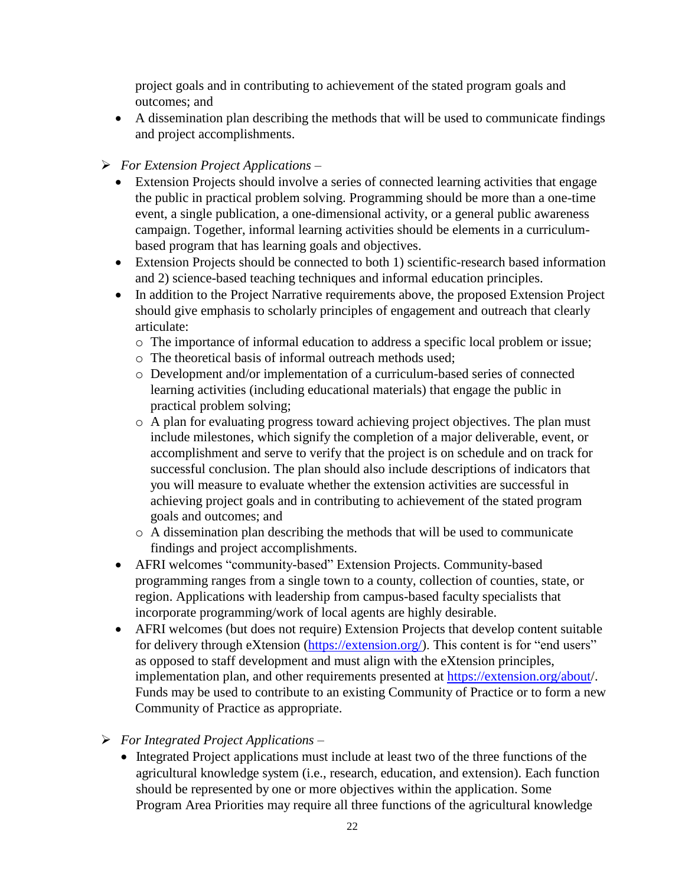project goals and in contributing to achievement of the stated program goals and outcomes; and
- A dissemination plan describing the methods that will be used to communicate findings and project accomplishments.

- *For Extension Project Applications –*
  - Extension Projects should involve a series of connected learning activities that engage the public in practical problem solving. Programming should be more than a one-time event, a single publication, a one-dimensional activity, or a general public awareness campaign. Together, informal learning activities should be elements in a curriculum-based program that has learning goals and objectives.
  - Extension Projects should be connected to both 1) scientific-research based information and 2) science-based teaching techniques and informal education principles.
  - In addition to the Project Narrative requirements above, the proposed Extension Project should give emphasis to scholarly principles of engagement and outreach that clearly articulate:
    - The importance of informal education to address a specific local problem or issue;
    - The theoretical basis of informal outreach methods used;
    - Development and/or implementation of a curriculum-based series of connected learning activities (including educational materials) that engage the public in practical problem solving;
    - A plan for evaluating progress toward achieving project objectives. The plan must include milestones, which signify the completion of a major deliverable, event, or accomplishment and serve to verify that the project is on schedule and on track for successful conclusion. The plan should also include descriptions of indicators that you will measure to evaluate whether the extension activities are successful in achieving project goals and in contributing to achievement of the stated program goals and outcomes; and
    - A dissemination plan describing the methods that will be used to communicate findings and project accomplishments.
  - AFRI welcomes "community-based" Extension Projects. Community-based programming ranges from a single town to a county, collection of counties, state, or region. Applications with leadership from campus-based faculty specialists that incorporate programming/work of local agents are highly desirable.
  - AFRI welcomes (but does not require) Extension Projects that develop content suitable for delivery through eXtension (https://extension.org/). This content is for "end users" as opposed to staff development and must align with the eXtension principles, implementation plan, and other requirements presented at https://extension.org/about/. Funds may be used to contribute to an existing Community of Practice or to form a new Community of Practice as appropriate.

- *For Integrated Project Applications –*
  - Integrated Project applications must include at least two of the three functions of the agricultural knowledge system (i.e., research, education, and extension). Each function should be represented by one or more objectives within the application. Some Program Area Priorities may require all three functions of the agricultural knowledge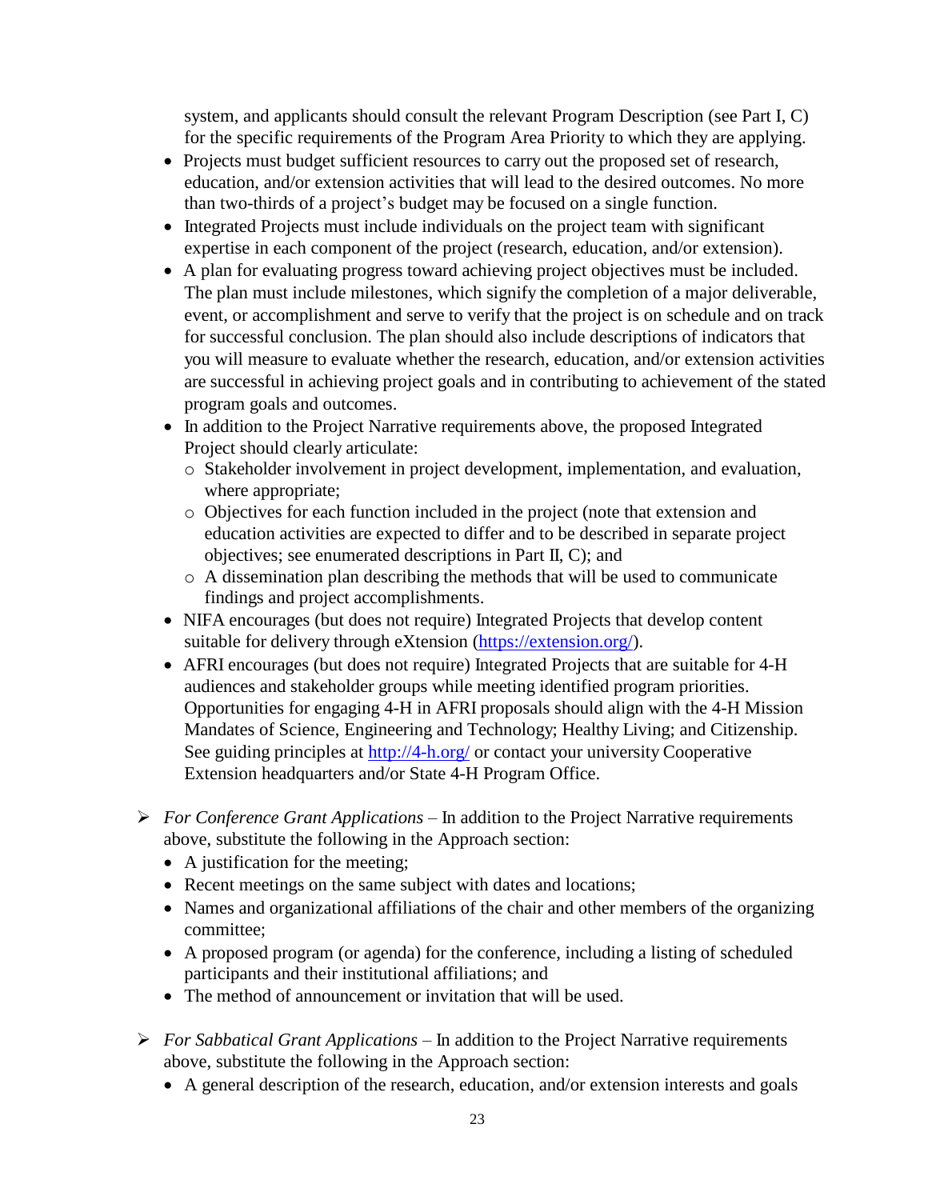system, and applicants should consult the relevant Program Description (see Part I, C) for the specific requirements of the Program Area Priority to which they are applying.

- Projects must budget sufficient resources to carry out the proposed set of research, education, and/or extension activities that will lead to the desired outcomes. No more than two-thirds of a project's budget may be focused on a single function.
- Integrated Projects must include individuals on the project team with significant expertise in each component of the project (research, education, and/or extension).
- A plan for evaluating progress toward achieving project objectives must be included. The plan must include milestones, which signify the completion of a major deliverable, event, or accomplishment and serve to verify that the project is on schedule and on track for successful conclusion. The plan should also include descriptions of indicators that you will measure to evaluate whether the research, education, and/or extension activities are successful in achieving project goals and in contributing to achievement of the stated program goals and outcomes.
- In addition to the Project Narrative requirements above, the proposed Integrated Project should clearly articulate:
  - Stakeholder involvement in project development, implementation, and evaluation, where appropriate;
  - Objectives for each function included in the project (note that extension and education activities are expected to differ and to be described in separate project objectives; see enumerated descriptions in Part II, C); and
  - A dissemination plan describing the methods that will be used to communicate findings and project accomplishments.
- NIFA encourages (but does not require) Integrated Projects that develop content suitable for delivery through eXtension (https://extension.org/).
- AFRI encourages (but does not require) Integrated Projects that are suitable for 4-H audiences and stakeholder groups while meeting identified program priorities. Opportunities for engaging 4-H in AFRI proposals should align with the 4-H Mission Mandates of Science, Engineering and Technology; Healthy Living; and Citizenship. See guiding principles at http://4-h.org/ or contact your university Cooperative Extension headquarters and/or State 4-H Program Office.

➢ *For Conference Grant Applications* – In addition to the Project Narrative requirements above, substitute the following in the Approach section:
  - A justification for the meeting;
  - Recent meetings on the same subject with dates and locations;
  - Names and organizational affiliations of the chair and other members of the organizing committee;
  - A proposed program (or agenda) for the conference, including a listing of scheduled participants and their institutional affiliations; and
  - The method of announcement or invitation that will be used.

➢ *For Sabbatical Grant Applications* – In addition to the Project Narrative requirements above, substitute the following in the Approach section:
  - A general description of the research, education, and/or extension interests and goals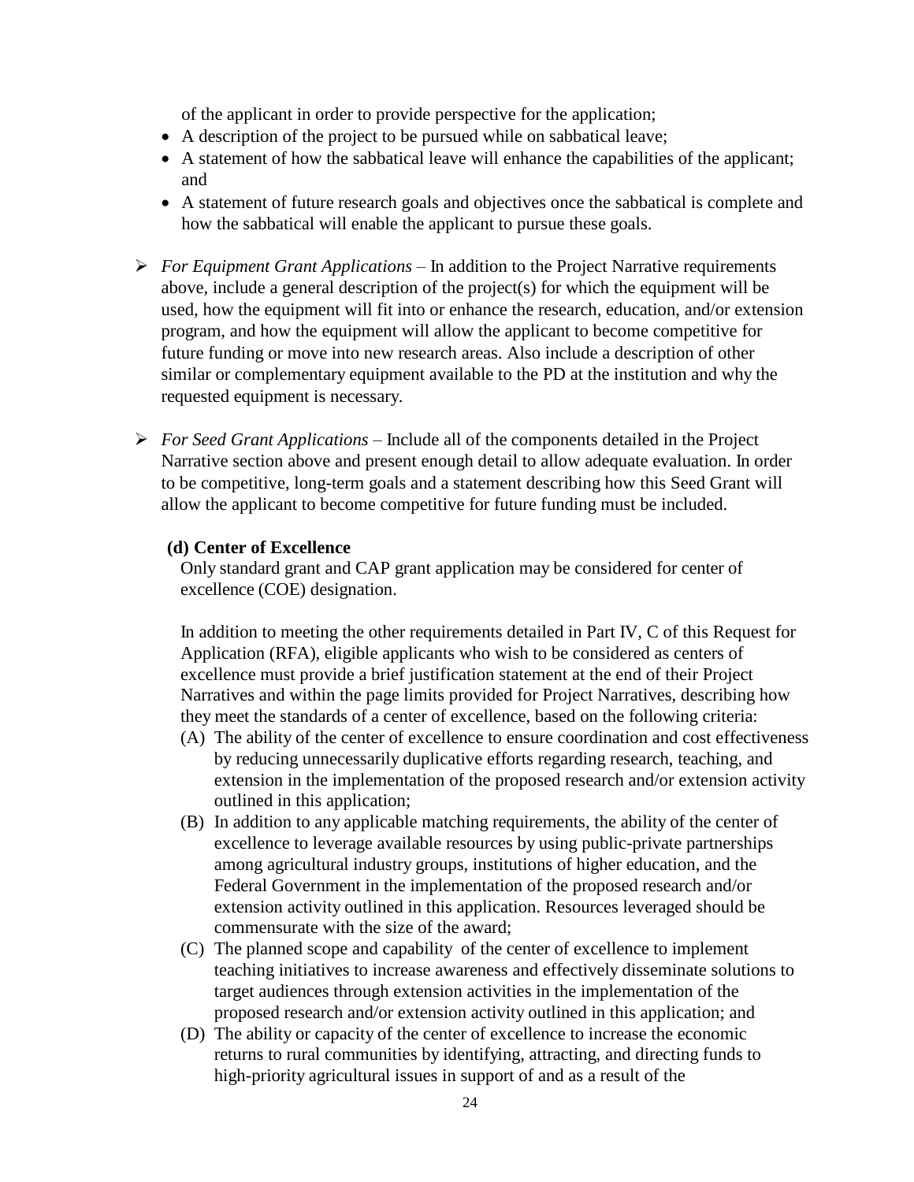of the applicant in order to provide perspective for the application;

- A description of the project to be pursued while on sabbatical leave;
- A statement of how the sabbatical leave will enhance the capabilities of the applicant; and
- A statement of future research goals and objectives once the sabbatical is complete and how the sabbatical will enable the applicant to pursue these goals.

➢ *For Equipment Grant Applications* – In addition to the Project Narrative requirements above, include a general description of the project(s) for which the equipment will be used, how the equipment will fit into or enhance the research, education, and/or extension program, and how the equipment will allow the applicant to become competitive for future funding or move into new research areas. Also include a description of other similar or complementary equipment available to the PD at the institution and why the requested equipment is necessary.

➢ *For Seed Grant Applications* – Include all of the components detailed in the Project Narrative section above and present enough detail to allow adequate evaluation. In order to be competitive, long-term goals and a statement describing how this Seed Grant will allow the applicant to become competitive for future funding must be included.

**(d) Center of Excellence**

Only standard grant and CAP grant application may be considered for center of excellence (COE) designation.

In addition to meeting the other requirements detailed in Part IV, C of this Request for Application (RFA), eligible applicants who wish to be considered as centers of excellence must provide a brief justification statement at the end of their Project Narratives and within the page limits provided for Project Narratives, describing how they meet the standards of a center of excellence, based on the following criteria:

(A) The ability of the center of excellence to ensure coordination and cost effectiveness by reducing unnecessarily duplicative efforts regarding research, teaching, and extension in the implementation of the proposed research and/or extension activity outlined in this application;

(B) In addition to any applicable matching requirements, the ability of the center of excellence to leverage available resources by using public-private partnerships among agricultural industry groups, institutions of higher education, and the Federal Government in the implementation of the proposed research and/or extension activity outlined in this application. Resources leveraged should be commensurate with the size of the award;

(C) The planned scope and capability of the center of excellence to implement teaching initiatives to increase awareness and effectively disseminate solutions to target audiences through extension activities in the implementation of the proposed research and/or extension activity outlined in this application; and

(D) The ability or capacity of the center of excellence to increase the economic returns to rural communities by identifying, attracting, and directing funds to high-priority agricultural issues in support of and as a result of the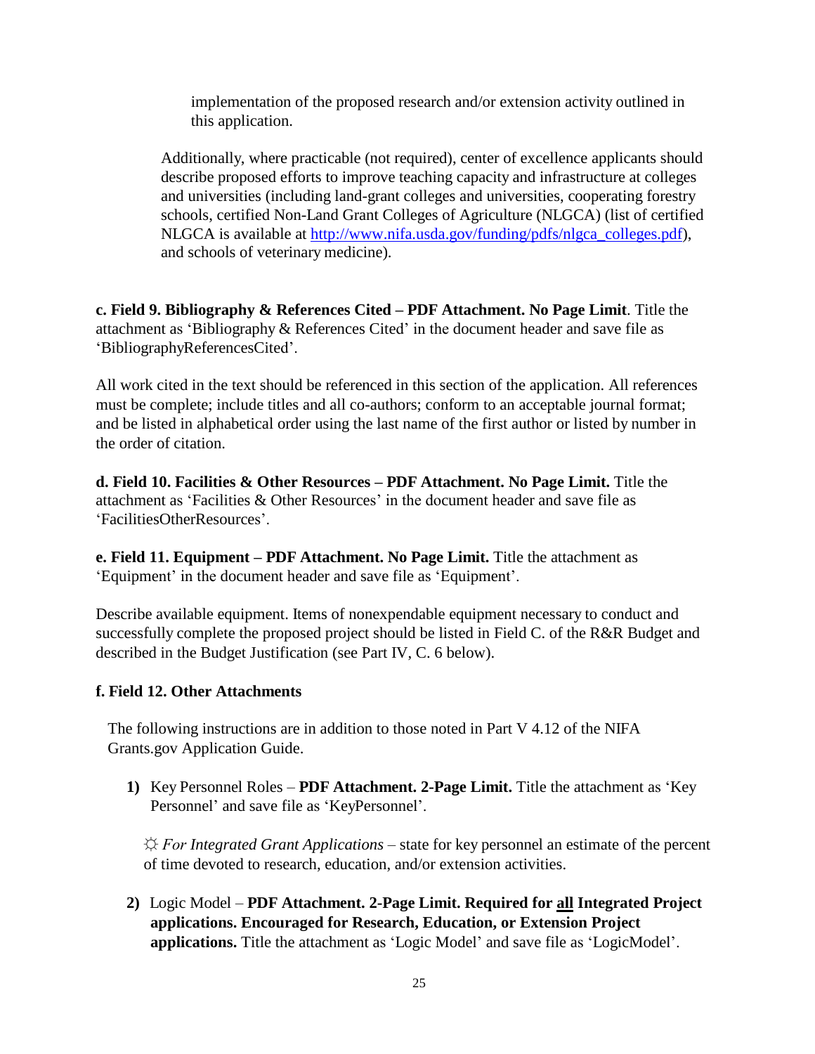implementation of the proposed research and/or extension activity outlined in this application.

Additionally, where practicable (not required), center of excellence applicants should describe proposed efforts to improve teaching capacity and infrastructure at colleges and universities (including land-grant colleges and universities, cooperating forestry schools, certified Non-Land Grant Colleges of Agriculture (NLGCA) (list of certified NLGCA is available at [http://www.nifa.usda.gov/funding/pdfs/nlgca_colleges.pdf](http://www.nifa.usda.gov/funding/pdfs/nlgca_colleges.pdf)), and schools of veterinary medicine).

**c. Field 9. Bibliography & References Cited – PDF Attachment. No Page Limit**. Title the attachment as 'Bibliography & References Cited' in the document header and save file as 'BibliographyReferencesCited'.

All work cited in the text should be referenced in this section of the application. All references must be complete; include titles and all co-authors; conform to an acceptable journal format; and be listed in alphabetical order using the last name of the first author or listed by number in the order of citation.

**d. Field 10. Facilities & Other Resources – PDF Attachment. No Page Limit.** Title the attachment as 'Facilities & Other Resources' in the document header and save file as 'FacilitiesOtherResources'.

**e. Field 11. Equipment – PDF Attachment. No Page Limit.** Title the attachment as 'Equipment' in the document header and save file as 'Equipment'.

Describe available equipment. Items of nonexpendable equipment necessary to conduct and successfully complete the proposed project should be listed in Field C. of the R&R Budget and described in the Budget Justification (see Part IV, C. 6 below).

**f. Field 12. Other Attachments**

The following instructions are in addition to those noted in Part V 4.12 of the NIFA Grants.gov Application Guide.

1) Key Personnel Roles – **PDF Attachment. 2-Page Limit.** Title the attachment as 'Key Personnel' and save file as 'KeyPersonnel'.

   ☼ *For Integrated Grant Applications* – state for key personnel an estimate of the percent of time devoted to research, education, and/or extension activities.

2) Logic Model – **PDF Attachment. 2-Page Limit. Required for <u>all</u> Integrated Project applications. Encouraged for Research, Education, or Extension Project applications.** Title the attachment as 'Logic Model' and save file as 'LogicModel'.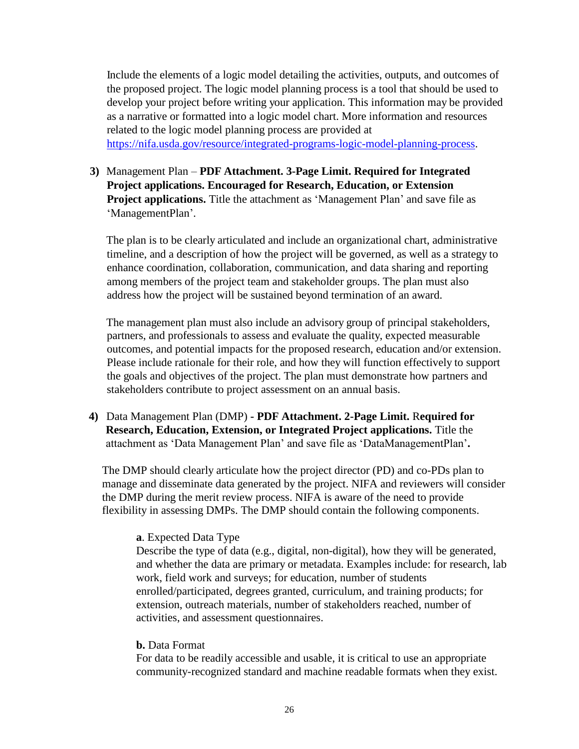Include the elements of a logic model detailing the activities, outputs, and outcomes of the proposed project. The logic model planning process is a tool that should be used to develop your project before writing your application. This information may be provided as a narrative or formatted into a logic model chart. More information and resources related to the logic model planning process are provided at [https://nifa.usda.gov/resource/integrated-programs-logic-model-planning-process](https://nifa.usda.gov/resource/integrated-programs-logic-model-planning-process).

**3)** Management Plan – **PDF Attachment. 3-Page Limit. Required for Integrated Project applications. Encouraged for Research, Education, or Extension Project applications.** Title the attachment as 'Management Plan' and save file as 'ManagementPlan'.

The plan is to be clearly articulated and include an organizational chart, administrative timeline, and a description of how the project will be governed, as well as a strategy to enhance coordination, collaboration, communication, and data sharing and reporting among members of the project team and stakeholder groups. The plan must also address how the project will be sustained beyond termination of an award.

The management plan must also include an advisory group of principal stakeholders, partners, and professionals to assess and evaluate the quality, expected measurable outcomes, and potential impacts for the proposed research, education and/or extension. Please include rationale for their role, and how they will function effectively to support the goals and objectives of the project. The plan must demonstrate how partners and stakeholders contribute to project assessment on an annual basis.

**4)** Data Management Plan (DMP) **- PDF Attachment. 2-Page Limit.** R**equired for Research, Education, Extension, or Integrated Project applications.** Title the attachment as 'Data Management Plan' and save file as 'DataManagementPlan'**.**

The DMP should clearly articulate how the project director (PD) and co-PDs plan to manage and disseminate data generated by the project. NIFA and reviewers will consider the DMP during the merit review process. NIFA is aware of the need to provide flexibility in assessing DMPs. The DMP should contain the following components.

**a**. Expected Data Type
Describe the type of data (e.g., digital, non-digital), how they will be generated, and whether the data are primary or metadata. Examples include: for research, lab work, field work and surveys; for education, number of students enrolled/participated, degrees granted, curriculum, and training products; for extension, outreach materials, number of stakeholders reached, number of activities, and assessment questionnaires.

**b.** Data Format
For data to be readily accessible and usable, it is critical to use an appropriate community-recognized standard and machine readable formats when they exist.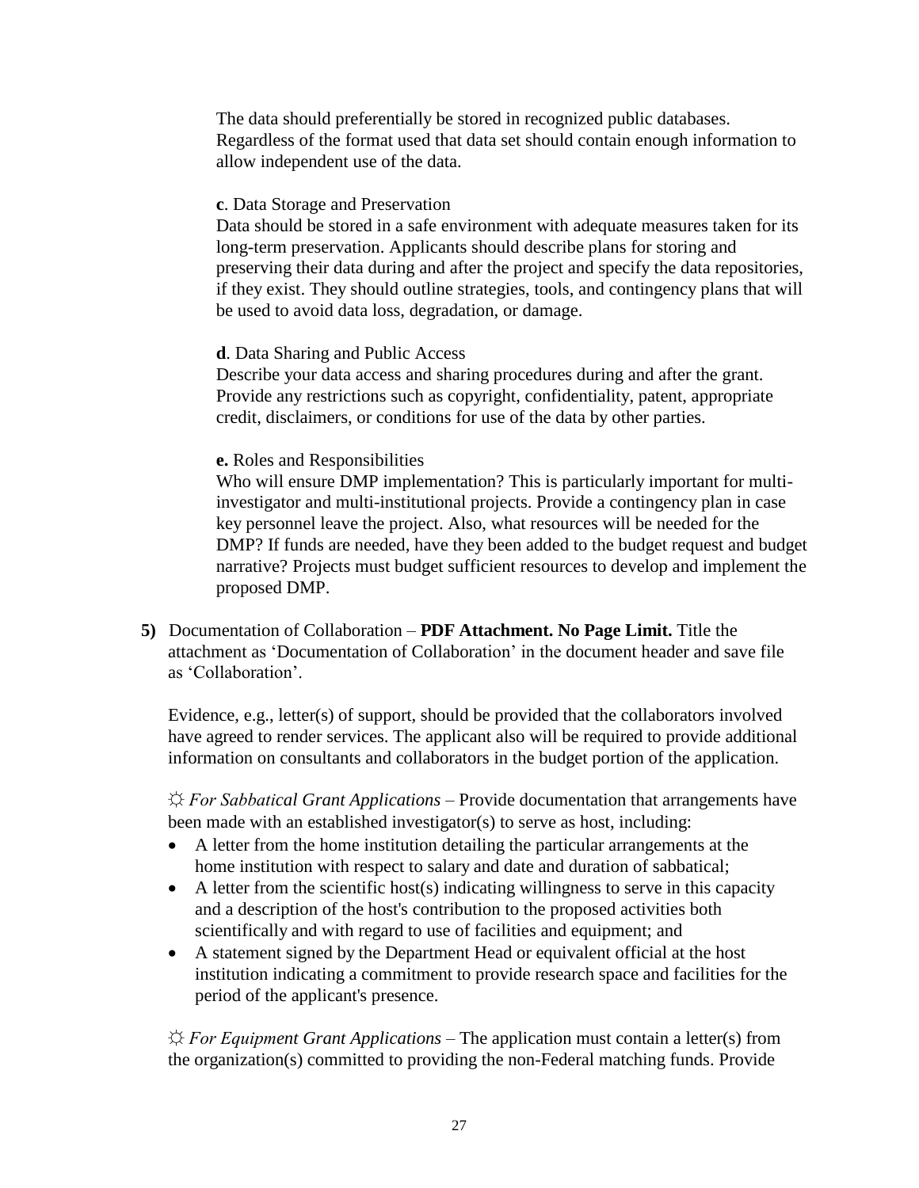The data should preferentially be stored in recognized public databases. Regardless of the format used that data set should contain enough information to allow independent use of the data.

**c**. Data Storage and Preservation

Data should be stored in a safe environment with adequate measures taken for its long-term preservation. Applicants should describe plans for storing and preserving their data during and after the project and specify the data repositories, if they exist. They should outline strategies, tools, and contingency plans that will be used to avoid data loss, degradation, or damage.

**d**. Data Sharing and Public Access

Describe your data access and sharing procedures during and after the grant. Provide any restrictions such as copyright, confidentiality, patent, appropriate credit, disclaimers, or conditions for use of the data by other parties.

**e.** Roles and Responsibilities

Who will ensure DMP implementation? This is particularly important for multi-investigator and multi-institutional projects. Provide a contingency plan in case key personnel leave the project. Also, what resources will be needed for the DMP? If funds are needed, have they been added to the budget request and budget narrative? Projects must budget sufficient resources to develop and implement the proposed DMP.

**5)** Documentation of Collaboration – **PDF Attachment. No Page Limit.** Title the attachment as 'Documentation of Collaboration' in the document header and save file as 'Collaboration'.

Evidence, e.g., letter(s) of support, should be provided that the collaborators involved have agreed to render services. The applicant also will be required to provide additional information on consultants and collaborators in the budget portion of the application.

☼ *For Sabbatical Grant Applications* – Provide documentation that arrangements have been made with an established investigator(s) to serve as host, including:

- A letter from the home institution detailing the particular arrangements at the home institution with respect to salary and date and duration of sabbatical;
- A letter from the scientific host(s) indicating willingness to serve in this capacity and a description of the host's contribution to the proposed activities both scientifically and with regard to use of facilities and equipment; and
- A statement signed by the Department Head or equivalent official at the host institution indicating a commitment to provide research space and facilities for the period of the applicant's presence.

☼ *For Equipment Grant Applications* – The application must contain a letter(s) from the organization(s) committed to providing the non-Federal matching funds. Provide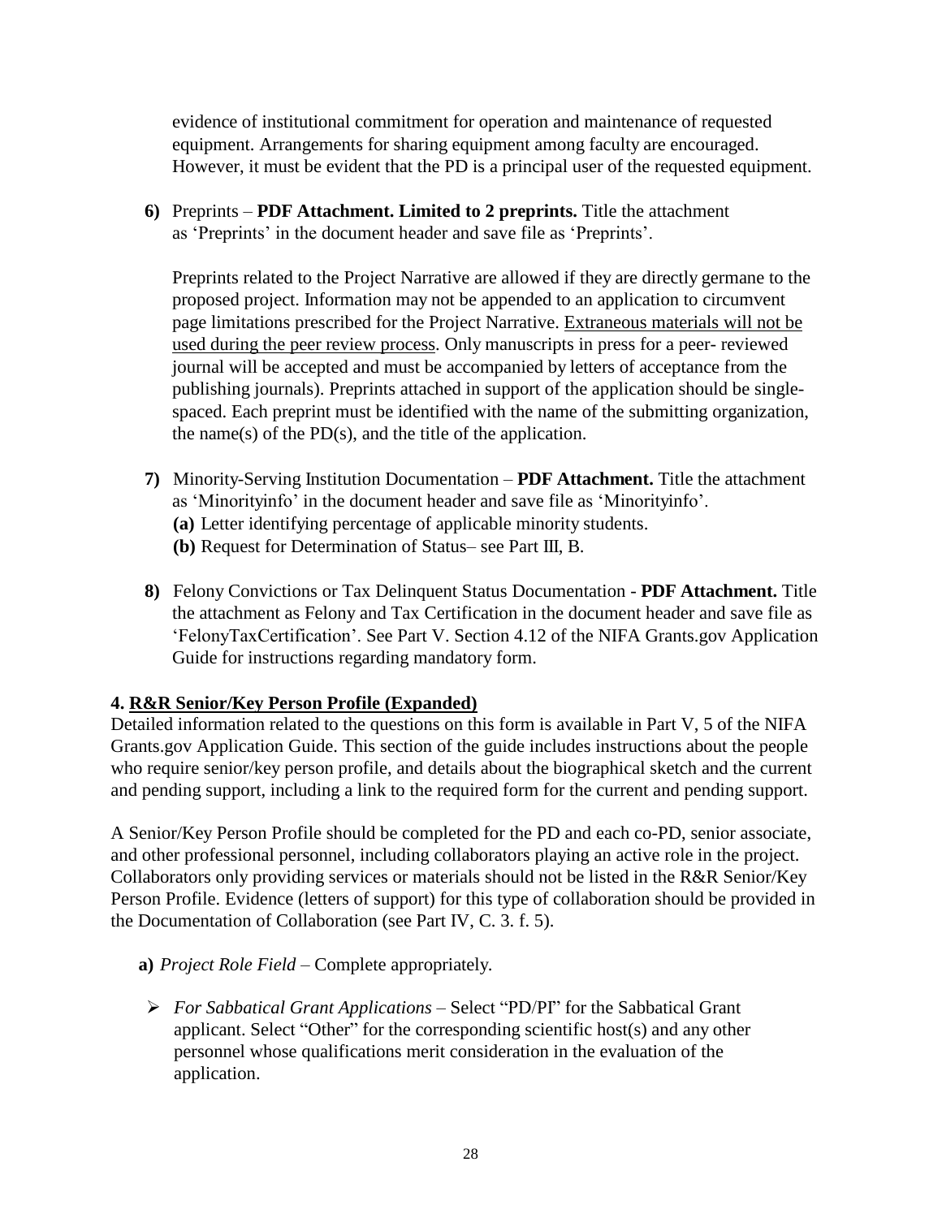evidence of institutional commitment for operation and maintenance of requested equipment. Arrangements for sharing equipment among faculty are encouraged. However, it must be evident that the PD is a principal user of the requested equipment.

**6)** Preprints – **PDF Attachment. Limited to 2 preprints.** Title the attachment as 'Preprints' in the document header and save file as 'Preprints'.

Preprints related to the Project Narrative are allowed if they are directly germane to the proposed project. Information may not be appended to an application to circumvent page limitations prescribed for the Project Narrative. <u>Extraneous materials will not be used during the peer review process</u>. Only manuscripts in press for a peer- reviewed journal will be accepted and must be accompanied by letters of acceptance from the publishing journals). Preprints attached in support of the application should be single-spaced. Each preprint must be identified with the name of the submitting organization, the name(s) of the PD(s), and the title of the application.

**7)** Minority-Serving Institution Documentation – **PDF Attachment.** Title the attachment as 'Minorityinfo' in the document header and save file as 'Minorityinfo'.
**(a)** Letter identifying percentage of applicable minority students.
**(b)** Request for Determination of Status– see Part III, B.

**8)** Felony Convictions or Tax Delinquent Status Documentation - **PDF Attachment.** Title the attachment as Felony and Tax Certification in the document header and save file as 'FelonyTaxCertification'. See Part V. Section 4.12 of the NIFA Grants.gov Application Guide for instructions regarding mandatory form.

**4. <u>R&R Senior/Key Person Profile (Expanded)</u>**

Detailed information related to the questions on this form is available in Part V, 5 of the NIFA Grants.gov Application Guide. This section of the guide includes instructions about the people who require senior/key person profile, and details about the biographical sketch and the current and pending support, including a link to the required form for the current and pending support.

A Senior/Key Person Profile should be completed for the PD and each co-PD, senior associate, and other professional personnel, including collaborators playing an active role in the project. Collaborators only providing services or materials should not be listed in the R&R Senior/Key Person Profile. Evidence (letters of support) for this type of collaboration should be provided in the Documentation of Collaboration (see Part IV, C. 3. f. 5).

**a)** *Project Role Field* – Complete appropriately.

- *For Sabbatical Grant Applications* – Select "PD/PI" for the Sabbatical Grant applicant. Select "Other" for the corresponding scientific host(s) and any other personnel whose qualifications merit consideration in the evaluation of the application.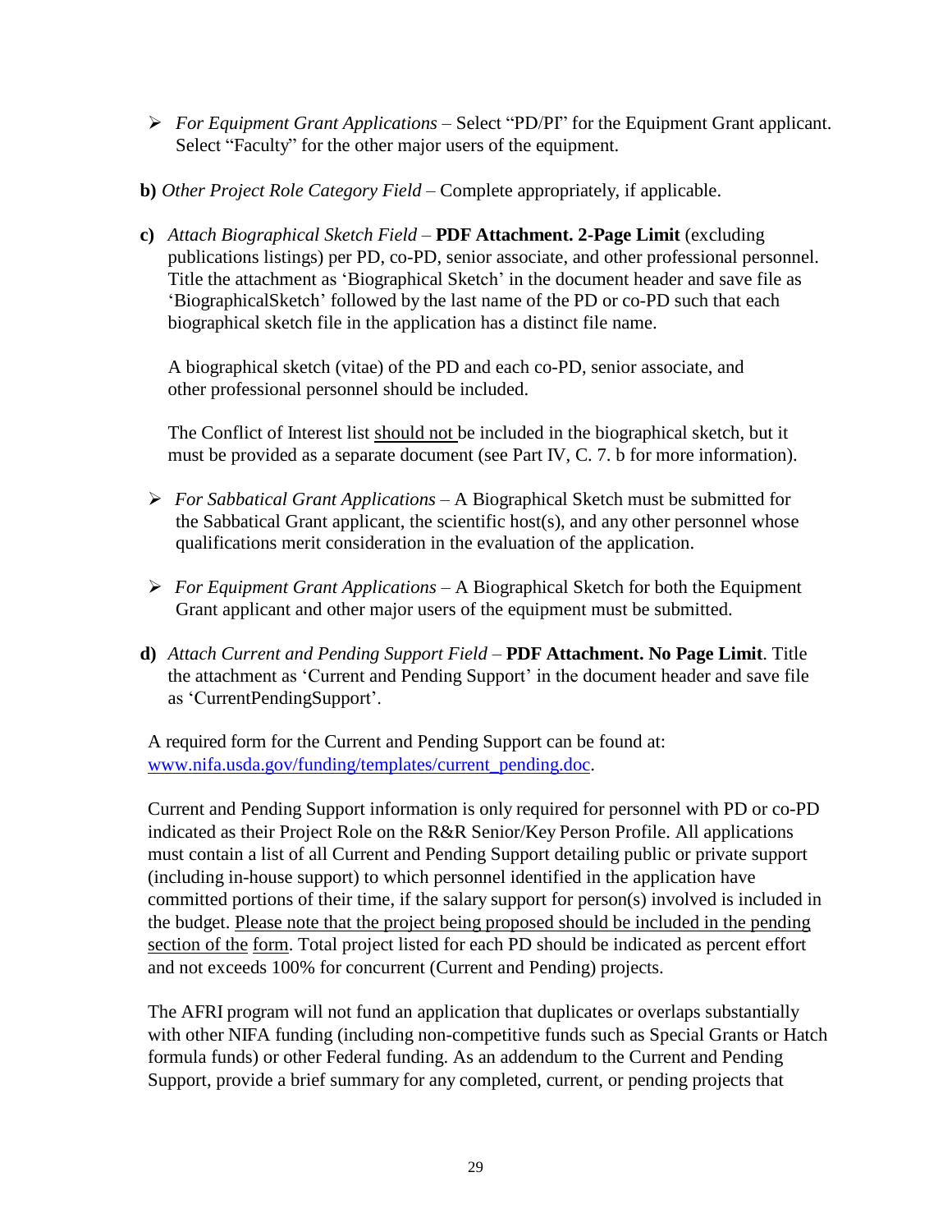- *For Equipment Grant Applications* – Select "PD/PI" for the Equipment Grant applicant. Select "Faculty" for the other major users of the equipment.

**b)** *Other Project Role Category Field* – Complete appropriately, if applicable.

**c)** *Attach Biographical Sketch Field* – **PDF Attachment. 2-Page Limit** (excluding publications listings) per PD, co-PD, senior associate, and other professional personnel. Title the attachment as 'Biographical Sketch' in the document header and save file as 'BiographicalSketch' followed by the last name of the PD or co-PD such that each biographical sketch file in the application has a distinct file name.

A biographical sketch (vitae) of the PD and each co-PD, senior associate, and other professional personnel should be included.

The Conflict of Interest list <u>should not</u> be included in the biographical sketch, but it must be provided as a separate document (see Part IV, C. 7. b for more information).

- *For Sabbatical Grant Applications* – A Biographical Sketch must be submitted for the Sabbatical Grant applicant, the scientific host(s), and any other personnel whose qualifications merit consideration in the evaluation of the application.

- *For Equipment Grant Applications* – A Biographical Sketch for both the Equipment Grant applicant and other major users of the equipment must be submitted.

**d)** *Attach Current and Pending Support Field* – **PDF Attachment. No Page Limit**. Title the attachment as 'Current and Pending Support' in the document header and save file as 'CurrentPendingSupport'.

A required form for the Current and Pending Support can be found at: [www.nifa.usda.gov/funding/templates/current_pending.doc](www.nifa.usda.gov/funding/templates/current_pending.doc).

Current and Pending Support information is only required for personnel with PD or co-PD indicated as their Project Role on the R&R Senior/Key Person Profile. All applications must contain a list of all Current and Pending Support detailing public or private support (including in-house support) to which personnel identified in the application have committed portions of their time, if the salary support for person(s) involved is included in the budget. <u>Please note that the project being proposed should be included in the pending section of the form</u>. Total project listed for each PD should be indicated as percent effort and not exceeds 100% for concurrent (Current and Pending) projects.

The AFRI program will not fund an application that duplicates or overlaps substantially with other NIFA funding (including non-competitive funds such as Special Grants or Hatch formula funds) or other Federal funding. As an addendum to the Current and Pending Support, provide a brief summary for any completed, current, or pending projects that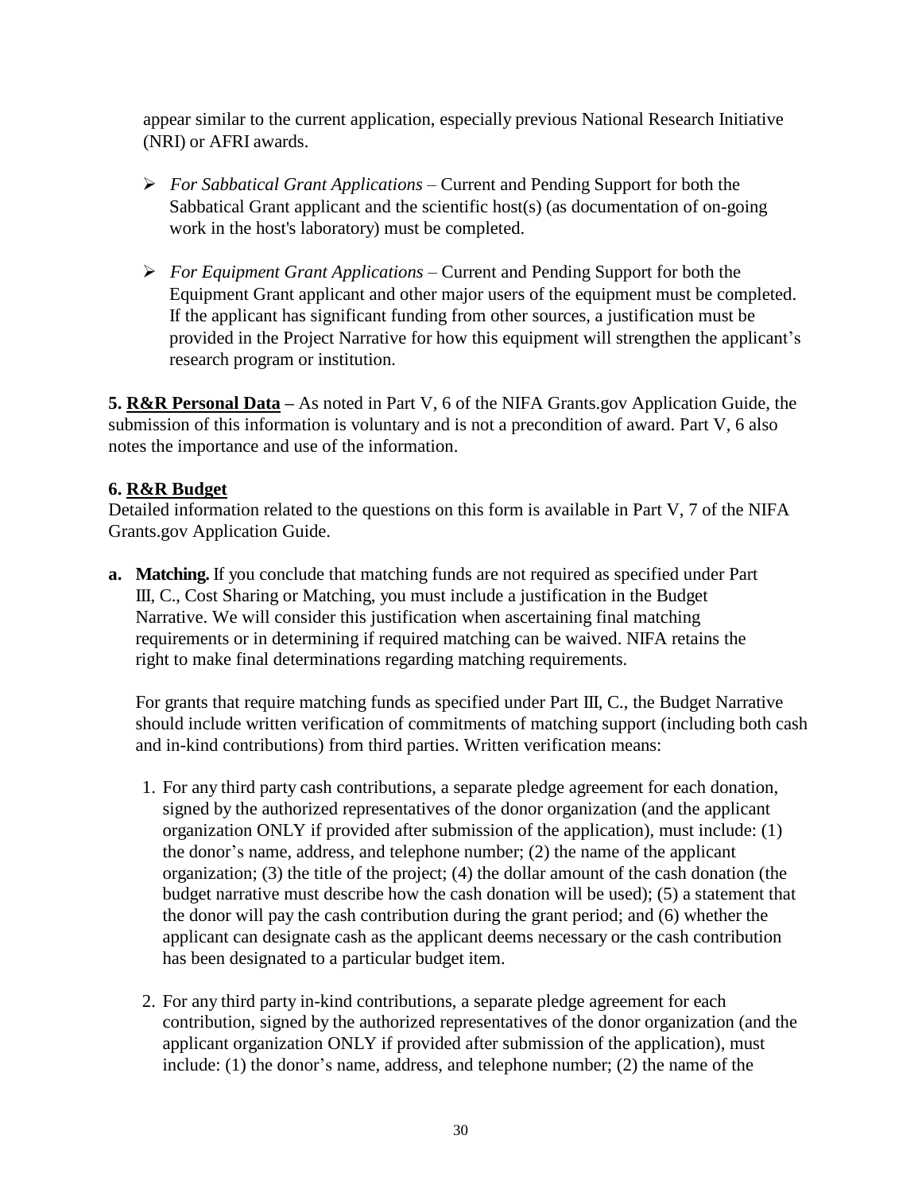appear similar to the current application, especially previous National Research Initiative (NRI) or AFRI awards.

- *For Sabbatical Grant Applications* – Current and Pending Support for both the Sabbatical Grant applicant and the scientific host(s) (as documentation of on-going work in the host's laboratory) must be completed.
- *For Equipment Grant Applications* – Current and Pending Support for both the Equipment Grant applicant and other major users of the equipment must be completed. If the applicant has significant funding from other sources, a justification must be provided in the Project Narrative for how this equipment will strengthen the applicant's research program or institution.

**5. R&R Personal Data –** As noted in Part V, 6 of the NIFA Grants.gov Application Guide, the submission of this information is voluntary and is not a precondition of award. Part V, 6 also notes the importance and use of the information.

**6. R&R Budget**

Detailed information related to the questions on this form is available in Part V, 7 of the NIFA Grants.gov Application Guide.

**a. Matching.** If you conclude that matching funds are not required as specified under Part III, C., Cost Sharing or Matching, you must include a justification in the Budget Narrative. We will consider this justification when ascertaining final matching requirements or in determining if required matching can be waived. NIFA retains the right to make final determinations regarding matching requirements.

For grants that require matching funds as specified under Part III, C., the Budget Narrative should include written verification of commitments of matching support (including both cash and in-kind contributions) from third parties. Written verification means:

1. For any third party cash contributions, a separate pledge agreement for each donation, signed by the authorized representatives of the donor organization (and the applicant organization ONLY if provided after submission of the application), must include: (1) the donor's name, address, and telephone number; (2) the name of the applicant organization; (3) the title of the project; (4) the dollar amount of the cash donation (the budget narrative must describe how the cash donation will be used); (5) a statement that the donor will pay the cash contribution during the grant period; and (6) whether the applicant can designate cash as the applicant deems necessary or the cash contribution has been designated to a particular budget item.
2. For any third party in-kind contributions, a separate pledge agreement for each contribution, signed by the authorized representatives of the donor organization (and the applicant organization ONLY if provided after submission of the application), must include: (1) the donor's name, address, and telephone number; (2) the name of the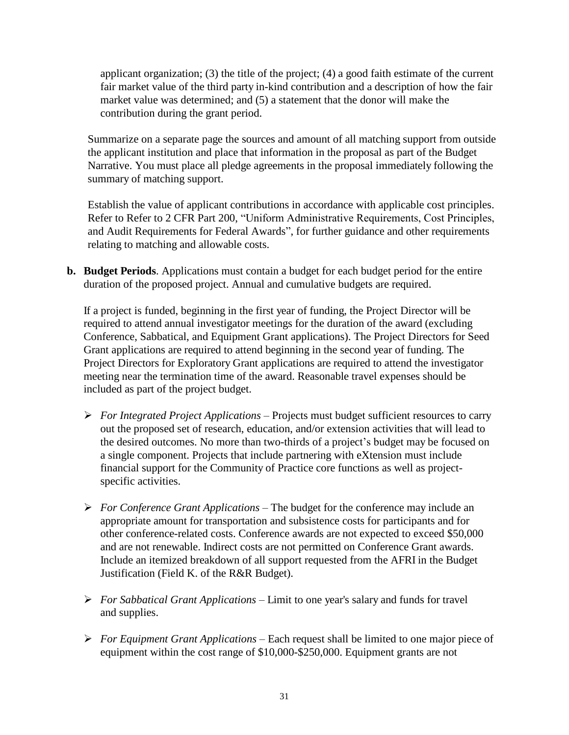applicant organization; (3) the title of the project; (4) a good faith estimate of the current fair market value of the third party in-kind contribution and a description of how the fair market value was determined; and (5) a statement that the donor will make the contribution during the grant period.

Summarize on a separate page the sources and amount of all matching support from outside the applicant institution and place that information in the proposal as part of the Budget Narrative. You must place all pledge agreements in the proposal immediately following the summary of matching support.

Establish the value of applicant contributions in accordance with applicable cost principles. Refer to Refer to 2 CFR Part 200, "Uniform Administrative Requirements, Cost Principles, and Audit Requirements for Federal Awards", for further guidance and other requirements relating to matching and allowable costs.

**b. Budget Periods**. Applications must contain a budget for each budget period for the entire duration of the proposed project. Annual and cumulative budgets are required.

If a project is funded, beginning in the first year of funding, the Project Director will be required to attend annual investigator meetings for the duration of the award (excluding Conference, Sabbatical, and Equipment Grant applications). The Project Directors for Seed Grant applications are required to attend beginning in the second year of funding. The Project Directors for Exploratory Grant applications are required to attend the investigator meeting near the termination time of the award. Reasonable travel expenses should be included as part of the project budget.

- *For Integrated Project Applications* – Projects must budget sufficient resources to carry out the proposed set of research, education, and/or extension activities that will lead to the desired outcomes. No more than two-thirds of a project's budget may be focused on a single component. Projects that include partnering with eXtension must include financial support for the Community of Practice core functions as well as project-specific activities.

- *For Conference Grant Applications* – The budget for the conference may include an appropriate amount for transportation and subsistence costs for participants and for other conference-related costs. Conference awards are not expected to exceed $50,000 and are not renewable. Indirect costs are not permitted on Conference Grant awards. Include an itemized breakdown of all support requested from the AFRI in the Budget Justification (Field K. of the R&R Budget).

- *For Sabbatical Grant Applications* – Limit to one year's salary and funds for travel and supplies.

- *For Equipment Grant Applications* – Each request shall be limited to one major piece of equipment within the cost range of $10,000-$250,000. Equipment grants are not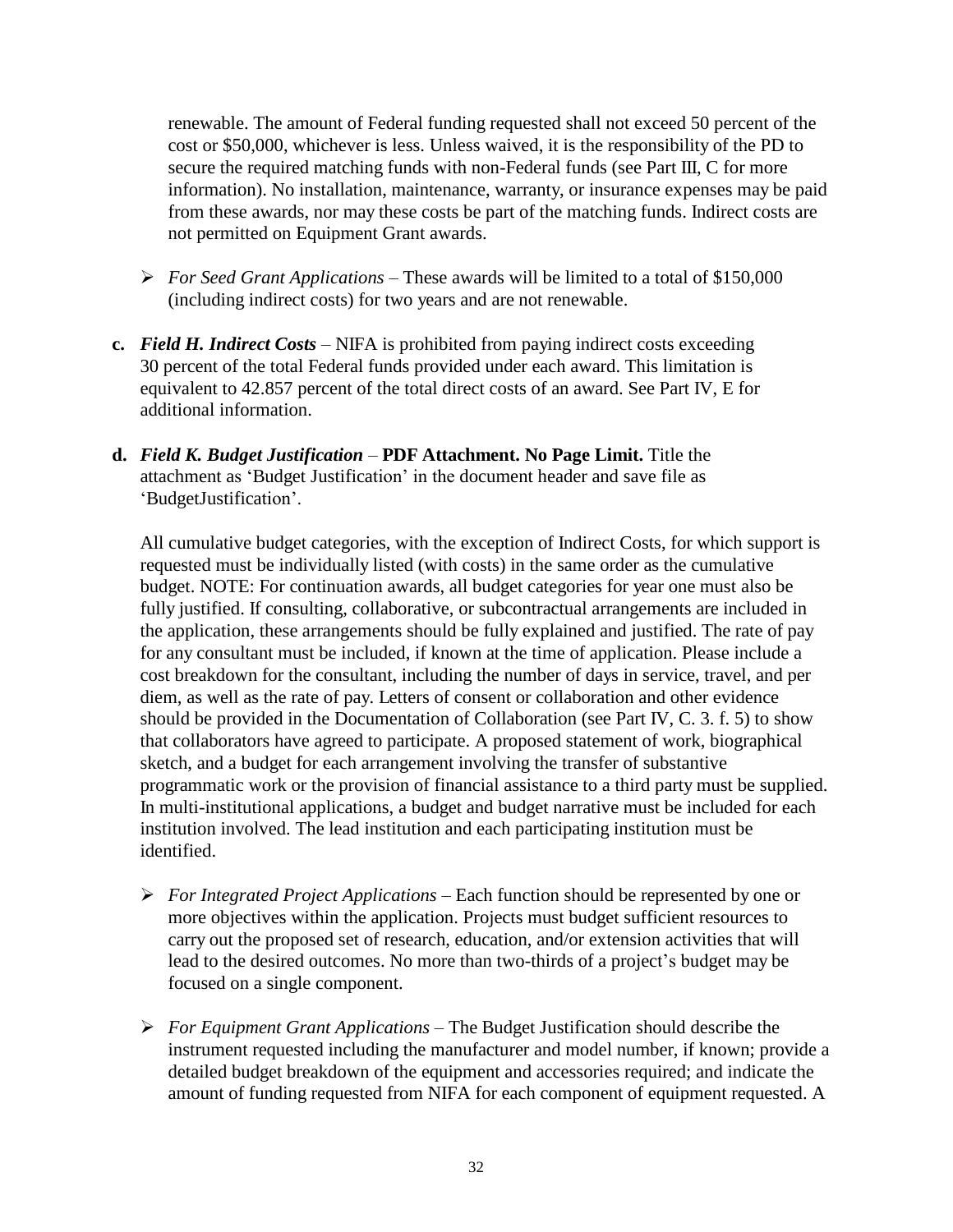renewable. The amount of Federal funding requested shall not exceed 50 percent of the cost or $50,000, whichever is less. Unless waived, it is the responsibility of the PD to secure the required matching funds with non-Federal funds (see Part III, C for more information). No installation, maintenance, warranty, or insurance expenses may be paid from these awards, nor may these costs be part of the matching funds. Indirect costs are not permitted on Equipment Grant awards.

- *For Seed Grant Applications* – These awards will be limited to a total of $150,000 (including indirect costs) for two years and are not renewable.

**c.** ***Field H. Indirect Costs*** – NIFA is prohibited from paying indirect costs exceeding 30 percent of the total Federal funds provided under each award. This limitation is equivalent to 42.857 percent of the total direct costs of an award. See Part IV, E for additional information.

**d.** ***Field K. Budget Justification*** – **PDF Attachment. No Page Limit.** Title the attachment as 'Budget Justification' in the document header and save file as 'BudgetJustification'.

All cumulative budget categories, with the exception of Indirect Costs, for which support is requested must be individually listed (with costs) in the same order as the cumulative budget. NOTE: For continuation awards, all budget categories for year one must also be fully justified. If consulting, collaborative, or subcontractual arrangements are included in the application, these arrangements should be fully explained and justified. The rate of pay for any consultant must be included, if known at the time of application. Please include a cost breakdown for the consultant, including the number of days in service, travel, and per diem, as well as the rate of pay. Letters of consent or collaboration and other evidence should be provided in the Documentation of Collaboration (see Part IV, C. 3. f. 5) to show that collaborators have agreed to participate. A proposed statement of work, biographical sketch, and a budget for each arrangement involving the transfer of substantive programmatic work or the provision of financial assistance to a third party must be supplied. In multi-institutional applications, a budget and budget narrative must be included for each institution involved. The lead institution and each participating institution must be identified.

- *For Integrated Project Applications* – Each function should be represented by one or more objectives within the application. Projects must budget sufficient resources to carry out the proposed set of research, education, and/or extension activities that will lead to the desired outcomes. No more than two-thirds of a project's budget may be focused on a single component.

- *For Equipment Grant Applications* – The Budget Justification should describe the instrument requested including the manufacturer and model number, if known; provide a detailed budget breakdown of the equipment and accessories required; and indicate the amount of funding requested from NIFA for each component of equipment requested. A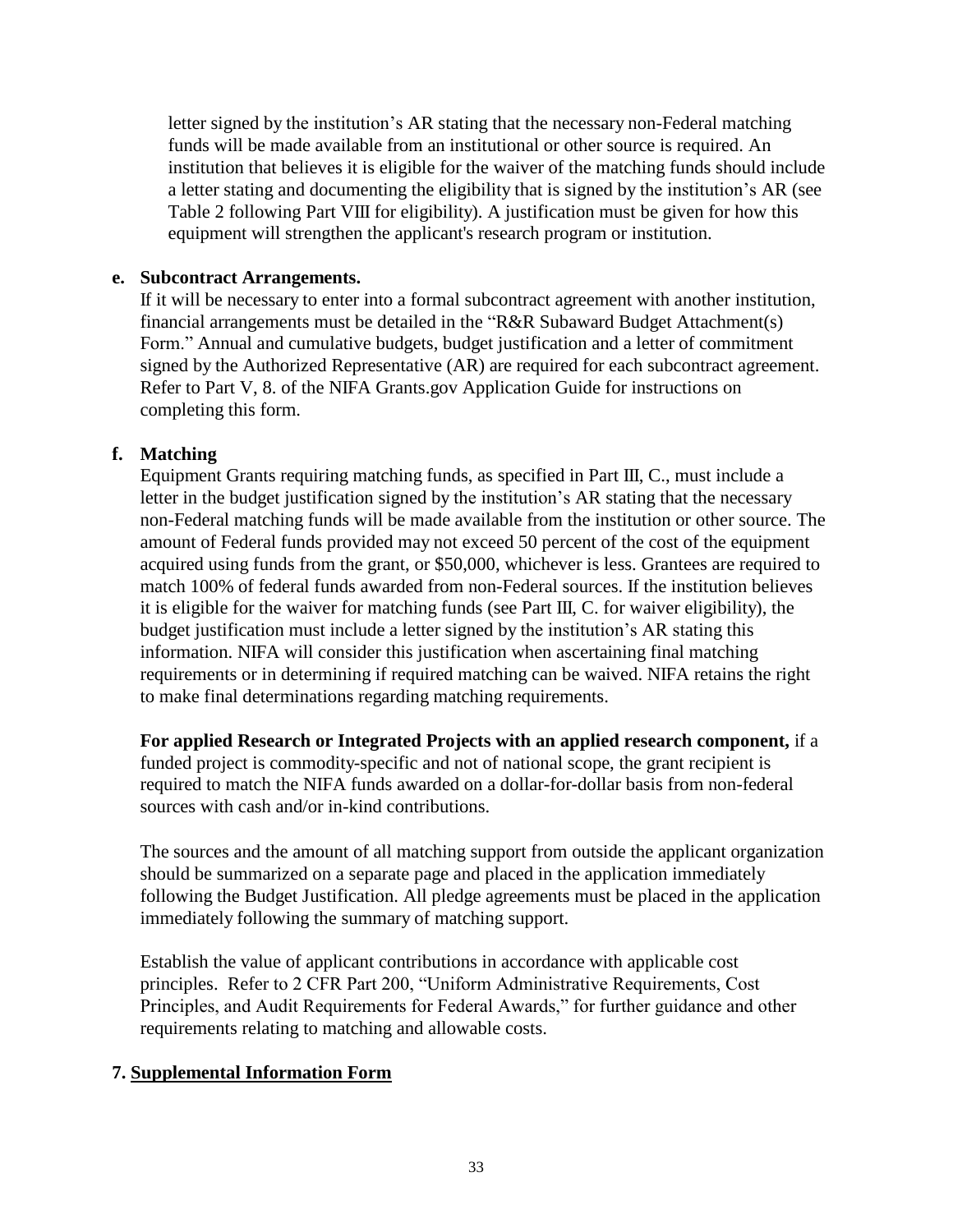letter signed by the institution's AR stating that the necessary non-Federal matching funds will be made available from an institutional or other source is required. An institution that believes it is eligible for the waiver of the matching funds should include a letter stating and documenting the eligibility that is signed by the institution's AR (see Table 2 following Part VIII for eligibility). A justification must be given for how this equipment will strengthen the applicant's research program or institution.

**e. Subcontract Arrangements.**

If it will be necessary to enter into a formal subcontract agreement with another institution, financial arrangements must be detailed in the "R&R Subaward Budget Attachment(s) Form." Annual and cumulative budgets, budget justification and a letter of commitment signed by the Authorized Representative (AR) are required for each subcontract agreement. Refer to Part V, 8. of the NIFA Grants.gov Application Guide for instructions on completing this form.

**f. Matching**

Equipment Grants requiring matching funds, as specified in Part III, C., must include a letter in the budget justification signed by the institution's AR stating that the necessary non-Federal matching funds will be made available from the institution or other source. The amount of Federal funds provided may not exceed 50 percent of the cost of the equipment acquired using funds from the grant, or $50,000, whichever is less. Grantees are required to match 100% of federal funds awarded from non-Federal sources. If the institution believes it is eligible for the waiver for matching funds (see Part III, C. for waiver eligibility), the budget justification must include a letter signed by the institution's AR stating this information. NIFA will consider this justification when ascertaining final matching requirements or in determining if required matching can be waived. NIFA retains the right to make final determinations regarding matching requirements.

**For applied Research or Integrated Projects with an applied research component,** if a funded project is commodity-specific and not of national scope, the grant recipient is required to match the NIFA funds awarded on a dollar-for-dollar basis from non-federal sources with cash and/or in-kind contributions.

The sources and the amount of all matching support from outside the applicant organization should be summarized on a separate page and placed in the application immediately following the Budget Justification. All pledge agreements must be placed in the application immediately following the summary of matching support.

Establish the value of applicant contributions in accordance with applicable cost principles. Refer to 2 CFR Part 200, "Uniform Administrative Requirements, Cost Principles, and Audit Requirements for Federal Awards," for further guidance and other requirements relating to matching and allowable costs.

**7. Supplemental Information Form**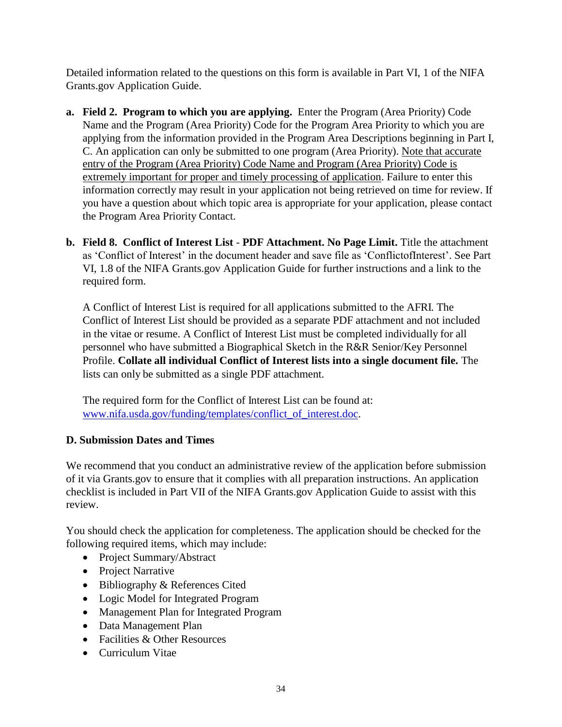Detailed information related to the questions on this form is available in Part VI, 1 of the NIFA Grants.gov Application Guide.

a. **Field 2. Program to which you are applying.** Enter the Program (Area Priority) Code Name and the Program (Area Priority) Code for the Program Area Priority to which you are applying from the information provided in the Program Area Descriptions beginning in Part I, C. An application can only be submitted to one program (Area Priority). Note that accurate entry of the Program (Area Priority) Code Name and Program (Area Priority) Code is extremely important for proper and timely processing of application. Failure to enter this information correctly may result in your application not being retrieved on time for review. If you have a question about which topic area is appropriate for your application, please contact the Program Area Priority Contact.

b. **Field 8. Conflict of Interest List - PDF Attachment. No Page Limit.** Title the attachment as 'Conflict of Interest' in the document header and save file as 'ConflictofInterest'. See Part VI, 1.8 of the NIFA Grants.gov Application Guide for further instructions and a link to the required form.

   A Conflict of Interest List is required for all applications submitted to the AFRI. The Conflict of Interest List should be provided as a separate PDF attachment and not included in the vitae or resume. A Conflict of Interest List must be completed individually for all personnel who have submitted a Biographical Sketch in the R&R Senior/Key Personnel Profile. **Collate all individual Conflict of Interest lists into a single document file.** The lists can only be submitted as a single PDF attachment.

   The required form for the Conflict of Interest List can be found at: [www.nifa.usda.gov/funding/templates/conflict_of_interest.doc](www.nifa.usda.gov/funding/templates/conflict_of_interest.doc).

**D. Submission Dates and Times**

We recommend that you conduct an administrative review of the application before submission of it via Grants.gov to ensure that it complies with all preparation instructions. An application checklist is included in Part VII of the NIFA Grants.gov Application Guide to assist with this review.

You should check the application for completeness. The application should be checked for the following required items, which may include:

- Project Summary/Abstract
- Project Narrative
- Bibliography & References Cited
- Logic Model for Integrated Program
- Management Plan for Integrated Program
- Data Management Plan
- Facilities & Other Resources
- Curriculum Vitae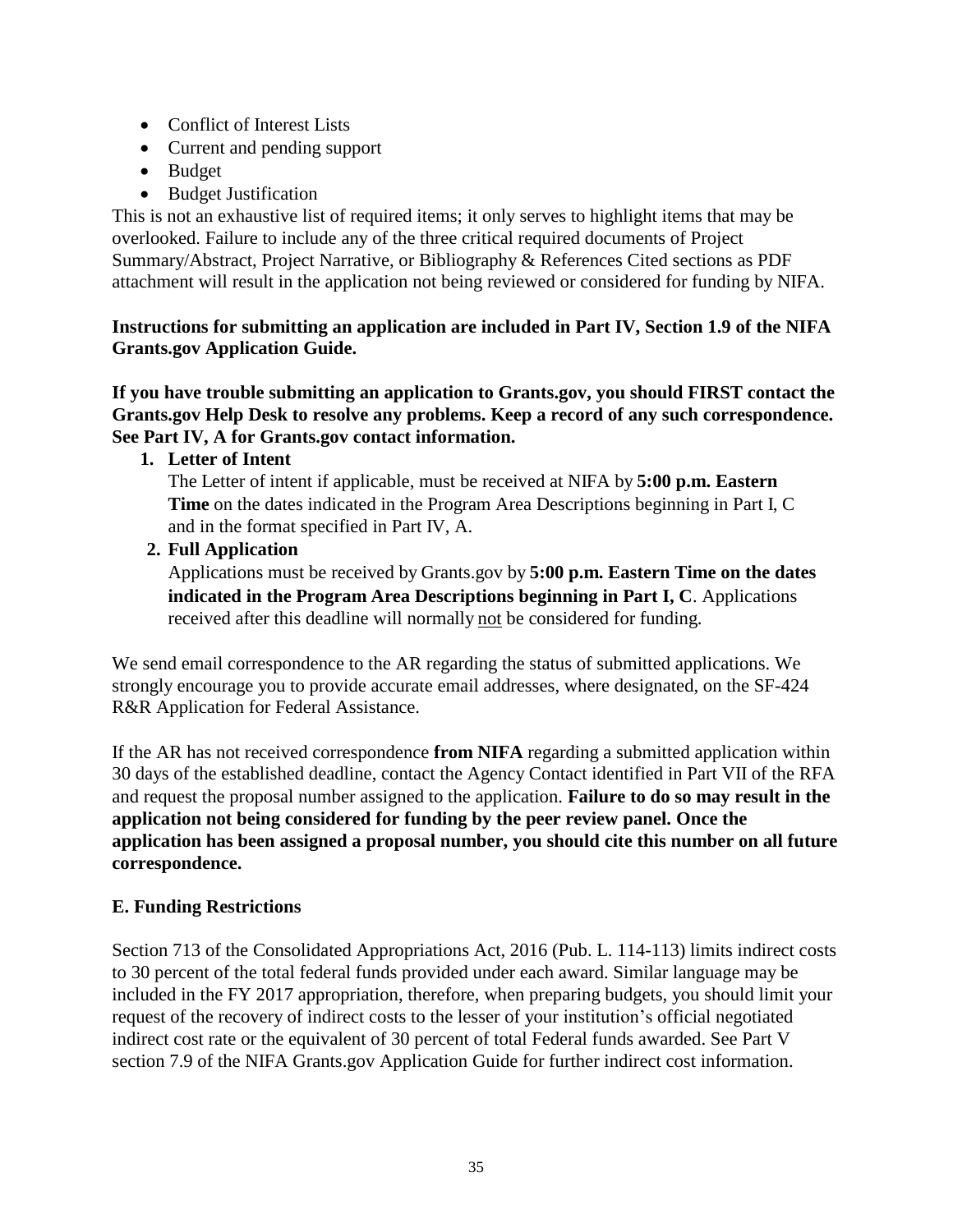- Conflict of Interest Lists
- Current and pending support
- Budget
- Budget Justification

This is not an exhaustive list of required items; it only serves to highlight items that may be overlooked. Failure to include any of the three critical required documents of Project Summary/Abstract, Project Narrative, or Bibliography & References Cited sections as PDF attachment will result in the application not being reviewed or considered for funding by NIFA.

**Instructions for submitting an application are included in Part IV, Section 1.9 of the NIFA Grants.gov Application Guide.**

**If you have trouble submitting an application to Grants.gov, you should FIRST contact the Grants.gov Help Desk to resolve any problems. Keep a record of any such correspondence. See Part IV, A for Grants.gov contact information.**

1. **Letter of Intent**
   The Letter of intent if applicable, must be received at NIFA by **5:00 p.m. Eastern Time** on the dates indicated in the Program Area Descriptions beginning in Part I, C and in the format specified in Part IV, A.
2. **Full Application**
   Applications must be received by Grants.gov by **5:00 p.m. Eastern Time on the dates indicated in the Program Area Descriptions beginning in Part I, C**. Applications received after this deadline will normally not be considered for funding.

We send email correspondence to the AR regarding the status of submitted applications. We strongly encourage you to provide accurate email addresses, where designated, on the SF-424 R&R Application for Federal Assistance.

If the AR has not received correspondence **from NIFA** regarding a submitted application within 30 days of the established deadline, contact the Agency Contact identified in Part VII of the RFA and request the proposal number assigned to the application. **Failure to do so may result in the application not being considered for funding by the peer review panel. Once the application has been assigned a proposal number, you should cite this number on all future correspondence.**

### E. Funding Restrictions

Section 713 of the Consolidated Appropriations Act, 2016 (Pub. L. 114-113) limits indirect costs to 30 percent of the total federal funds provided under each award. Similar language may be included in the FY 2017 appropriation, therefore, when preparing budgets, you should limit your request of the recovery of indirect costs to the lesser of your institution's official negotiated indirect cost rate or the equivalent of 30 percent of total Federal funds awarded. See Part V section 7.9 of the NIFA Grants.gov Application Guide for further indirect cost information.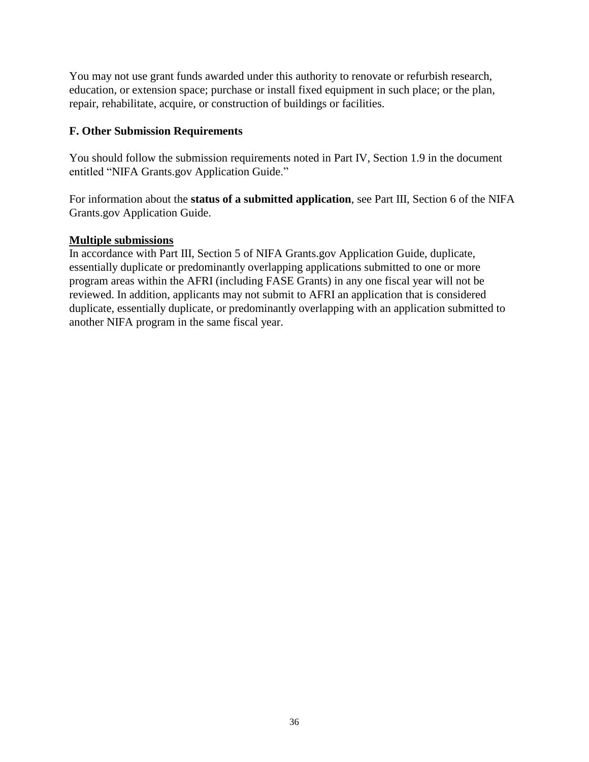You may not use grant funds awarded under this authority to renovate or refurbish research, education, or extension space; purchase or install fixed equipment in such place; or the plan, repair, rehabilitate, acquire, or construction of buildings or facilities.

### F. Other Submission Requirements

You should follow the submission requirements noted in Part IV, Section 1.9 in the document entitled "NIFA Grants.gov Application Guide."

For information about the **status of a submitted application**, see Part III, Section 6 of the NIFA Grants.gov Application Guide.

**Multiple submissions**

In accordance with Part III, Section 5 of NIFA Grants.gov Application Guide, duplicate, essentially duplicate or predominantly overlapping applications submitted to one or more program areas within the AFRI (including FASE Grants) in any one fiscal year will not be reviewed. In addition, applicants may not submit to AFRI an application that is considered duplicate, essentially duplicate, or predominantly overlapping with an application submitted to another NIFA program in the same fiscal year.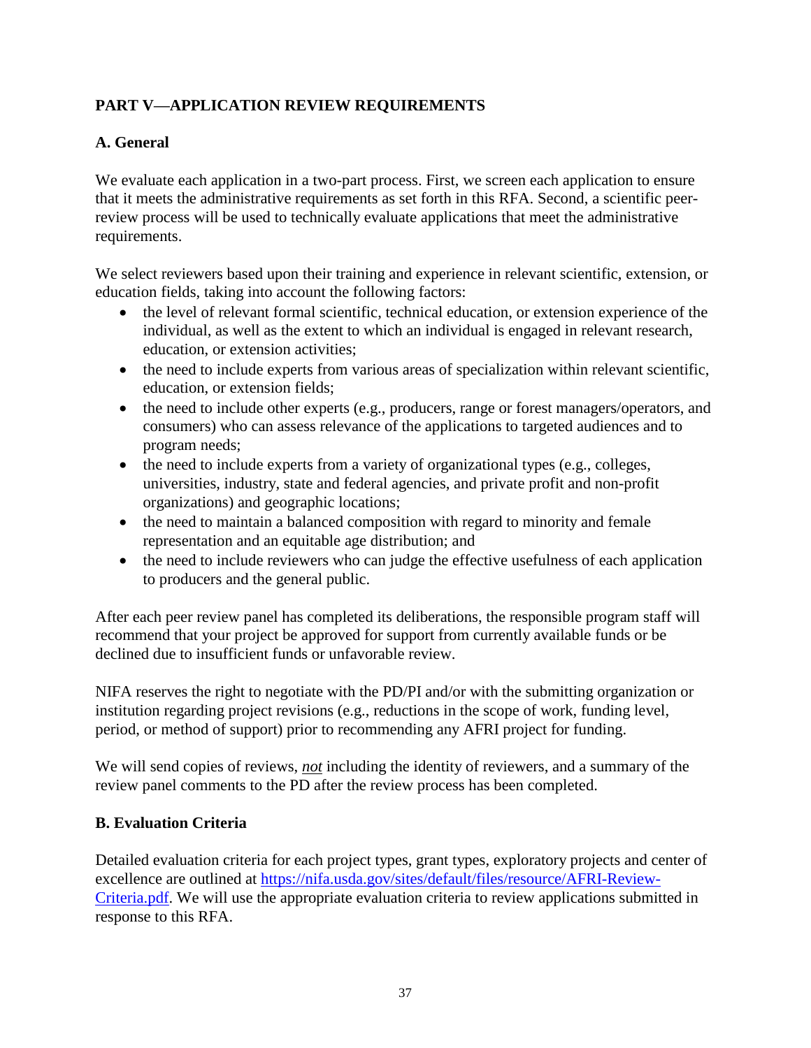## PART V—APPLICATION REVIEW REQUIREMENTS

### A. General

We evaluate each application in a two-part process. First, we screen each application to ensure that it meets the administrative requirements as set forth in this RFA. Second, a scientific peer-review process will be used to technically evaluate applications that meet the administrative requirements.

We select reviewers based upon their training and experience in relevant scientific, extension, or education fields, taking into account the following factors:

- the level of relevant formal scientific, technical education, or extension experience of the individual, as well as the extent to which an individual is engaged in relevant research, education, or extension activities;
- the need to include experts from various areas of specialization within relevant scientific, education, or extension fields;
- the need to include other experts (e.g., producers, range or forest managers/operators, and consumers) who can assess relevance of the applications to targeted audiences and to program needs;
- the need to include experts from a variety of organizational types (e.g., colleges, universities, industry, state and federal agencies, and private profit and non-profit organizations) and geographic locations;
- the need to maintain a balanced composition with regard to minority and female representation and an equitable age distribution; and
- the need to include reviewers who can judge the effective usefulness of each application to producers and the general public.

After each peer review panel has completed its deliberations, the responsible program staff will recommend that your project be approved for support from currently available funds or be declined due to insufficient funds or unfavorable review.

NIFA reserves the right to negotiate with the PD/PI and/or with the submitting organization or institution regarding project revisions (e.g., reductions in the scope of work, funding level, period, or method of support) prior to recommending any AFRI project for funding.

We will send copies of reviews, ***not*** including the identity of reviewers, and a summary of the review panel comments to the PD after the review process has been completed.

### B. Evaluation Criteria

Detailed evaluation criteria for each project types, grant types, exploratory projects and center of excellence are outlined at [https://nifa.usda.gov/sites/default/files/resource/AFRI-Review-Criteria.pdf](https://nifa.usda.gov/sites/default/files/resource/AFRI-Review-Criteria.pdf). We will use the appropriate evaluation criteria to review applications submitted in response to this RFA.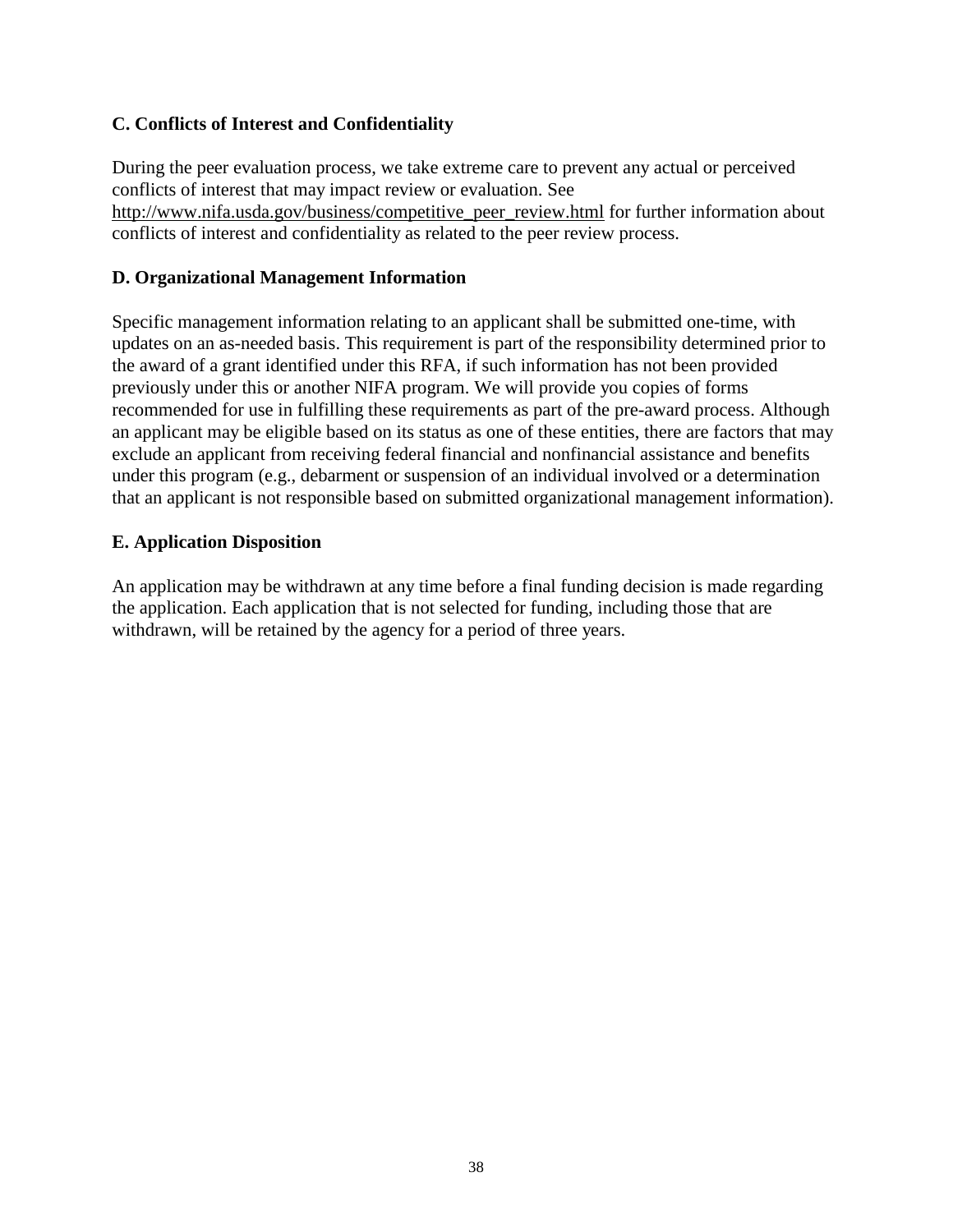### C. Conflicts of Interest and Confidentiality

During the peer evaluation process, we take extreme care to prevent any actual or perceived conflicts of interest that may impact review or evaluation. See http://www.nifa.usda.gov/business/competitive_peer_review.html for further information about conflicts of interest and confidentiality as related to the peer review process.

### D. Organizational Management Information

Specific management information relating to an applicant shall be submitted one-time, with updates on an as-needed basis. This requirement is part of the responsibility determined prior to the award of a grant identified under this RFA, if such information has not been provided previously under this or another NIFA program. We will provide you copies of forms recommended for use in fulfilling these requirements as part of the pre-award process. Although an applicant may be eligible based on its status as one of these entities, there are factors that may exclude an applicant from receiving federal financial and nonfinancial assistance and benefits under this program (e.g., debarment or suspension of an individual involved or a determination that an applicant is not responsible based on submitted organizational management information).

### E. Application Disposition

An application may be withdrawn at any time before a final funding decision is made regarding the application. Each application that is not selected for funding, including those that are withdrawn, will be retained by the agency for a period of three years.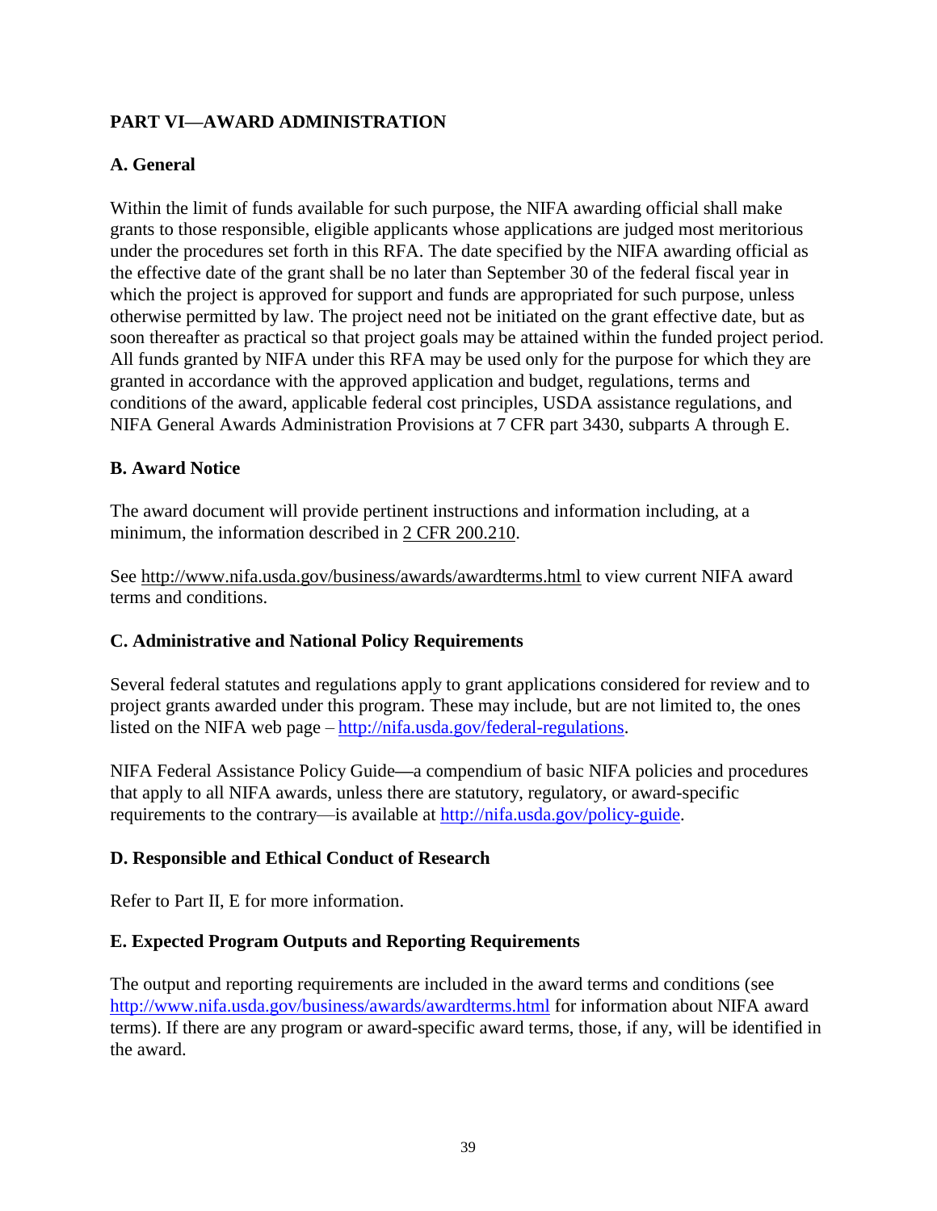## PART VI—AWARD ADMINISTRATION

### A. General

Within the limit of funds available for such purpose, the NIFA awarding official shall make grants to those responsible, eligible applicants whose applications are judged most meritorious under the procedures set forth in this RFA. The date specified by the NIFA awarding official as the effective date of the grant shall be no later than September 30 of the federal fiscal year in which the project is approved for support and funds are appropriated for such purpose, unless otherwise permitted by law. The project need not be initiated on the grant effective date, but as soon thereafter as practical so that project goals may be attained within the funded project period. All funds granted by NIFA under this RFA may be used only for the purpose for which they are granted in accordance with the approved application and budget, regulations, terms and conditions of the award, applicable federal cost principles, USDA assistance regulations, and NIFA General Awards Administration Provisions at 7 CFR part 3430, subparts A through E.

### B. Award Notice

The award document will provide pertinent instructions and information including, at a minimum, the information described in 2 CFR 200.210.

See http://www.nifa.usda.gov/business/awards/awardterms.html to view current NIFA award terms and conditions.

### C. Administrative and National Policy Requirements

Several federal statutes and regulations apply to grant applications considered for review and to project grants awarded under this program. These may include, but are not limited to, the ones listed on the NIFA web page – http://nifa.usda.gov/federal-regulations.

NIFA Federal Assistance Policy Guide—a compendium of basic NIFA policies and procedures that apply to all NIFA awards, unless there are statutory, regulatory, or award-specific requirements to the contrary—is available at http://nifa.usda.gov/policy-guide.

### D. Responsible and Ethical Conduct of Research

Refer to Part II, E for more information.

### E. Expected Program Outputs and Reporting Requirements

The output and reporting requirements are included in the award terms and conditions (see http://www.nifa.usda.gov/business/awards/awardterms.html for information about NIFA award terms). If there are any program or award-specific award terms, those, if any, will be identified in the award.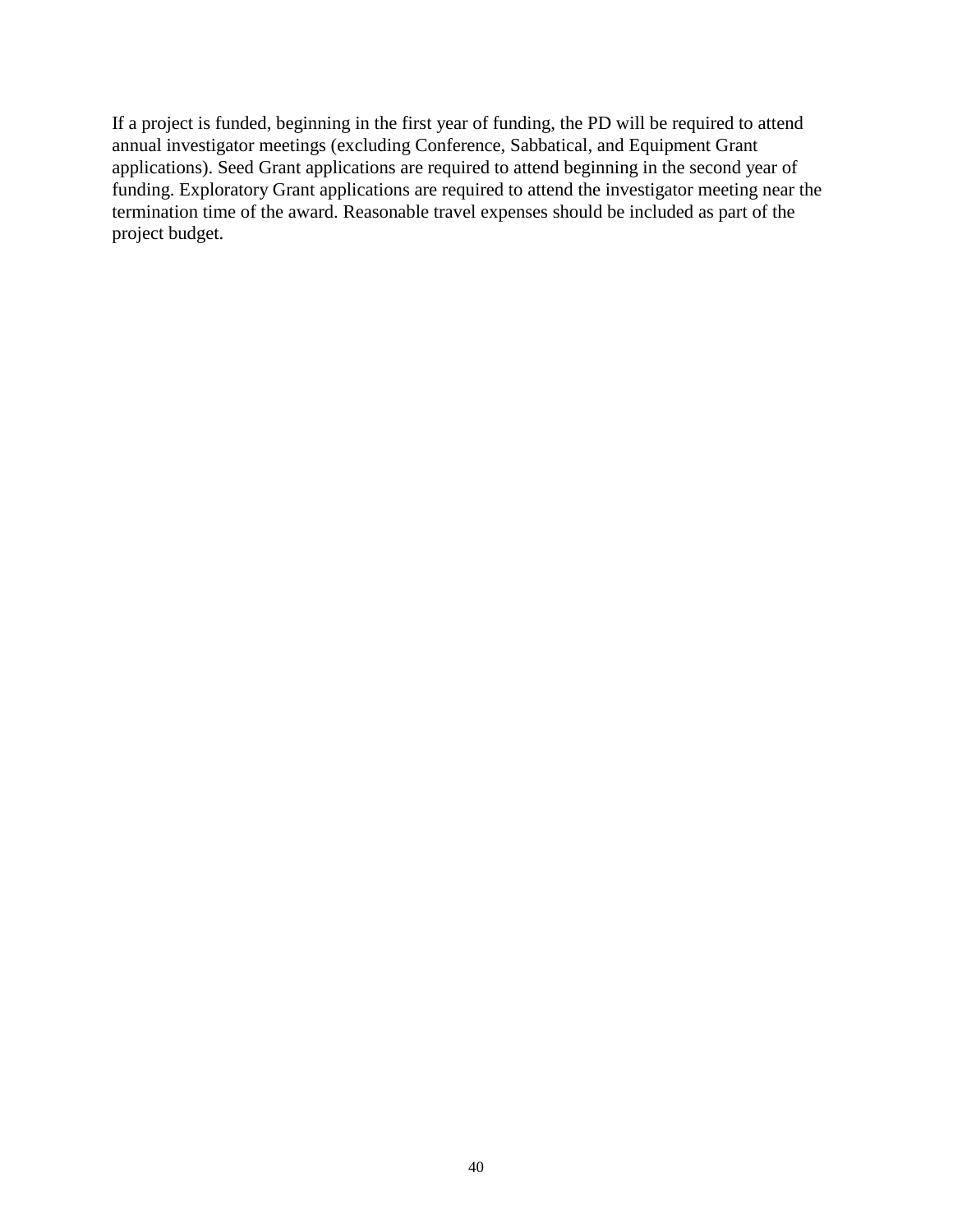If a project is funded, beginning in the first year of funding, the PD will be required to attend annual investigator meetings (excluding Conference, Sabbatical, and Equipment Grant applications). Seed Grant applications are required to attend beginning in the second year of funding. Exploratory Grant applications are required to attend the investigator meeting near the termination time of the award. Reasonable travel expenses should be included as part of the project budget.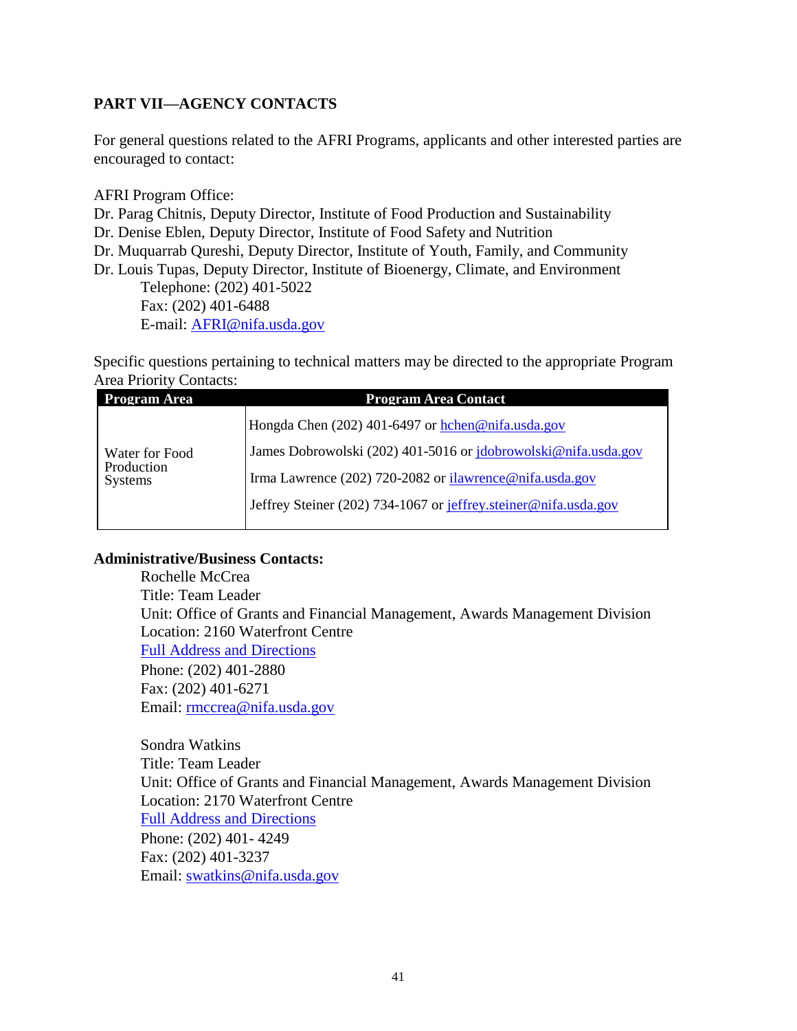## PART VII—AGENCY CONTACTS

For general questions related to the AFRI Programs, applicants and other interested parties are encouraged to contact:

AFRI Program Office:
Dr. Parag Chitnis, Deputy Director, Institute of Food Production and Sustainability
Dr. Denise Eblen, Deputy Director, Institute of Food Safety and Nutrition
Dr. Muquarrab Qureshi, Deputy Director, Institute of Youth, Family, and Community
Dr. Louis Tupas, Deputy Director, Institute of Bioenergy, Climate, and Environment
Telephone: (202) 401-5022
Fax: (202) 401-6488
E-mail: AFRI@nifa.usda.gov

Specific questions pertaining to technical matters may be directed to the appropriate Program Area Priority Contacts:

| Program Area | Program Area Contact |
|---|---|
| Water for Food Production Systems | Hongda Chen (202) 401-6497 or hchen@nifa.usda.gov<br>James Dobrowolski (202) 401-5016 or jdobrowolski@nifa.usda.gov<br>Irma Lawrence (202) 720-2082 or ilawrence@nifa.usda.gov<br>Jeffrey Steiner (202) 734-1067 or jeffrey.steiner@nifa.usda.gov |

**Administrative/Business Contacts:**

Rochelle McCrea
Title: Team Leader
Unit: Office of Grants and Financial Management, Awards Management Division
Location: 2160 Waterfront Centre
Full Address and Directions
Phone: (202) 401-2880
Fax: (202) 401-6271
Email: rmccrea@nifa.usda.gov

Sondra Watkins
Title: Team Leader
Unit: Office of Grants and Financial Management, Awards Management Division
Location: 2170 Waterfront Centre
Full Address and Directions
Phone: (202) 401- 4249
Fax: (202) 401-3237
Email: swatkins@nifa.usda.gov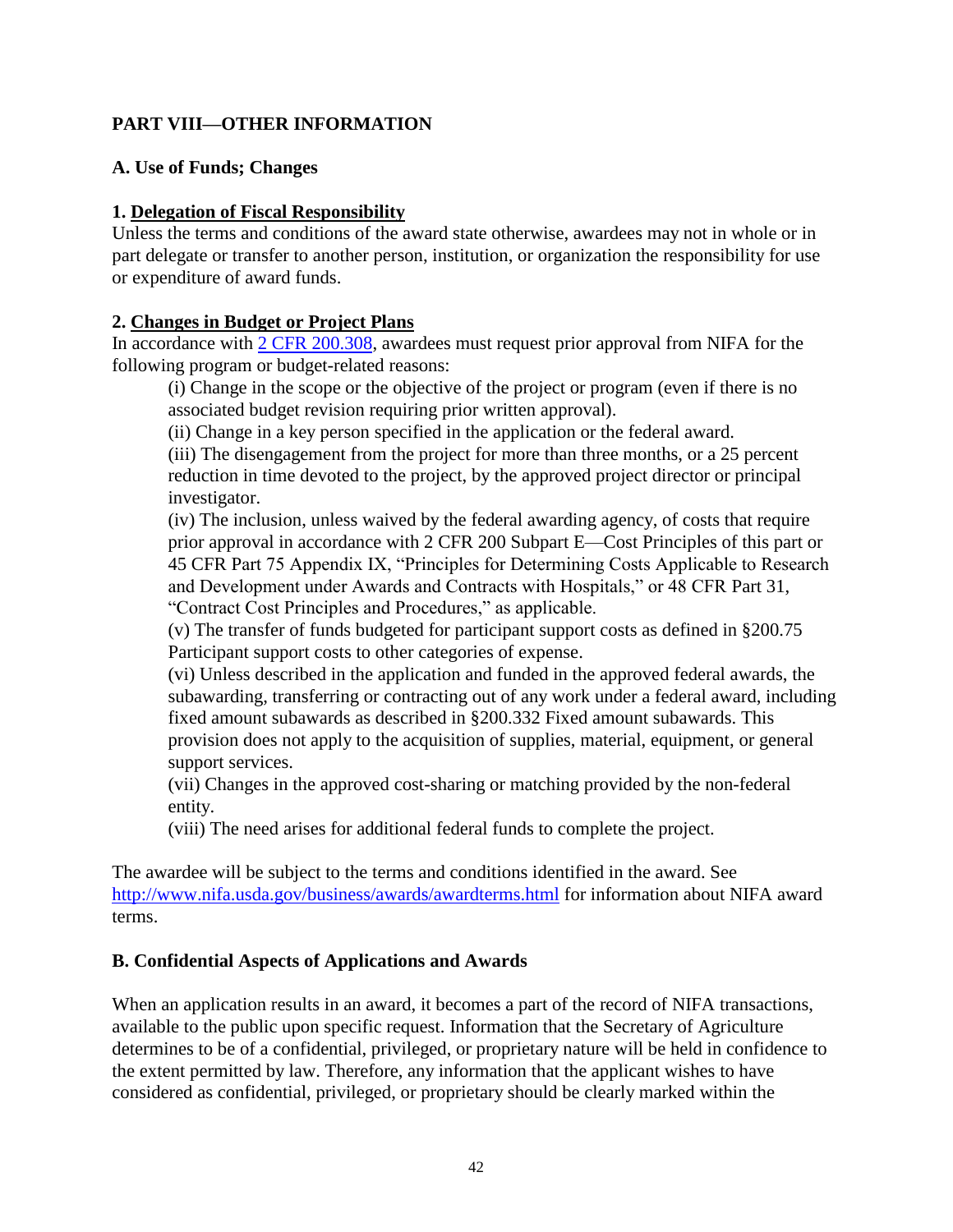## PART VIII—OTHER INFORMATION

### A. Use of Funds; Changes

**1. Delegation of Fiscal Responsibility**

Unless the terms and conditions of the award state otherwise, awardees may not in whole or in part delegate or transfer to another person, institution, or organization the responsibility for use or expenditure of award funds.

**2. Changes in Budget or Project Plans**

In accordance with [2 CFR 200.308](https://www.ecfr.gov/current/title-2/section-200.308), awardees must request prior approval from NIFA for the following program or budget-related reasons:

(i) Change in the scope or the objective of the project or program (even if there is no associated budget revision requiring prior written approval).

(ii) Change in a key person specified in the application or the federal award.

(iii) The disengagement from the project for more than three months, or a 25 percent reduction in time devoted to the project, by the approved project director or principal investigator.

(iv) The inclusion, unless waived by the federal awarding agency, of costs that require prior approval in accordance with 2 CFR 200 Subpart E—Cost Principles of this part or 45 CFR Part 75 Appendix IX, "Principles for Determining Costs Applicable to Research and Development under Awards and Contracts with Hospitals," or 48 CFR Part 31, "Contract Cost Principles and Procedures," as applicable.

(v) The transfer of funds budgeted for participant support costs as defined in §200.75 Participant support costs to other categories of expense.

(vi) Unless described in the application and funded in the approved federal awards, the subawarding, transferring or contracting out of any work under a federal award, including fixed amount subawards as described in §200.332 Fixed amount subawards. This provision does not apply to the acquisition of supplies, material, equipment, or general support services.

(vii) Changes in the approved cost-sharing or matching provided by the non-federal entity.

(viii) The need arises for additional federal funds to complete the project.

The awardee will be subject to the terms and conditions identified in the award. See [http://www.nifa.usda.gov/business/awards/awardterms.html](http://www.nifa.usda.gov/business/awards/awardterms.html) for information about NIFA award terms.

### B. Confidential Aspects of Applications and Awards

When an application results in an award, it becomes a part of the record of NIFA transactions, available to the public upon specific request. Information that the Secretary of Agriculture determines to be of a confidential, privileged, or proprietary nature will be held in confidence to the extent permitted by law. Therefore, any information that the applicant wishes to have considered as confidential, privileged, or proprietary should be clearly marked within the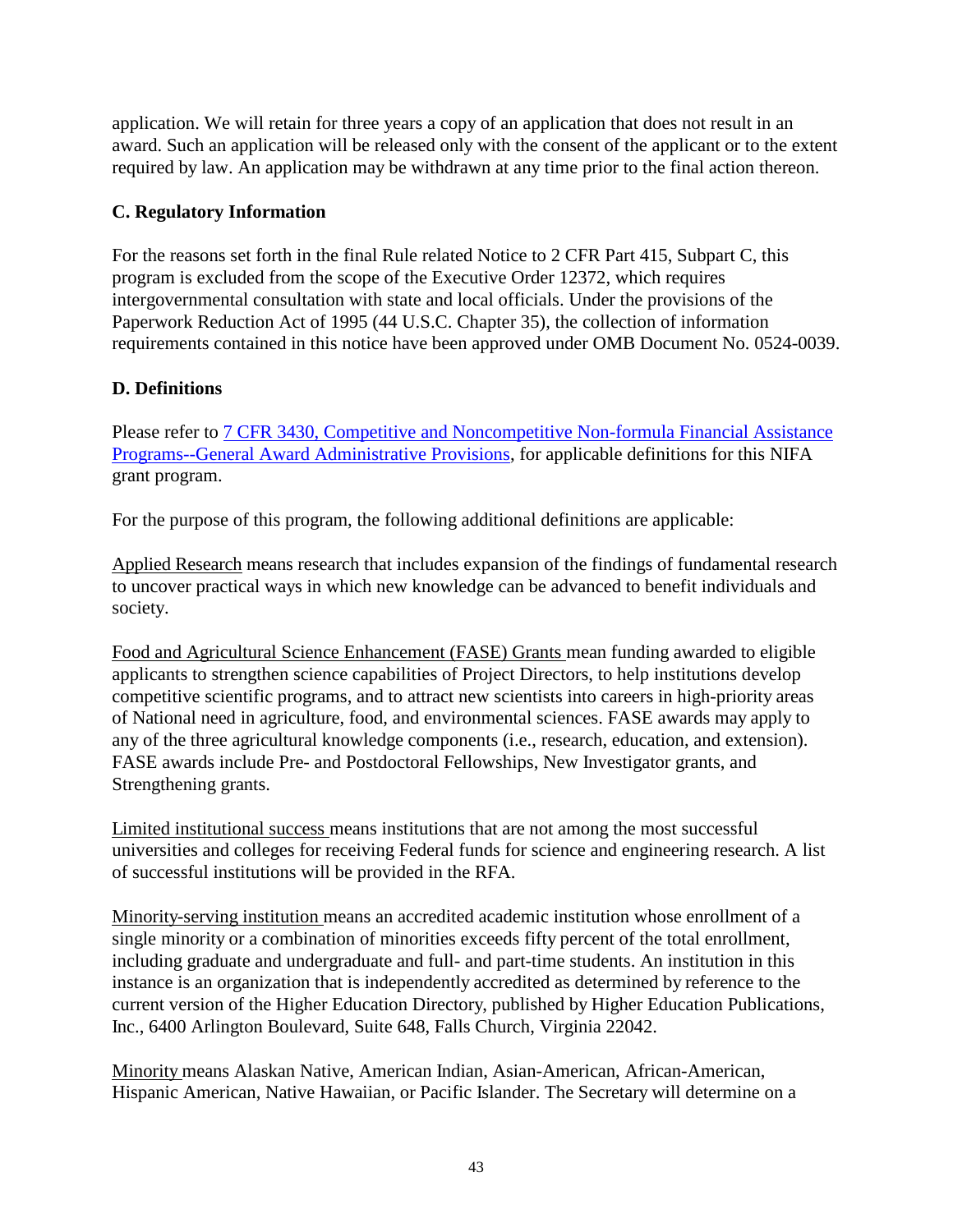application. We will retain for three years a copy of an application that does not result in an award. Such an application will be released only with the consent of the applicant or to the extent required by law. An application may be withdrawn at any time prior to the final action thereon.

### C. Regulatory Information

For the reasons set forth in the final Rule related Notice to 2 CFR Part 415, Subpart C, this program is excluded from the scope of the Executive Order 12372, which requires intergovernmental consultation with state and local officials. Under the provisions of the Paperwork Reduction Act of 1995 (44 U.S.C. Chapter 35), the collection of information requirements contained in this notice have been approved under OMB Document No. 0524-0039.

### D. Definitions

Please refer to 7 CFR 3430, Competitive and Noncompetitive Non-formula Financial Assistance Programs--General Award Administrative Provisions, for applicable definitions for this NIFA grant program.

For the purpose of this program, the following additional definitions are applicable:

Applied Research means research that includes expansion of the findings of fundamental research to uncover practical ways in which new knowledge can be advanced to benefit individuals and society.

Food and Agricultural Science Enhancement (FASE) Grants mean funding awarded to eligible applicants to strengthen science capabilities of Project Directors, to help institutions develop competitive scientific programs, and to attract new scientists into careers in high-priority areas of National need in agriculture, food, and environmental sciences. FASE awards may apply to any of the three agricultural knowledge components (i.e., research, education, and extension). FASE awards include Pre- and Postdoctoral Fellowships, New Investigator grants, and Strengthening grants.

Limited institutional success means institutions that are not among the most successful universities and colleges for receiving Federal funds for science and engineering research. A list of successful institutions will be provided in the RFA.

Minority-serving institution means an accredited academic institution whose enrollment of a single minority or a combination of minorities exceeds fifty percent of the total enrollment, including graduate and undergraduate and full- and part-time students. An institution in this instance is an organization that is independently accredited as determined by reference to the current version of the Higher Education Directory, published by Higher Education Publications, Inc., 6400 Arlington Boulevard, Suite 648, Falls Church, Virginia 22042.

Minority means Alaskan Native, American Indian, Asian-American, African-American, Hispanic American, Native Hawaiian, or Pacific Islander. The Secretary will determine on a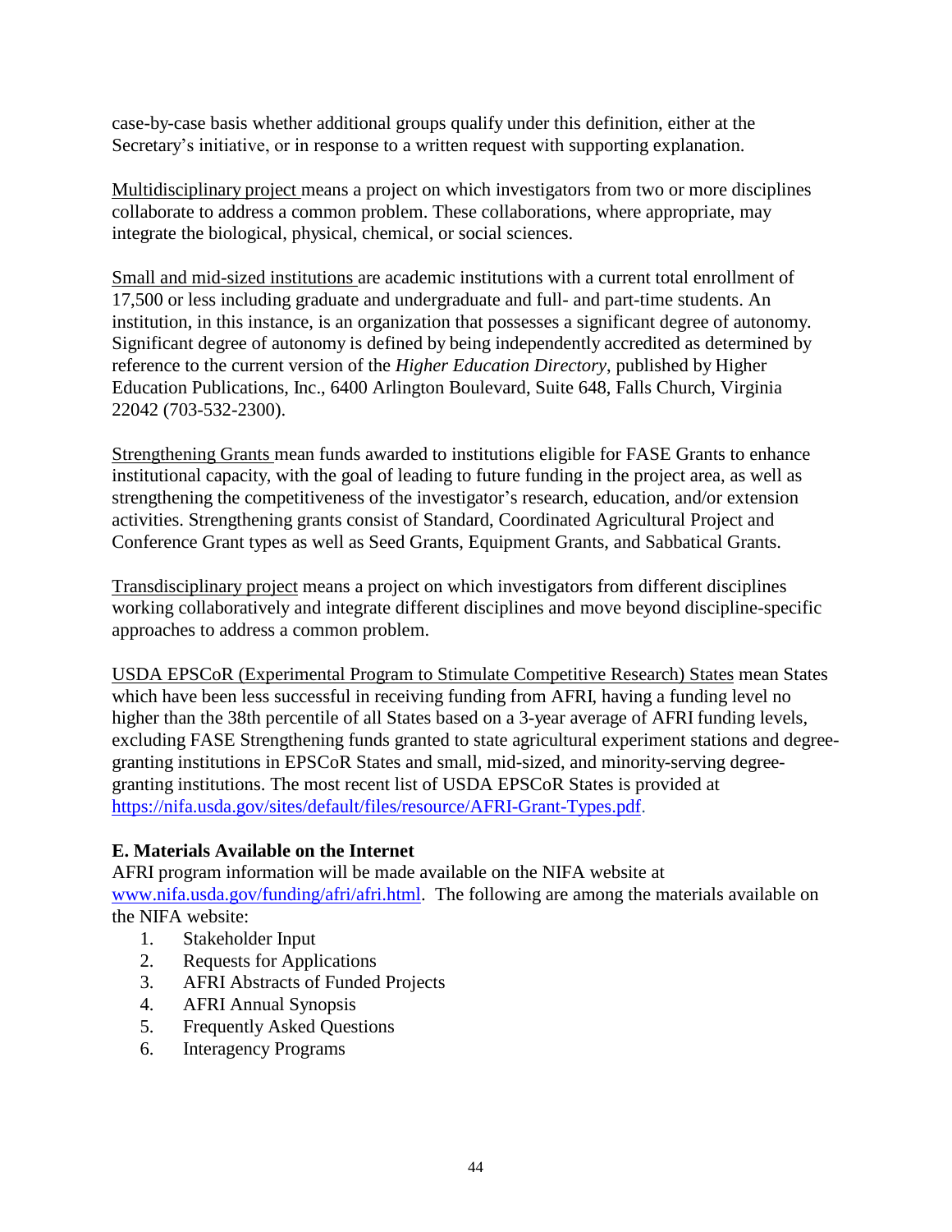case-by-case basis whether additional groups qualify under this definition, either at the Secretary's initiative, or in response to a written request with supporting explanation.

Multidisciplinary project means a project on which investigators from two or more disciplines collaborate to address a common problem. These collaborations, where appropriate, may integrate the biological, physical, chemical, or social sciences.

Small and mid-sized institutions are academic institutions with a current total enrollment of 17,500 or less including graduate and undergraduate and full- and part-time students. An institution, in this instance, is an organization that possesses a significant degree of autonomy. Significant degree of autonomy is defined by being independently accredited as determined by reference to the current version of the *Higher Education Directory*, published by Higher Education Publications, Inc., 6400 Arlington Boulevard, Suite 648, Falls Church, Virginia 22042 (703-532-2300).

Strengthening Grants mean funds awarded to institutions eligible for FASE Grants to enhance institutional capacity, with the goal of leading to future funding in the project area, as well as strengthening the competitiveness of the investigator's research, education, and/or extension activities. Strengthening grants consist of Standard, Coordinated Agricultural Project and Conference Grant types as well as Seed Grants, Equipment Grants, and Sabbatical Grants.

Transdisciplinary project means a project on which investigators from different disciplines working collaboratively and integrate different disciplines and move beyond discipline-specific approaches to address a common problem.

USDA EPSCoR (Experimental Program to Stimulate Competitive Research) States mean States which have been less successful in receiving funding from AFRI, having a funding level no higher than the 38th percentile of all States based on a 3-year average of AFRI funding levels, excluding FASE Strengthening funds granted to state agricultural experiment stations and degree-granting institutions in EPSCoR States and small, mid-sized, and minority-serving degree-granting institutions. The most recent list of USDA EPSCoR States is provided at https://nifa.usda.gov/sites/default/files/resource/AFRI-Grant-Types.pdf.

**E. Materials Available on the Internet**

AFRI program information will be made available on the NIFA website at www.nifa.usda.gov/funding/afri/afri.html. The following are among the materials available on the NIFA website:

1. Stakeholder Input
2. Requests for Applications
3. AFRI Abstracts of Funded Projects
4. AFRI Annual Synopsis
5. Frequently Asked Questions
6. Interagency Programs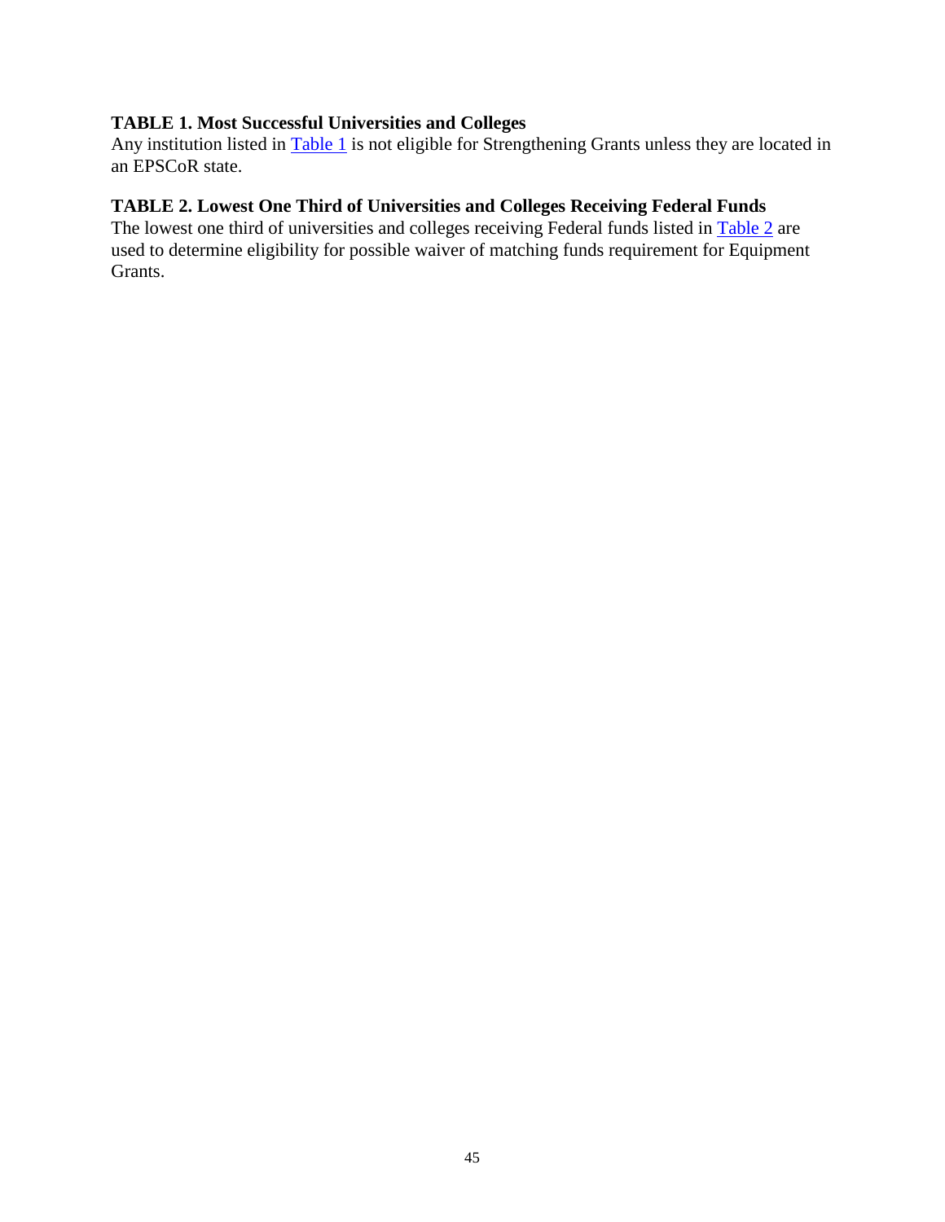**TABLE 1. Most Successful Universities and Colleges**

Any institution listed in Table 1 is not eligible for Strengthening Grants unless they are located in an EPSCoR state.

**TABLE 2. Lowest One Third of Universities and Colleges Receiving Federal Funds**

The lowest one third of universities and colleges receiving Federal funds listed in Table 2 are used to determine eligibility for possible waiver of matching funds requirement for Equipment Grants.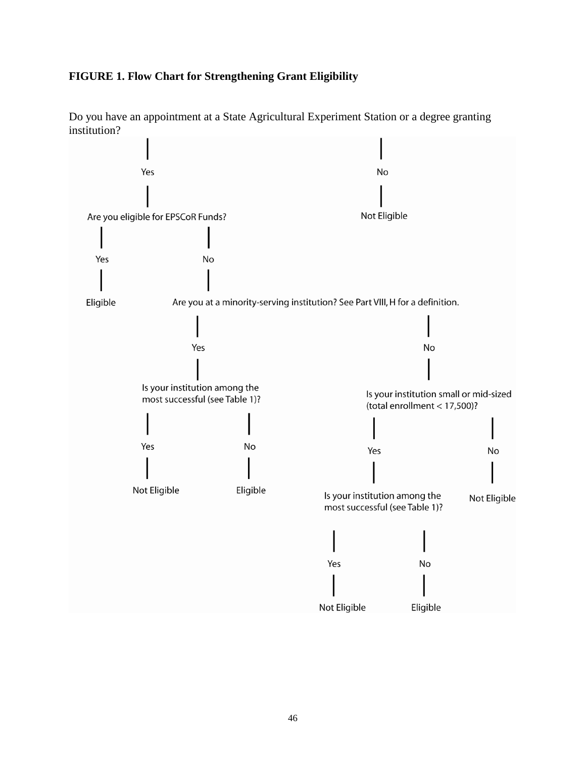**FIGURE 1. Flow Chart for Strengthening Grant Eligibility**

Do you have an appointment at a State Agricultural Experiment Station or a degree granting institution?

Yes

No

Are you eligible for EPSCoR Funds?

Not Eligible

Yes

No

Eligible

Are you at a minority-serving institution? See Part VIII, H for a definition.

Yes

No

Is your institution among the most successful (see Table 1)?

Is your institution small or mid-sized (total enrollment < 17,500)?

Yes

No

Yes

No

Not Eligible

Eligible

Is your institution among the most successful (see Table 1)?

Not Eligible

Yes

No

Not Eligible

Eligible